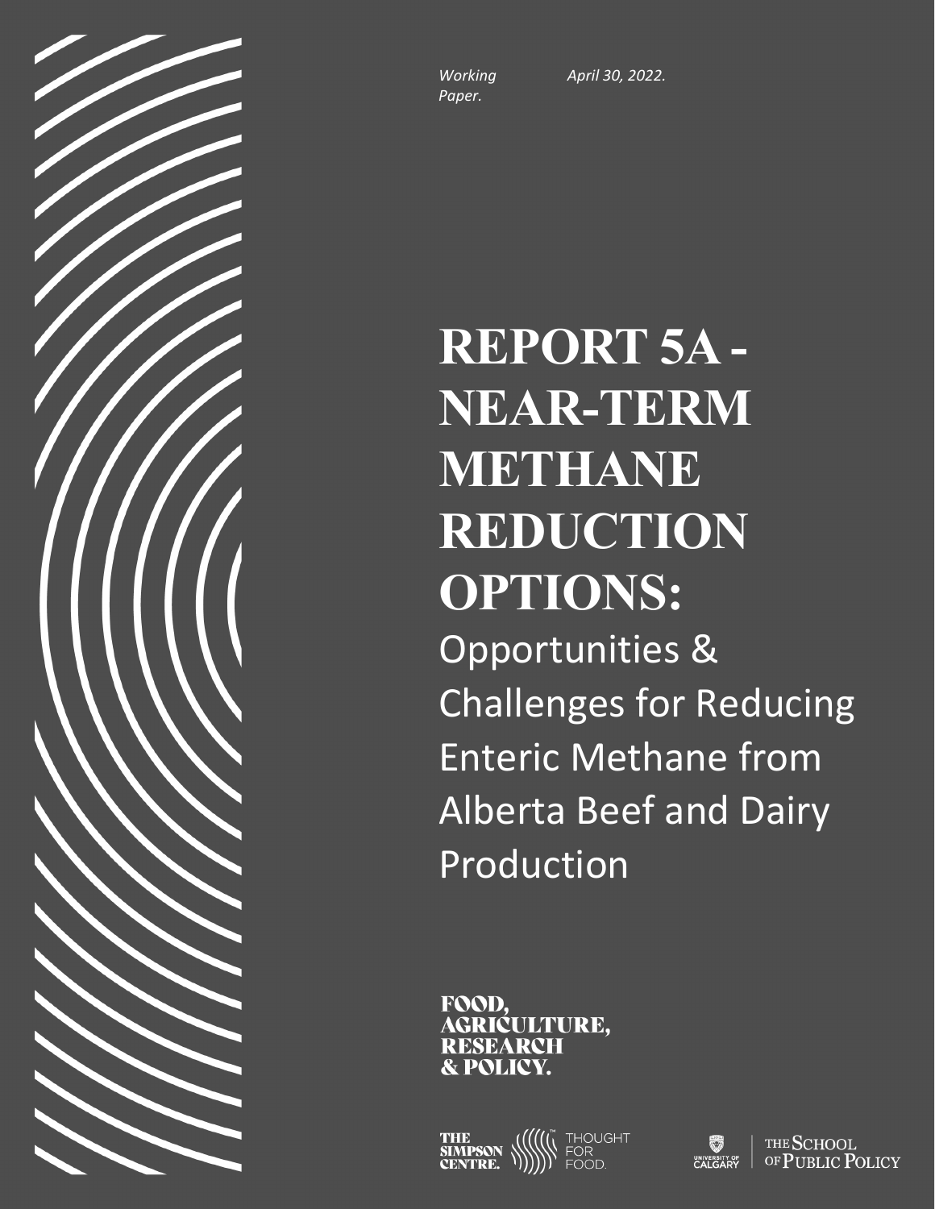*Working Paper.* *April 30, 2022.*

# REPORT 5A - NEAR-TERM METHANE REDUCTION OPTIONS:

Opportunities & Challenges for Reducing Enteric Methane from Alberta Beef and Dairy Production

FOOD, AGRICULTURE, RESEARCH & POLICY.

THE SIMPSON CENTRE. THOUGHT FOR FOOD.

UNIVERSITY OF CALGARY | THE SCHOOL OF PUBLIC POLICY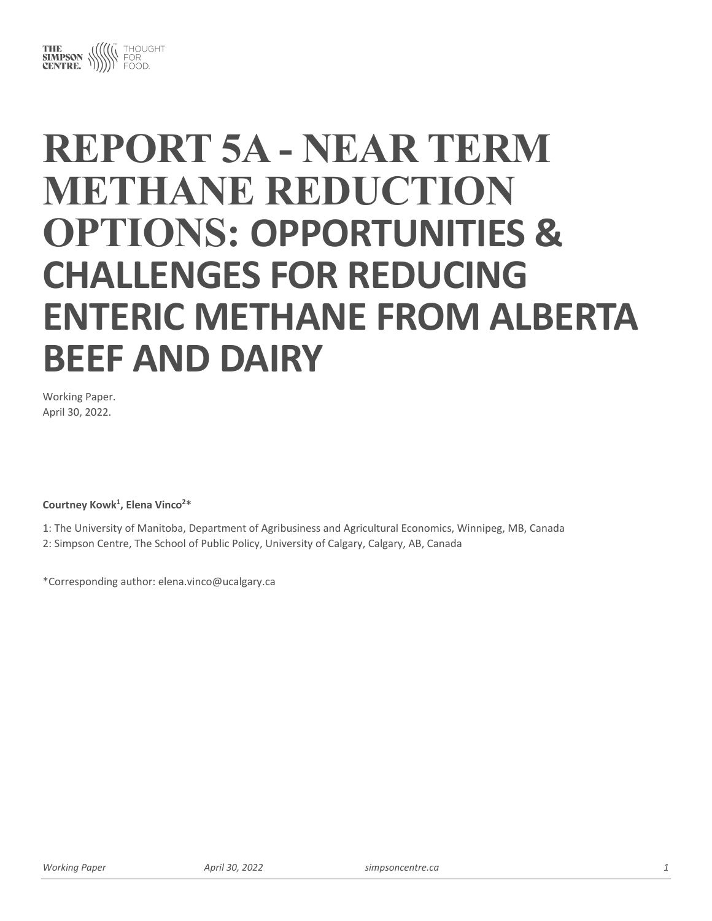# REPORT 5A - NEAR TERM METHANE REDUCTION OPTIONS: OPPORTUNITIES & CHALLENGES FOR REDUCING ENTERIC METHANE FROM ALBERTA BEEF AND DAIRY

Working Paper.
April 30, 2022.

**Courtney Kowk[1], Elena Vinco[2]***

1: The University of Manitoba, Department of Agribusiness and Agricultural Economics, Winnipeg, MB, Canada
2: Simpson Centre, The School of Public Policy, University of Calgary, Calgary, AB, Canada

*Corresponding author: elena.vinco@ucalgary.ca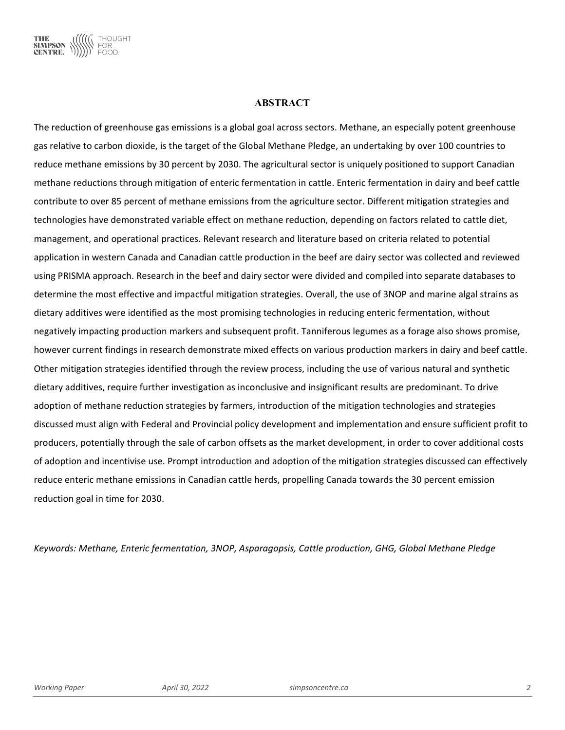## ABSTRACT

The reduction of greenhouse gas emissions is a global goal across sectors. Methane, an especially potent greenhouse gas relative to carbon dioxide, is the target of the Global Methane Pledge, an undertaking by over 100 countries to reduce methane emissions by 30 percent by 2030. The agricultural sector is uniquely positioned to support Canadian methane reductions through mitigation of enteric fermentation in cattle. Enteric fermentation in dairy and beef cattle contribute to over 85 percent of methane emissions from the agriculture sector. Different mitigation strategies and technologies have demonstrated variable effect on methane reduction, depending on factors related to cattle diet, management, and operational practices. Relevant research and literature based on criteria related to potential application in western Canada and Canadian cattle production in the beef are dairy sector was collected and reviewed using PRISMA approach. Research in the beef and dairy sector were divided and compiled into separate databases to determine the most effective and impactful mitigation strategies. Overall, the use of 3NOP and marine algal strains as dietary additives were identified as the most promising technologies in reducing enteric fermentation, without negatively impacting production markers and subsequent profit. Tanniferous legumes as a forage also shows promise, however current findings in research demonstrate mixed effects on various production markers in dairy and beef cattle. Other mitigation strategies identified through the review process, including the use of various natural and synthetic dietary additives, require further investigation as inconclusive and insignificant results are predominant. To drive adoption of methane reduction strategies by farmers, introduction of the mitigation technologies and strategies discussed must align with Federal and Provincial policy development and implementation and ensure sufficient profit to producers, potentially through the sale of carbon offsets as the market development, in order to cover additional costs of adoption and incentivise use. Prompt introduction and adoption of the mitigation strategies discussed can effectively reduce enteric methane emissions in Canadian cattle herds, propelling Canada towards the 30 percent emission reduction goal in time for 2030.

*Keywords: Methane, Enteric fermentation, 3NOP, Asparagopsis, Cattle production, GHG, Global Methane Pledge*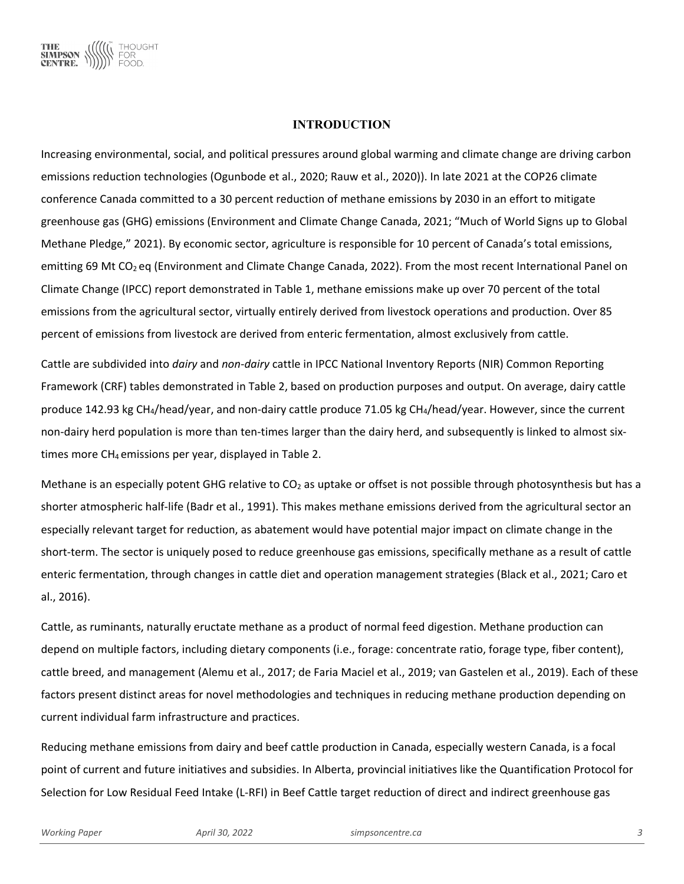## INTRODUCTION

Increasing environmental, social, and political pressures around global warming and climate change are driving carbon emissions reduction technologies (Ogunbode et al., 2020; Rauw et al., 2020)). In late 2021 at the COP26 climate conference Canada committed to a 30 percent reduction of methane emissions by 2030 in an effort to mitigate greenhouse gas (GHG) emissions (Environment and Climate Change Canada, 2021; "Much of World Signs up to Global Methane Pledge," 2021). By economic sector, agriculture is responsible for 10 percent of Canada's total emissions, emitting 69 Mt $CO_2$ eq (Environment and Climate Change Canada, 2022). From the most recent International Panel on Climate Change (IPCC) report demonstrated in Table 1, methane emissions make up over 70 percent of the total emissions from the agricultural sector, virtually entirely derived from livestock operations and production. Over 85 percent of emissions from livestock are derived from enteric fermentation, almost exclusively from cattle.

Cattle are subdivided into *dairy* and *non-dairy* cattle in IPCC National Inventory Reports (NIR) Common Reporting Framework (CRF) tables demonstrated in Table 2, based on production purposes and output. On average, dairy cattle produce 142.93 kg $CH_4$/head/year, and non-dairy cattle produce 71.05 kg $CH_4$/head/year. However, since the current non-dairy herd population is more than ten-times larger than the dairy herd, and subsequently is linked to almost six-times more $CH_4$ emissions per year, displayed in Table 2.

Methane is an especially potent GHG relative to $CO_2$ as uptake or offset is not possible through photosynthesis but has a shorter atmospheric half-life (Badr et al., 1991). This makes methane emissions derived from the agricultural sector an especially relevant target for reduction, as abatement would have potential major impact on climate change in the short-term. The sector is uniquely posed to reduce greenhouse gas emissions, specifically methane as a result of cattle enteric fermentation, through changes in cattle diet and operation management strategies (Black et al., 2021; Caro et al., 2016).

Cattle, as ruminants, naturally eructate methane as a product of normal feed digestion. Methane production can depend on multiple factors, including dietary components (i.e., forage: concentrate ratio, forage type, fiber content), cattle breed, and management (Alemu et al., 2017; de Faria Maciel et al., 2019; van Gastelen et al., 2019). Each of these factors present distinct areas for novel methodologies and techniques in reducing methane production depending on current individual farm infrastructure and practices.

Reducing methane emissions from dairy and beef cattle production in Canada, especially western Canada, is a focal point of current and future initiatives and subsidies. In Alberta, provincial initiatives like the Quantification Protocol for Selection for Low Residual Feed Intake (L-RFI) in Beef Cattle target reduction of direct and indirect greenhouse gas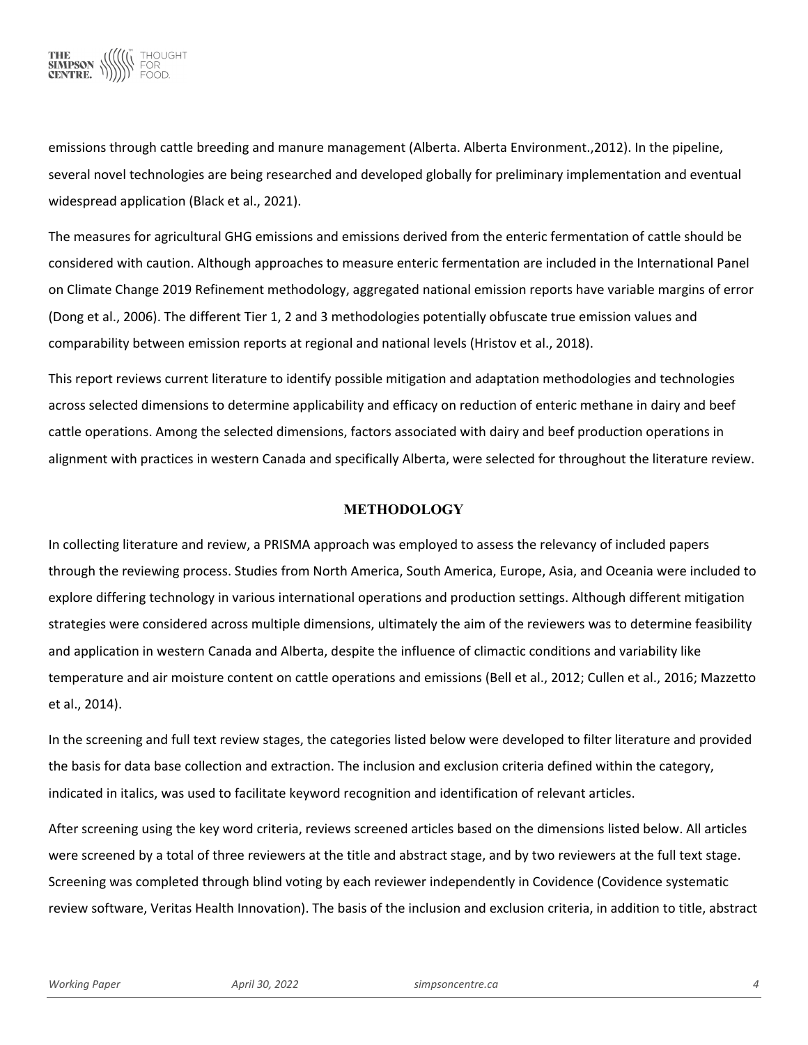emissions through cattle breeding and manure management (Alberta. Alberta Environment.,2012). In the pipeline, several novel technologies are being researched and developed globally for preliminary implementation and eventual widespread application (Black et al., 2021).

The measures for agricultural GHG emissions and emissions derived from the enteric fermentation of cattle should be considered with caution. Although approaches to measure enteric fermentation are included in the International Panel on Climate Change 2019 Refinement methodology, aggregated national emission reports have variable margins of error (Dong et al., 2006). The different Tier 1, 2 and 3 methodologies potentially obfuscate true emission values and comparability between emission reports at regional and national levels (Hristov et al., 2018).

This report reviews current literature to identify possible mitigation and adaptation methodologies and technologies across selected dimensions to determine applicability and efficacy on reduction of enteric methane in dairy and beef cattle operations. Among the selected dimensions, factors associated with dairy and beef production operations in alignment with practices in western Canada and specifically Alberta, were selected for throughout the literature review.

## METHODOLOGY

In collecting literature and review, a PRISMA approach was employed to assess the relevancy of included papers through the reviewing process. Studies from North America, South America, Europe, Asia, and Oceania were included to explore differing technology in various international operations and production settings. Although different mitigation strategies were considered across multiple dimensions, ultimately the aim of the reviewers was to determine feasibility and application in western Canada and Alberta, despite the influence of climactic conditions and variability like temperature and air moisture content on cattle operations and emissions (Bell et al., 2012; Cullen et al., 2016; Mazzetto et al., 2014).

In the screening and full text review stages, the categories listed below were developed to filter literature and provided the basis for data base collection and extraction. The inclusion and exclusion criteria defined within the category, indicated in italics, was used to facilitate keyword recognition and identification of relevant articles.

After screening using the key word criteria, reviews screened articles based on the dimensions listed below. All articles were screened by a total of three reviewers at the title and abstract stage, and by two reviewers at the full text stage. Screening was completed through blind voting by each reviewer independently in Covidence (Covidence systematic review software, Veritas Health Innovation). The basis of the inclusion and exclusion criteria, in addition to title, abstract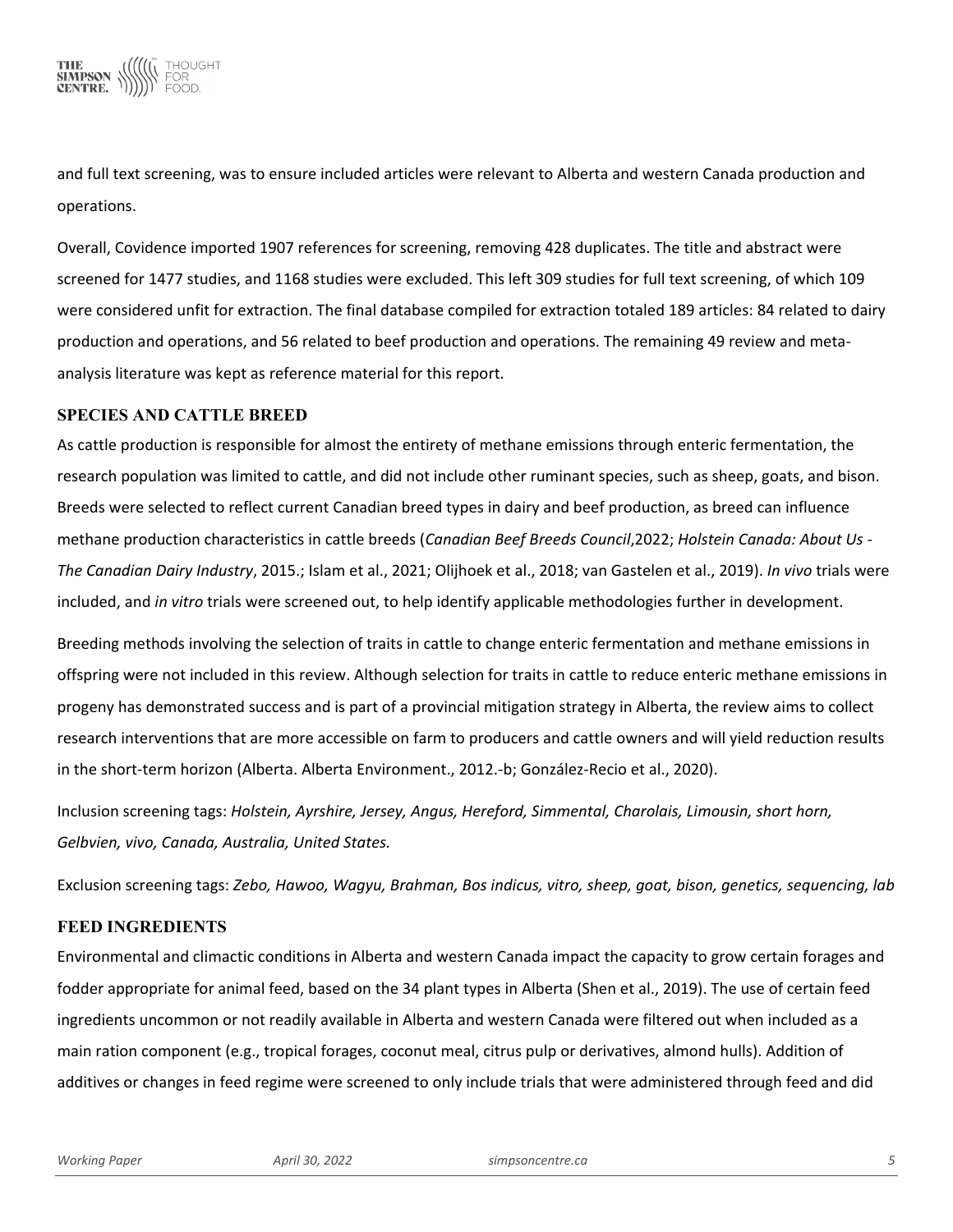and full text screening, was to ensure included articles were relevant to Alberta and western Canada production and operations.

Overall, Covidence imported 1907 references for screening, removing 428 duplicates. The title and abstract were screened for 1477 studies, and 1168 studies were excluded. This left 309 studies for full text screening, of which 109 were considered unfit for extraction. The final database compiled for extraction totaled 189 articles: 84 related to dairy production and operations, and 56 related to beef production and operations. The remaining 49 review and meta-analysis literature was kept as reference material for this report.

## SPECIES AND CATTLE BREED

As cattle production is responsible for almost the entirety of methane emissions through enteric fermentation, the research population was limited to cattle, and did not include other ruminant species, such as sheep, goats, and bison. Breeds were selected to reflect current Canadian breed types in dairy and beef production, as breed can influence methane production characteristics in cattle breeds (*Canadian Beef Breeds Council*,2022; *Holstein Canada: About Us - The Canadian Dairy Industry*, 2015.; Islam et al., 2021; Olijhoek et al., 2018; van Gastelen et al., 2019). *In vivo* trials were included, and *in vitro* trials were screened out, to help identify applicable methodologies further in development.

Breeding methods involving the selection of traits in cattle to change enteric fermentation and methane emissions in offspring were not included in this review. Although selection for traits in cattle to reduce enteric methane emissions in progeny has demonstrated success and is part of a provincial mitigation strategy in Alberta, the review aims to collect research interventions that are more accessible on farm to producers and cattle owners and will yield reduction results in the short-term horizon (Alberta. Alberta Environment., 2012.-b; González-Recio et al., 2020).

Inclusion screening tags: *Holstein, Ayrshire, Jersey, Angus, Hereford, Simmental, Charolais, Limousin, short horn, Gelbvien, vivo, Canada, Australia, United States.*

Exclusion screening tags: *Zebo, Hawoo, Wagyu, Brahman, Bos indicus, vitro, sheep, goat, bison, genetics, sequencing, lab*

## FEED INGREDIENTS

Environmental and climactic conditions in Alberta and western Canada impact the capacity to grow certain forages and fodder appropriate for animal feed, based on the 34 plant types in Alberta (Shen et al., 2019). The use of certain feed ingredients uncommon or not readily available in Alberta and western Canada were filtered out when included as a main ration component (e.g., tropical forages, coconut meal, citrus pulp or derivatives, almond hulls). Addition of additives or changes in feed regime were screened to only include trials that were administered through feed and did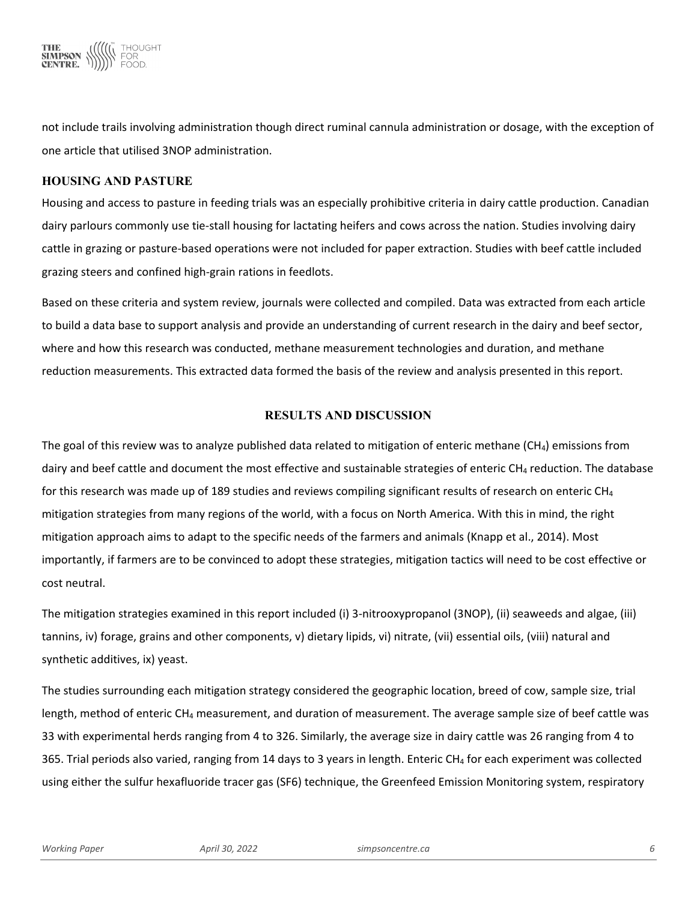not include trails involving administration though direct ruminal cannula administration or dosage, with the exception of one article that utilised 3NOP administration.

### HOUSING AND PASTURE

Housing and access to pasture in feeding trials was an especially prohibitive criteria in dairy cattle production. Canadian dairy parlours commonly use tie-stall housing for lactating heifers and cows across the nation. Studies involving dairy cattle in grazing or pasture-based operations were not included for paper extraction. Studies with beef cattle included grazing steers and confined high-grain rations in feedlots.

Based on these criteria and system review, journals were collected and compiled. Data was extracted from each article to build a data base to support analysis and provide an understanding of current research in the dairy and beef sector, where and how this research was conducted, methane measurement technologies and duration, and methane reduction measurements. This extracted data formed the basis of the review and analysis presented in this report.

## RESULTS AND DISCUSSION

The goal of this review was to analyze published data related to mitigation of enteric methane ($CH_4$) emissions from dairy and beef cattle and document the most effective and sustainable strategies of enteric $CH_4$ reduction. The database for this research was made up of 189 studies and reviews compiling significant results of research on enteric $CH_4$ mitigation strategies from many regions of the world, with a focus on North America. With this in mind, the right mitigation approach aims to adapt to the specific needs of the farmers and animals (Knapp et al., 2014). Most importantly, if farmers are to be convinced to adopt these strategies, mitigation tactics will need to be cost effective or cost neutral.

The mitigation strategies examined in this report included (i) 3-nitrooxypropanol (3NOP), (ii) seaweeds and algae, (iii) tannins, iv) forage, grains and other components, v) dietary lipids, vi) nitrate, (vii) essential oils, (viii) natural and synthetic additives, ix) yeast.

The studies surrounding each mitigation strategy considered the geographic location, breed of cow, sample size, trial length, method of enteric $CH_4$ measurement, and duration of measurement. The average sample size of beef cattle was 33 with experimental herds ranging from 4 to 326. Similarly, the average size in dairy cattle was 26 ranging from 4 to 365. Trial periods also varied, ranging from 14 days to 3 years in length. Enteric $CH_4$ for each experiment was collected using either the sulfur hexafluoride tracer gas (SF6) technique, the Greenfeed Emission Monitoring system, respiratory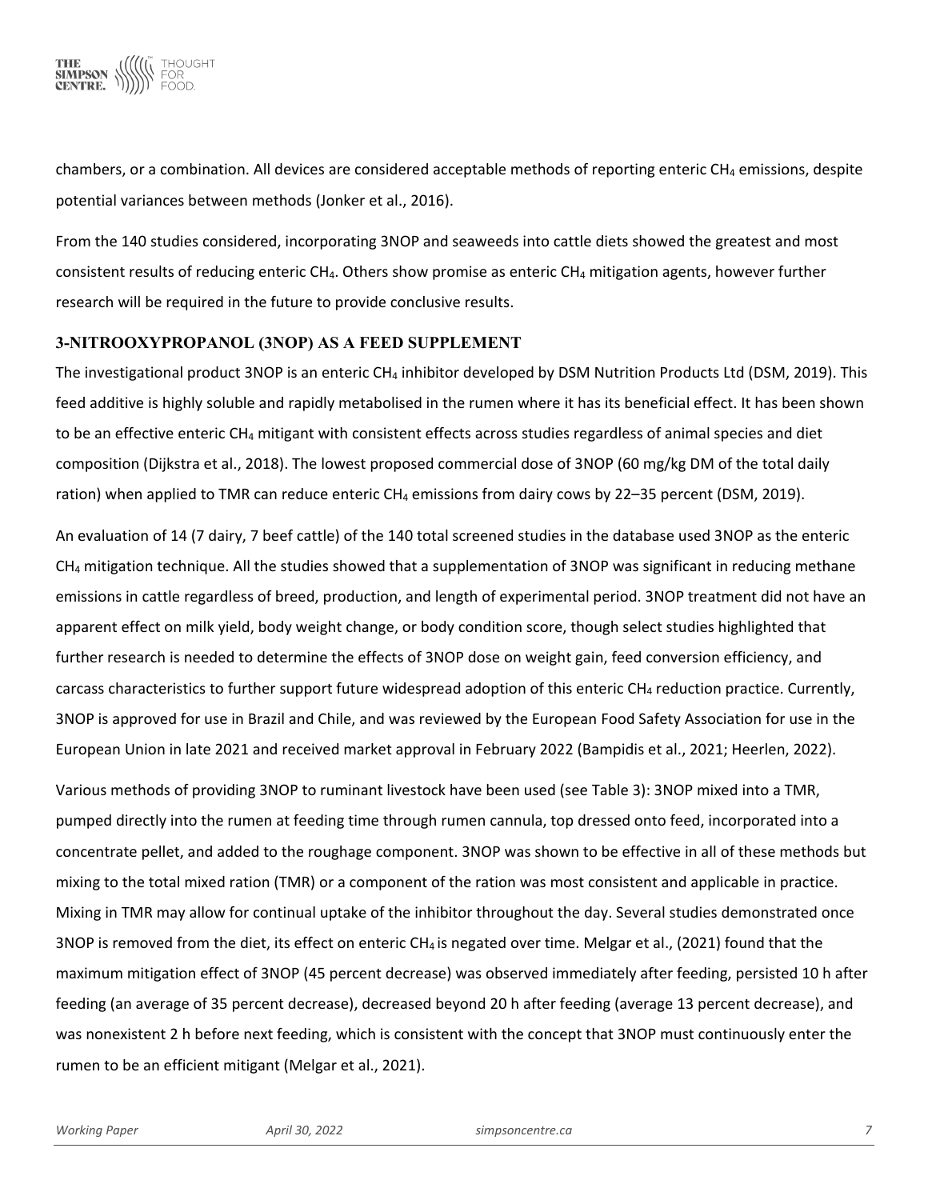chambers, or a combination. All devices are considered acceptable methods of reporting enteric $CH_4$ emissions, despite potential variances between methods (Jonker et al., 2016).

From the 140 studies considered, incorporating 3NOP and seaweeds into cattle diets showed the greatest and most consistent results of reducing enteric $CH_4$. Others show promise as enteric $CH_4$ mitigation agents, however further research will be required in the future to provide conclusive results.

### 3-NITROOXYPROPANOL (3NOP) AS A FEED SUPPLEMENT

The investigational product 3NOP is an enteric $CH_4$ inhibitor developed by DSM Nutrition Products Ltd (DSM, 2019). This feed additive is highly soluble and rapidly metabolised in the rumen where it has its beneficial effect. It has been shown to be an effective enteric $CH_4$ mitigant with consistent effects across studies regardless of animal species and diet composition (Dijkstra et al., 2018). The lowest proposed commercial dose of 3NOP (60 mg/kg DM of the total daily ration) when applied to TMR can reduce enteric $CH_4$ emissions from dairy cows by 22–35 percent (DSM, 2019).

An evaluation of 14 (7 dairy, 7 beef cattle) of the 140 total screened studies in the database used 3NOP as the enteric $CH_4$ mitigation technique. All the studies showed that a supplementation of 3NOP was significant in reducing methane emissions in cattle regardless of breed, production, and length of experimental period. 3NOP treatment did not have an apparent effect on milk yield, body weight change, or body condition score, though select studies highlighted that further research is needed to determine the effects of 3NOP dose on weight gain, feed conversion efficiency, and carcass characteristics to further support future widespread adoption of this enteric $CH_4$ reduction practice. Currently, 3NOP is approved for use in Brazil and Chile, and was reviewed by the European Food Safety Association for use in the European Union in late 2021 and received market approval in February 2022 (Bampidis et al., 2021; Heerlen, 2022).

Various methods of providing 3NOP to ruminant livestock have been used (see Table 3): 3NOP mixed into a TMR, pumped directly into the rumen at feeding time through rumen cannula, top dressed onto feed, incorporated into a concentrate pellet, and added to the roughage component. 3NOP was shown to be effective in all of these methods but mixing to the total mixed ration (TMR) or a component of the ration was most consistent and applicable in practice. Mixing in TMR may allow for continual uptake of the inhibitor throughout the day. Several studies demonstrated once 3NOP is removed from the diet, its effect on enteric $CH_4$ is negated over time. Melgar et al., (2021) found that the maximum mitigation effect of 3NOP (45 percent decrease) was observed immediately after feeding, persisted 10 h after feeding (an average of 35 percent decrease), decreased beyond 20 h after feeding (average 13 percent decrease), and was nonexistent 2 h before next feeding, which is consistent with the concept that 3NOP must continuously enter the rumen to be an efficient mitigant (Melgar et al., 2021).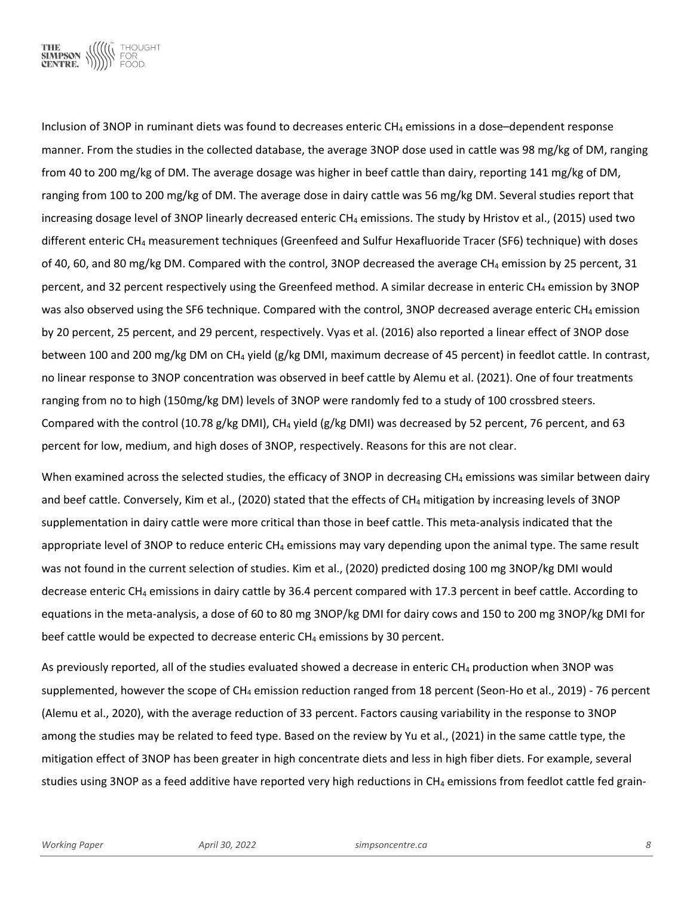Inclusion of 3NOP in ruminant diets was found to decreases enteric $CH_4$ emissions in a dose–dependent response manner. From the studies in the collected database, the average 3NOP dose used in cattle was 98 mg/kg of DM, ranging from 40 to 200 mg/kg of DM. The average dosage was higher in beef cattle than dairy, reporting 141 mg/kg of DM, ranging from 100 to 200 mg/kg of DM. The average dose in dairy cattle was 56 mg/kg DM. Several studies report that increasing dosage level of 3NOP linearly decreased enteric $CH_4$ emissions. The study by Hristov et al., (2015) used two different enteric $CH_4$ measurement techniques (Greenfeed and Sulfur Hexafluoride Tracer (SF6) technique) with doses of 40, 60, and 80 mg/kg DM. Compared with the control, 3NOP decreased the average $CH_4$ emission by 25 percent, 31 percent, and 32 percent respectively using the Greenfeed method. A similar decrease in enteric $CH_4$ emission by 3NOP was also observed using the SF6 technique. Compared with the control, 3NOP decreased average enteric $CH_4$ emission by 20 percent, 25 percent, and 29 percent, respectively. Vyas et al. (2016) also reported a linear effect of 3NOP dose between 100 and 200 mg/kg DM on $CH_4$ yield (g/kg DMI, maximum decrease of 45 percent) in feedlot cattle. In contrast, no linear response to 3NOP concentration was observed in beef cattle by Alemu et al. (2021). One of four treatments ranging from no to high (150mg/kg DM) levels of 3NOP were randomly fed to a study of 100 crossbred steers. Compared with the control (10.78 g/kg DMI), $CH_4$ yield (g/kg DMI) was decreased by 52 percent, 76 percent, and 63 percent for low, medium, and high doses of 3NOP, respectively. Reasons for this are not clear.

When examined across the selected studies, the efficacy of 3NOP in decreasing $CH_4$ emissions was similar between dairy and beef cattle. Conversely, Kim et al., (2020) stated that the effects of $CH_4$ mitigation by increasing levels of 3NOP supplementation in dairy cattle were more critical than those in beef cattle. This meta-analysis indicated that the appropriate level of 3NOP to reduce enteric $CH_4$ emissions may vary depending upon the animal type. The same result was not found in the current selection of studies. Kim et al., (2020) predicted dosing 100 mg 3NOP/kg DMI would decrease enteric $CH_4$ emissions in dairy cattle by 36.4 percent compared with 17.3 percent in beef cattle. According to equations in the meta-analysis, a dose of 60 to 80 mg 3NOP/kg DMI for dairy cows and 150 to 200 mg 3NOP/kg DMI for beef cattle would be expected to decrease enteric $CH_4$ emissions by 30 percent.

As previously reported, all of the studies evaluated showed a decrease in enteric $CH_4$ production when 3NOP was supplemented, however the scope of $CH_4$ emission reduction ranged from 18 percent (Seon-Ho et al., 2019) - 76 percent (Alemu et al., 2020), with the average reduction of 33 percent. Factors causing variability in the response to 3NOP among the studies may be related to feed type. Based on the review by Yu et al., (2021) in the same cattle type, the mitigation effect of 3NOP has been greater in high concentrate diets and less in high fiber diets. For example, several studies using 3NOP as a feed additive have reported very high reductions in $CH_4$ emissions from feedlot cattle fed grain-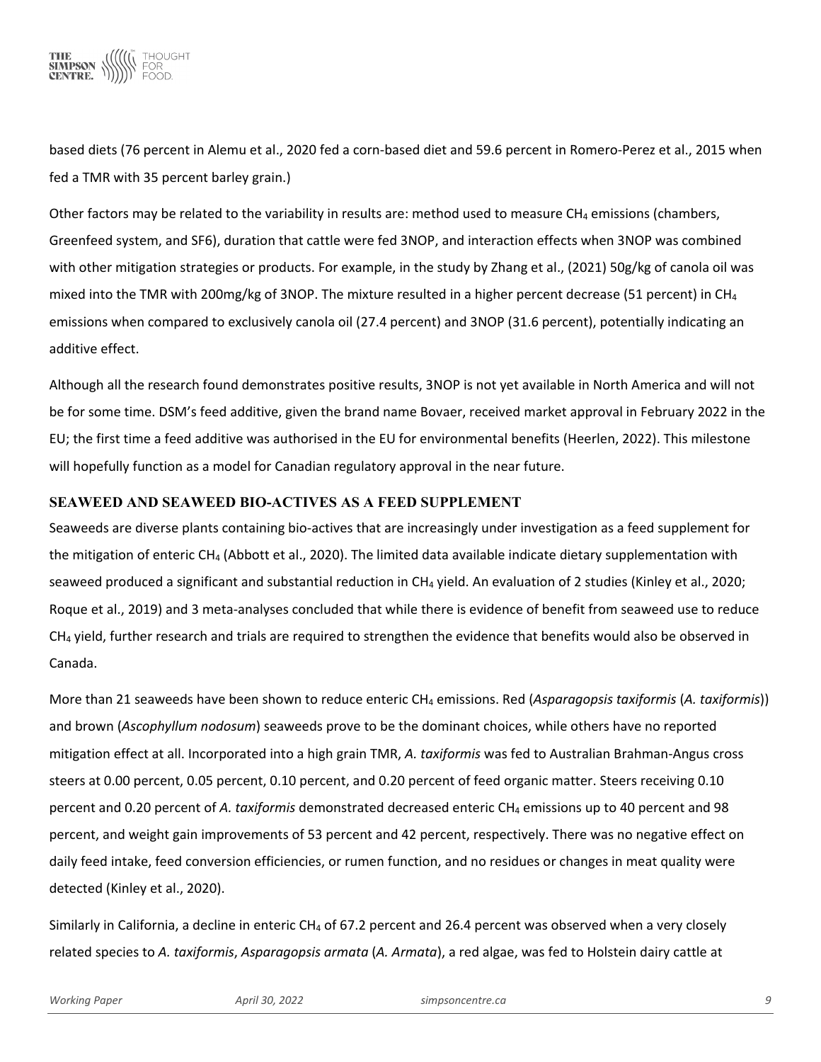based diets (76 percent in Alemu et al., 2020 fed a corn-based diet and 59.6 percent in Romero-Perez et al., 2015 when fed a TMR with 35 percent barley grain.)

Other factors may be related to the variability in results are: method used to measure $CH_4$ emissions (chambers, Greenfeed system, and SF6), duration that cattle were fed 3NOP, and interaction effects when 3NOP was combined with other mitigation strategies or products. For example, in the study by Zhang et al., (2021) 50g/kg of canola oil was mixed into the TMR with 200mg/kg of 3NOP. The mixture resulted in a higher percent decrease (51 percent) in $CH_4$ emissions when compared to exclusively canola oil (27.4 percent) and 3NOP (31.6 percent), potentially indicating an additive effect.

Although all the research found demonstrates positive results, 3NOP is not yet available in North America and will not be for some time. DSM's feed additive, given the brand name Bovaer, received market approval in February 2022 in the EU; the first time a feed additive was authorised in the EU for environmental benefits (Heerlen, 2022). This milestone will hopefully function as a model for Canadian regulatory approval in the near future.

## SEAWEED AND SEAWEED BIO-ACTIVES AS A FEED SUPPLEMENT

Seaweeds are diverse plants containing bio-actives that are increasingly under investigation as a feed supplement for the mitigation of enteric $CH_4$ (Abbott et al., 2020). The limited data available indicate dietary supplementation with seaweed produced a significant and substantial reduction in $CH_4$ yield. An evaluation of 2 studies (Kinley et al., 2020; Roque et al., 2019) and 3 meta-analyses concluded that while there is evidence of benefit from seaweed use to reduce $CH_4$ yield, further research and trials are required to strengthen the evidence that benefits would also be observed in Canada.

More than 21 seaweeds have been shown to reduce enteric $CH_4$ emissions. Red (*Asparagopsis taxiformis* (*A. taxiformis*)) and brown (*Ascophyllum nodosum*) seaweeds prove to be the dominant choices, while others have no reported mitigation effect at all. Incorporated into a high grain TMR, *A. taxiformis* was fed to Australian Brahman-Angus cross steers at 0.00 percent, 0.05 percent, 0.10 percent, and 0.20 percent of feed organic matter. Steers receiving 0.10 percent and 0.20 percent of *A. taxiformis* demonstrated decreased enteric $CH_4$ emissions up to 40 percent and 98 percent, and weight gain improvements of 53 percent and 42 percent, respectively. There was no negative effect on daily feed intake, feed conversion efficiencies, or rumen function, and no residues or changes in meat quality were detected (Kinley et al., 2020).

Similarly in California, a decline in enteric $CH_4$ of 67.2 percent and 26.4 percent was observed when a very closely related species to *A. taxiformis*, *Asparagopsis armata* (*A. Armata*), a red algae, was fed to Holstein dairy cattle at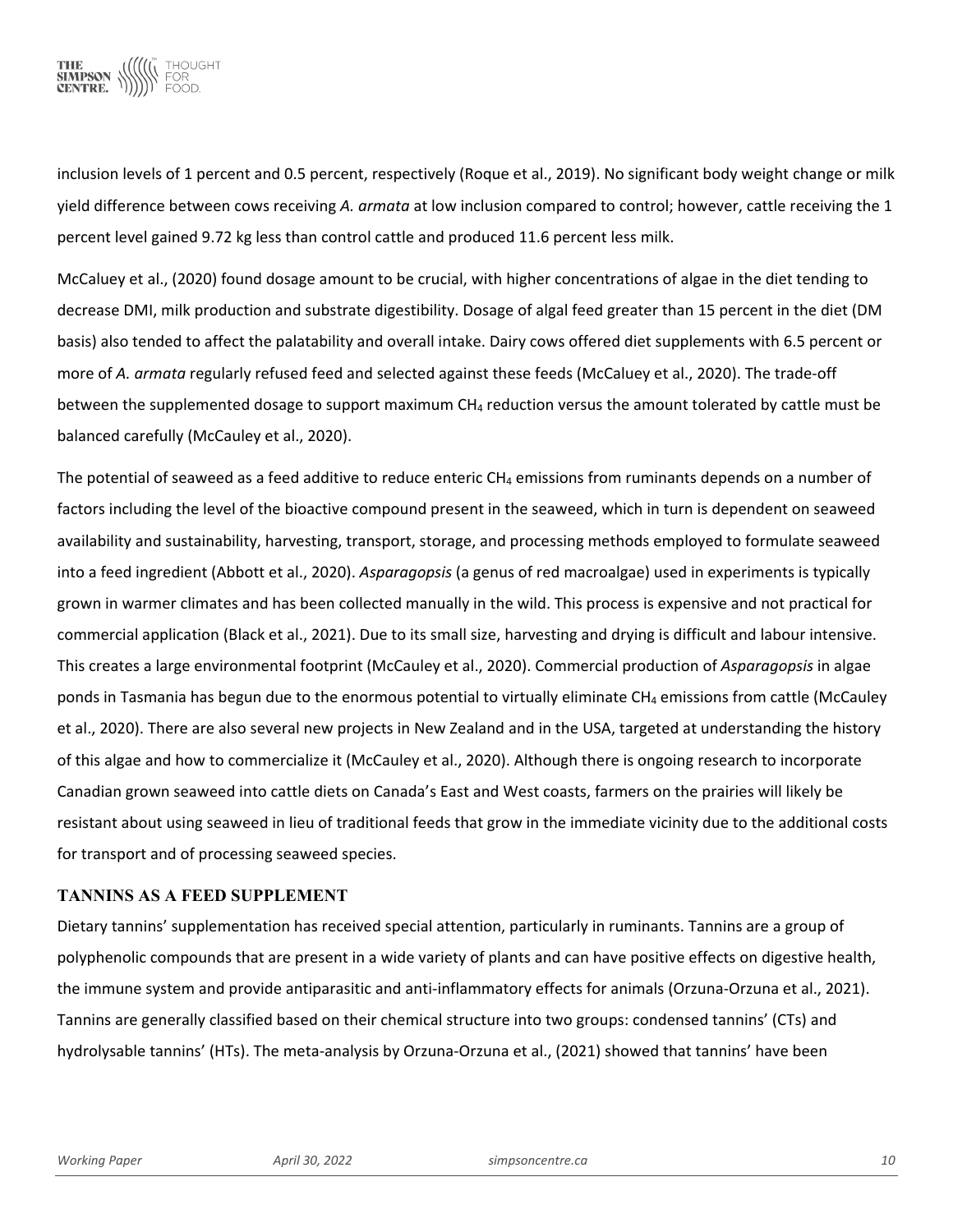inclusion levels of 1 percent and 0.5 percent, respectively (Roque et al., 2019). No significant body weight change or milk yield difference between cows receiving *A. armata* at low inclusion compared to control; however, cattle receiving the 1 percent level gained 9.72 kg less than control cattle and produced 11.6 percent less milk.

McCaluey et al., (2020) found dosage amount to be crucial, with higher concentrations of algae in the diet tending to decrease DMI, milk production and substrate digestibility. Dosage of algal feed greater than 15 percent in the diet (DM basis) also tended to affect the palatability and overall intake. Dairy cows offered diet supplements with 6.5 percent or more of *A. armata* regularly refused feed and selected against these feeds (McCaluey et al., 2020). The trade-off between the supplemented dosage to support maximum $CH_4$ reduction versus the amount tolerated by cattle must be balanced carefully (McCauley et al., 2020).

The potential of seaweed as a feed additive to reduce enteric $CH_4$ emissions from ruminants depends on a number of factors including the level of the bioactive compound present in the seaweed, which in turn is dependent on seaweed availability and sustainability, harvesting, transport, storage, and processing methods employed to formulate seaweed into a feed ingredient (Abbott et al., 2020). *Asparagopsis* (a genus of red macroalgae) used in experiments is typically grown in warmer climates and has been collected manually in the wild. This process is expensive and not practical for commercial application (Black et al., 2021). Due to its small size, harvesting and drying is difficult and labour intensive. This creates a large environmental footprint (McCauley et al., 2020). Commercial production of *Asparagopsis* in algae ponds in Tasmania has begun due to the enormous potential to virtually eliminate $CH_4$ emissions from cattle (McCauley et al., 2020). There are also several new projects in New Zealand and in the USA, targeted at understanding the history of this algae and how to commercialize it (McCauley et al., 2020). Although there is ongoing research to incorporate Canadian grown seaweed into cattle diets on Canada's East and West coasts, farmers on the prairies will likely be resistant about using seaweed in lieu of traditional feeds that grow in the immediate vicinity due to the additional costs for transport and of processing seaweed species.

## TANNINS AS A FEED SUPPLEMENT

Dietary tannins' supplementation has received special attention, particularly in ruminants. Tannins are a group of polyphenolic compounds that are present in a wide variety of plants and can have positive effects on digestive health, the immune system and provide antiparasitic and anti-inflammatory effects for animals (Orzuna-Orzuna et al., 2021). Tannins are generally classified based on their chemical structure into two groups: condensed tannins' (CTs) and hydrolysable tannins' (HTs). The meta-analysis by Orzuna-Orzuna et al., (2021) showed that tannins' have been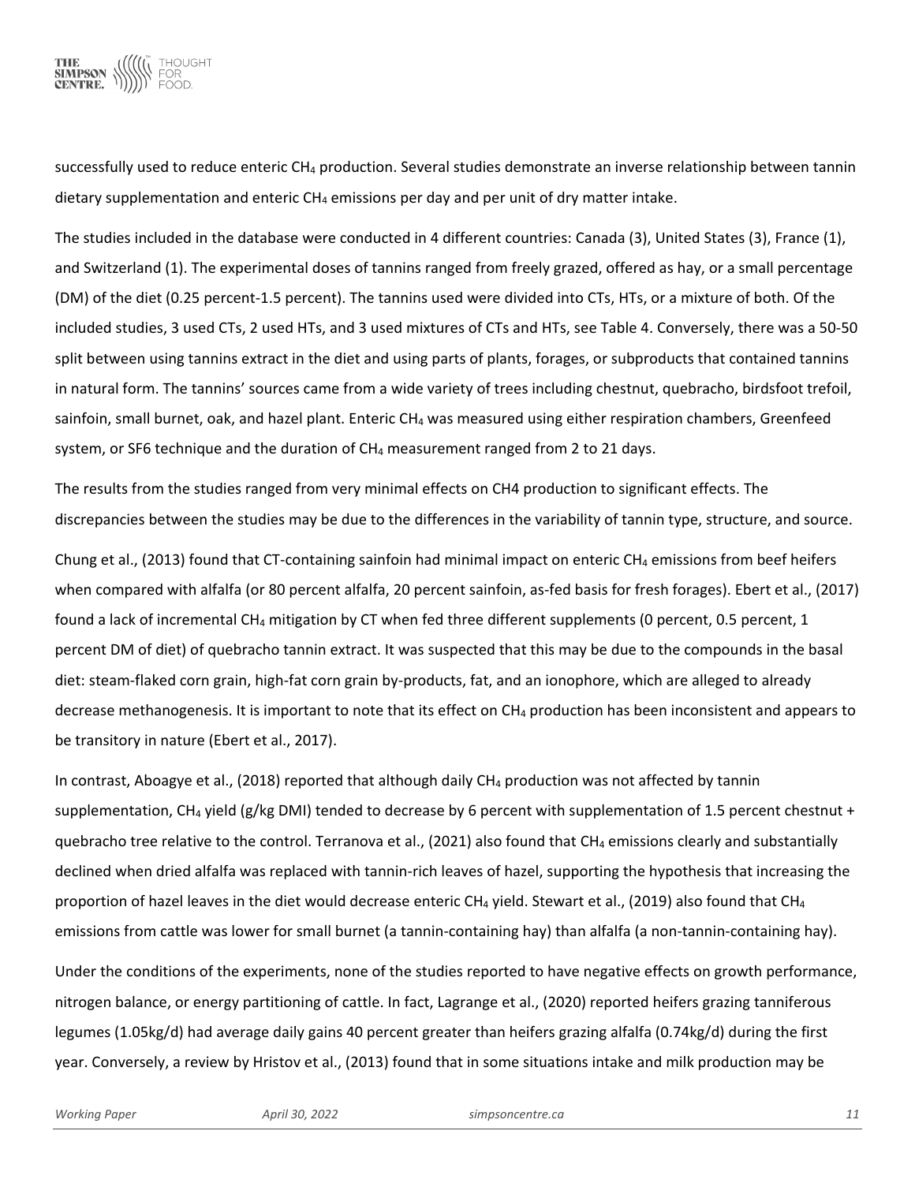successfully used to reduce enteric $CH_4$ production. Several studies demonstrate an inverse relationship between tannin dietary supplementation and enteric $CH_4$ emissions per day and per unit of dry matter intake.

The studies included in the database were conducted in 4 different countries: Canada (3), United States (3), France (1), and Switzerland (1). The experimental doses of tannins ranged from freely grazed, offered as hay, or a small percentage (DM) of the diet (0.25 percent-1.5 percent). The tannins used were divided into CTs, HTs, or a mixture of both. Of the included studies, 3 used CTs, 2 used HTs, and 3 used mixtures of CTs and HTs, see Table 4. Conversely, there was a 50-50 split between using tannins extract in the diet and using parts of plants, forages, or subproducts that contained tannins in natural form. The tannins' sources came from a wide variety of trees including chestnut, quebracho, birdsfoot trefoil, sainfoin, small burnet, oak, and hazel plant. Enteric $CH_4$ was measured using either respiration chambers, Greenfeed system, or SF6 technique and the duration of $CH_4$ measurement ranged from 2 to 21 days.

The results from the studies ranged from very minimal effects on CH4 production to significant effects. The discrepancies between the studies may be due to the differences in the variability of tannin type, structure, and source.

Chung et al., (2013) found that CT-containing sainfoin had minimal impact on enteric $CH_4$ emissions from beef heifers when compared with alfalfa (or 80 percent alfalfa, 20 percent sainfoin, as-fed basis for fresh forages). Ebert et al., (2017) found a lack of incremental $CH_4$ mitigation by CT when fed three different supplements (0 percent, 0.5 percent, 1 percent DM of diet) of quebracho tannin extract. It was suspected that this may be due to the compounds in the basal diet: steam-flaked corn grain, high-fat corn grain by-products, fat, and an ionophore, which are alleged to already decrease methanogenesis. It is important to note that its effect on $CH_4$ production has been inconsistent and appears to be transitory in nature (Ebert et al., 2017).

In contrast, Aboagye et al., (2018) reported that although daily $CH_4$ production was not affected by tannin supplementation, $CH_4$ yield (g/kg DMI) tended to decrease by 6 percent with supplementation of 1.5 percent chestnut + quebracho tree relative to the control. Terranova et al., (2021) also found that $CH_4$ emissions clearly and substantially declined when dried alfalfa was replaced with tannin-rich leaves of hazel, supporting the hypothesis that increasing the proportion of hazel leaves in the diet would decrease enteric $CH_4$ yield. Stewart et al., (2019) also found that $CH_4$ emissions from cattle was lower for small burnet (a tannin-containing hay) than alfalfa (a non-tannin-containing hay).

Under the conditions of the experiments, none of the studies reported to have negative effects on growth performance, nitrogen balance, or energy partitioning of cattle. In fact, Lagrange et al., (2020) reported heifers grazing tanniferous legumes (1.05kg/d) had average daily gains 40 percent greater than heifers grazing alfalfa (0.74kg/d) during the first year. Conversely, a review by Hristov et al., (2013) found that in some situations intake and milk production may be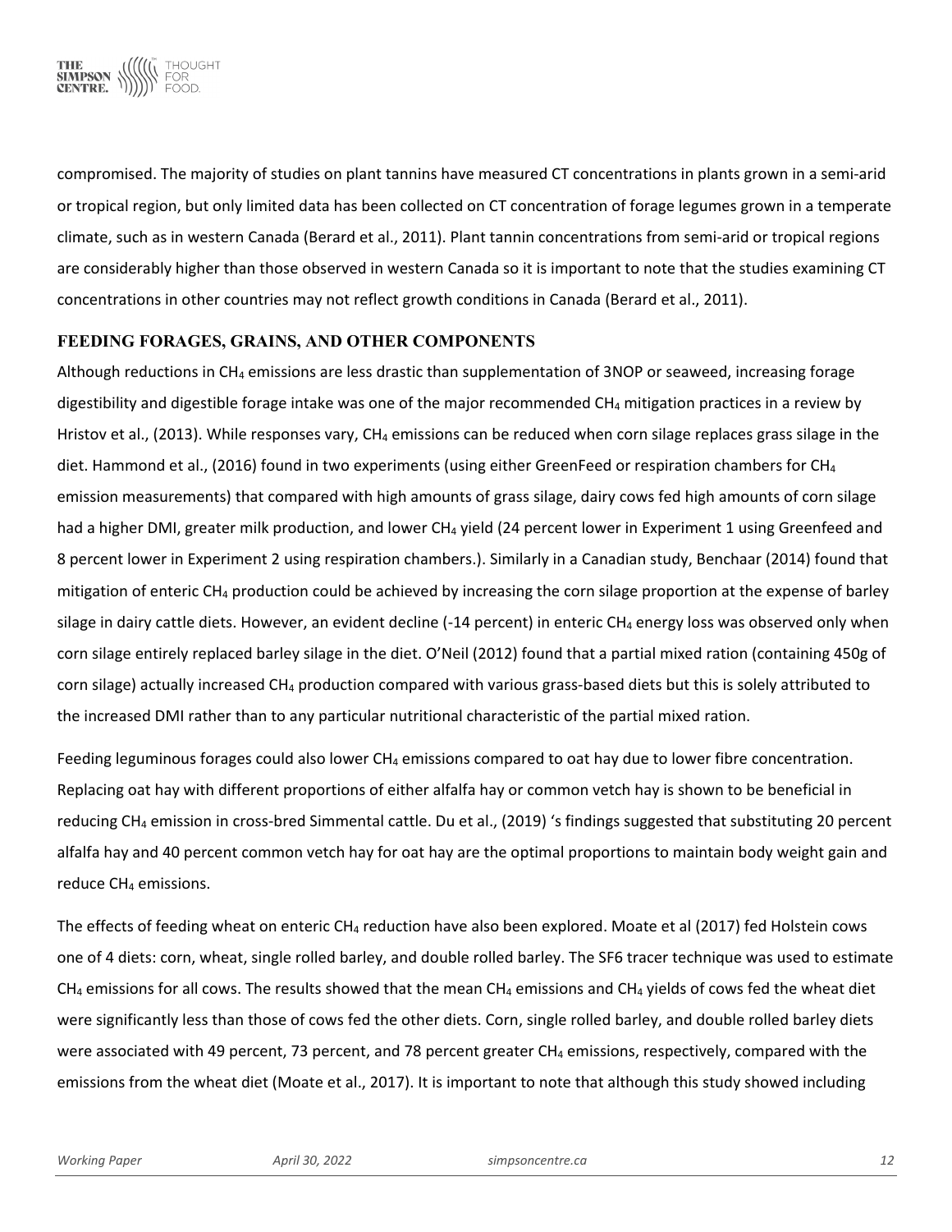compromised. The majority of studies on plant tannins have measured CT concentrations in plants grown in a semi-arid or tropical region, but only limited data has been collected on CT concentration of forage legumes grown in a temperate climate, such as in western Canada (Berard et al., 2011). Plant tannin concentrations from semi-arid or tropical regions are considerably higher than those observed in western Canada so it is important to note that the studies examining CT concentrations in other countries may not reflect growth conditions in Canada (Berard et al., 2011).

## FEEDING FORAGES, GRAINS, AND OTHER COMPONENTS

Although reductions in $CH_4$ emissions are less drastic than supplementation of 3NOP or seaweed, increasing forage digestibility and digestible forage intake was one of the major recommended $CH_4$ mitigation practices in a review by Hristov et al., (2013). While responses vary, $CH_4$ emissions can be reduced when corn silage replaces grass silage in the diet. Hammond et al., (2016) found in two experiments (using either GreenFeed or respiration chambers for $CH_4$ emission measurements) that compared with high amounts of grass silage, dairy cows fed high amounts of corn silage had a higher DMI, greater milk production, and lower $CH_4$ yield (24 percent lower in Experiment 1 using Greenfeed and 8 percent lower in Experiment 2 using respiration chambers.). Similarly in a Canadian study, Benchaar (2014) found that mitigation of enteric $CH_4$ production could be achieved by increasing the corn silage proportion at the expense of barley silage in dairy cattle diets. However, an evident decline (-14 percent) in enteric $CH_4$ energy loss was observed only when corn silage entirely replaced barley silage in the diet. O'Neil (2012) found that a partial mixed ration (containing 450g of corn silage) actually increased $CH_4$ production compared with various grass-based diets but this is solely attributed to the increased DMI rather than to any particular nutritional characteristic of the partial mixed ration.

Feeding leguminous forages could also lower $CH_4$ emissions compared to oat hay due to lower fibre concentration. Replacing oat hay with different proportions of either alfalfa hay or common vetch hay is shown to be beneficial in reducing $CH_4$ emission in cross-bred Simmental cattle. Du et al., (2019) 's findings suggested that substituting 20 percent alfalfa hay and 40 percent common vetch hay for oat hay are the optimal proportions to maintain body weight gain and reduce $CH_4$ emissions.

The effects of feeding wheat on enteric $CH_4$ reduction have also been explored. Moate et al (2017) fed Holstein cows one of 4 diets: corn, wheat, single rolled barley, and double rolled barley. The SF6 tracer technique was used to estimate $CH_4$ emissions for all cows. The results showed that the mean $CH_4$ emissions and $CH_4$ yields of cows fed the wheat diet were significantly less than those of cows fed the other diets. Corn, single rolled barley, and double rolled barley diets were associated with 49 percent, 73 percent, and 78 percent greater $CH_4$ emissions, respectively, compared with the emissions from the wheat diet (Moate et al., 2017). It is important to note that although this study showed including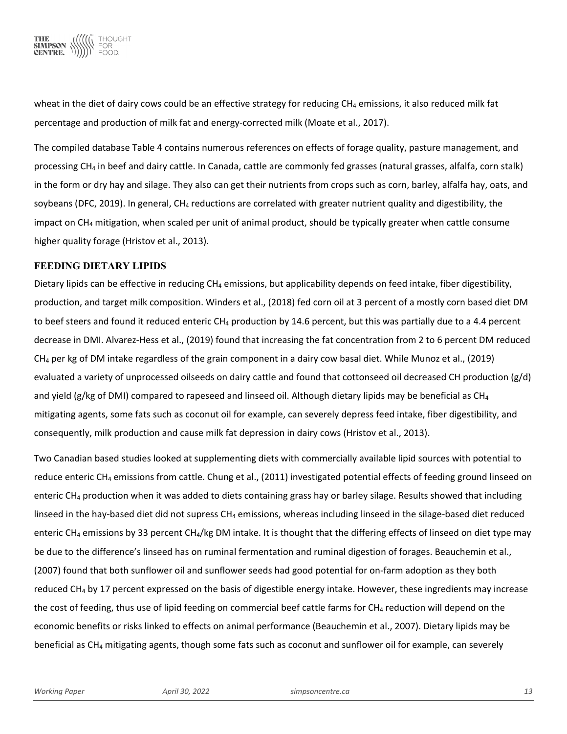wheat in the diet of dairy cows could be an effective strategy for reducing $CH_4$ emissions, it also reduced milk fat percentage and production of milk fat and energy-corrected milk (Moate et al., 2017).

The compiled database Table 4 contains numerous references on effects of forage quality, pasture management, and processing $CH_4$ in beef and dairy cattle. In Canada, cattle are commonly fed grasses (natural grasses, alfalfa, corn stalk) in the form or dry hay and silage. They also can get their nutrients from crops such as corn, barley, alfalfa hay, oats, and soybeans (DFC, 2019). In general, $CH_4$ reductions are correlated with greater nutrient quality and digestibility, the impact on $CH_4$ mitigation, when scaled per unit of animal product, should be typically greater when cattle consume higher quality forage (Hristov et al., 2013).

## FEEDING DIETARY LIPIDS

Dietary lipids can be effective in reducing $CH_4$ emissions, but applicability depends on feed intake, fiber digestibility, production, and target milk composition. Winders et al., (2018) fed corn oil at 3 percent of a mostly corn based diet DM to beef steers and found it reduced enteric $CH_4$ production by 14.6 percent, but this was partially due to a 4.4 percent decrease in DMI. Alvarez-Hess et al., (2019) found that increasing the fat concentration from 2 to 6 percent DM reduced $CH_4$ per kg of DM intake regardless of the grain component in a dairy cow basal diet. While Munoz et al., (2019) evaluated a variety of unprocessed oilseeds on dairy cattle and found that cottonseed oil decreased CH production (g/d) and yield (g/kg of DMI) compared to rapeseed and linseed oil. Although dietary lipids may be beneficial as $CH_4$ mitigating agents, some fats such as coconut oil for example, can severely depress feed intake, fiber digestibility, and consequently, milk production and cause milk fat depression in dairy cows (Hristov et al., 2013).

Two Canadian based studies looked at supplementing diets with commercially available lipid sources with potential to reduce enteric $CH_4$ emissions from cattle. Chung et al., (2011) investigated potential effects of feeding ground linseed on enteric $CH_4$ production when it was added to diets containing grass hay or barley silage. Results showed that including linseed in the hay-based diet did not supress $CH_4$ emissions, whereas including linseed in the silage-based diet reduced enteric $CH_4$ emissions by 33 percent $CH_4$/kg DM intake. It is thought that the differing effects of linseed on diet type may be due to the difference's linseed has on ruminal fermentation and ruminal digestion of forages. Beauchemin et al., (2007) found that both sunflower oil and sunflower seeds had good potential for on-farm adoption as they both reduced $CH_4$ by 17 percent expressed on the basis of digestible energy intake. However, these ingredients may increase the cost of feeding, thus use of lipid feeding on commercial beef cattle farms for $CH_4$ reduction will depend on the economic benefits or risks linked to effects on animal performance (Beauchemin et al., 2007). Dietary lipids may be beneficial as $CH_4$ mitigating agents, though some fats such as coconut and sunflower oil for example, can severely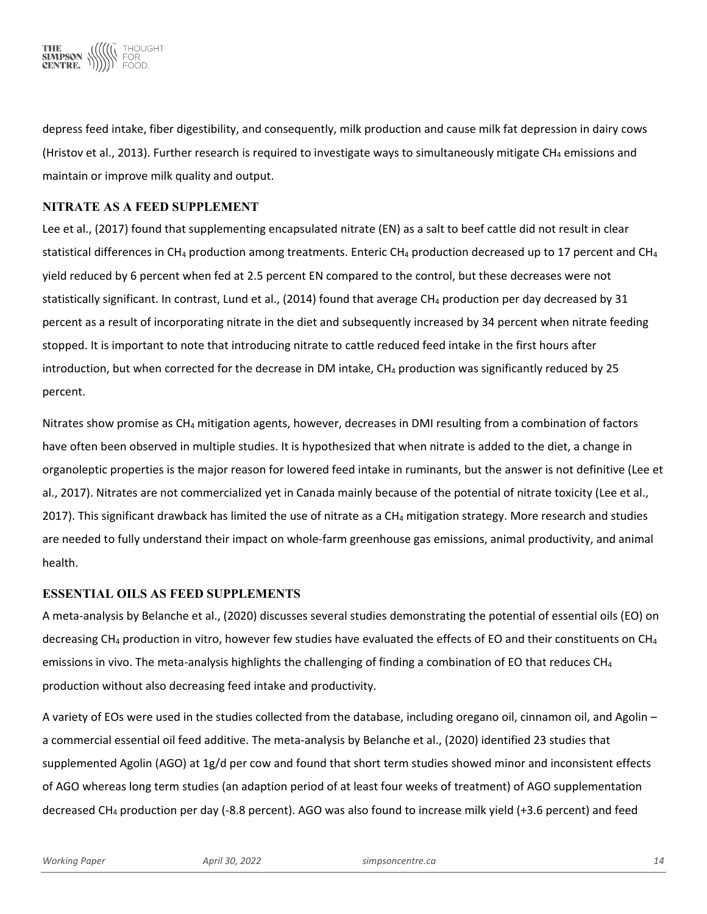depress feed intake, fiber digestibility, and consequently, milk production and cause milk fat depression in dairy cows (Hristov et al., 2013). Further research is required to investigate ways to simultaneously mitigate $CH_4$ emissions and maintain or improve milk quality and output.

## NITRATE AS A FEED SUPPLEMENT

Lee et al., (2017) found that supplementing encapsulated nitrate (EN) as a salt to beef cattle did not result in clear statistical differences in $CH_4$ production among treatments. Enteric $CH_4$ production decreased up to 17 percent and $CH_4$ yield reduced by 6 percent when fed at 2.5 percent EN compared to the control, but these decreases were not statistically significant. In contrast, Lund et al., (2014) found that average $CH_4$ production per day decreased by 31 percent as a result of incorporating nitrate in the diet and subsequently increased by 34 percent when nitrate feeding stopped. It is important to note that introducing nitrate to cattle reduced feed intake in the first hours after introduction, but when corrected for the decrease in DM intake, $CH_4$ production was significantly reduced by 25 percent.

Nitrates show promise as $CH_4$ mitigation agents, however, decreases in DMI resulting from a combination of factors have often been observed in multiple studies. It is hypothesized that when nitrate is added to the diet, a change in organoleptic properties is the major reason for lowered feed intake in ruminants, but the answer is not definitive (Lee et al., 2017). Nitrates are not commercialized yet in Canada mainly because of the potential of nitrate toxicity (Lee et al., 2017). This significant drawback has limited the use of nitrate as a $CH_4$ mitigation strategy. More research and studies are needed to fully understand their impact on whole-farm greenhouse gas emissions, animal productivity, and animal health.

## ESSENTIAL OILS AS FEED SUPPLEMENTS

A meta-analysis by Belanche et al., (2020) discusses several studies demonstrating the potential of essential oils (EO) on decreasing $CH_4$ production in vitro, however few studies have evaluated the effects of EO and their constituents on $CH_4$ emissions in vivo. The meta-analysis highlights the challenging of finding a combination of EO that reduces $CH_4$ production without also decreasing feed intake and productivity.

A variety of EOs were used in the studies collected from the database, including oregano oil, cinnamon oil, and Agolin – a commercial essential oil feed additive. The meta-analysis by Belanche et al., (2020) identified 23 studies that supplemented Agolin (AGO) at 1g/d per cow and found that short term studies showed minor and inconsistent effects of AGO whereas long term studies (an adaption period of at least four weeks of treatment) of AGO supplementation decreased $CH_4$ production per day (-8.8 percent). AGO was also found to increase milk yield (+3.6 percent) and feed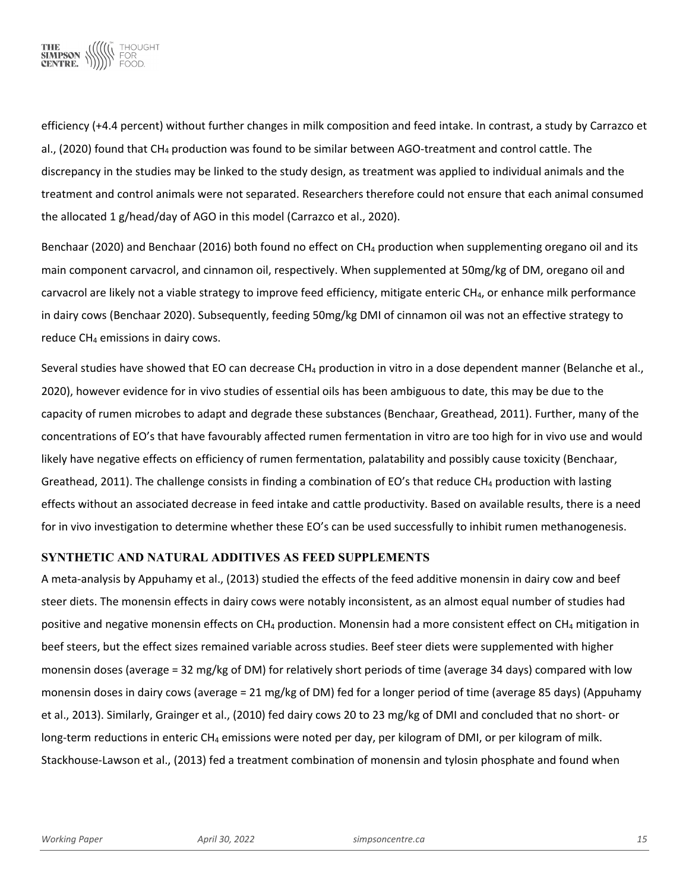efficiency (+4.4 percent) without further changes in milk composition and feed intake. In contrast, a study by Carrazco et al., (2020) found that $CH_4$ production was found to be similar between AGO-treatment and control cattle. The discrepancy in the studies may be linked to the study design, as treatment was applied to individual animals and the treatment and control animals were not separated. Researchers therefore could not ensure that each animal consumed the allocated 1 g/head/day of AGO in this model (Carrazco et al., 2020).

Benchaar (2020) and Benchaar (2016) both found no effect on $CH_4$ production when supplementing oregano oil and its main component carvacrol, and cinnamon oil, respectively. When supplemented at 50mg/kg of DM, oregano oil and carvacrol are likely not a viable strategy to improve feed efficiency, mitigate enteric $CH_4$, or enhance milk performance in dairy cows (Benchaar 2020). Subsequently, feeding 50mg/kg DMI of cinnamon oil was not an effective strategy to reduce $CH_4$ emissions in dairy cows.

Several studies have showed that EO can decrease $CH_4$ production in vitro in a dose dependent manner (Belanche et al., 2020), however evidence for in vivo studies of essential oils has been ambiguous to date, this may be due to the capacity of rumen microbes to adapt and degrade these substances (Benchaar, Greathead, 2011). Further, many of the concentrations of EO's that have favourably affected rumen fermentation in vitro are too high for in vivo use and would likely have negative effects on efficiency of rumen fermentation, palatability and possibly cause toxicity (Benchaar, Greathead, 2011). The challenge consists in finding a combination of EO's that reduce $CH_4$ production with lasting effects without an associated decrease in feed intake and cattle productivity. Based on available results, there is a need for in vivo investigation to determine whether these EO's can be used successfully to inhibit rumen methanogenesis.

## SYNTHETIC AND NATURAL ADDITIVES AS FEED SUPPLEMENTS

A meta-analysis by Appuhamy et al., (2013) studied the effects of the feed additive monensin in dairy cow and beef steer diets. The monensin effects in dairy cows were notably inconsistent, as an almost equal number of studies had positive and negative monensin effects on $CH_4$ production. Monensin had a more consistent effect on $CH_4$ mitigation in beef steers, but the effect sizes remained variable across studies. Beef steer diets were supplemented with higher monensin doses (average = 32 mg/kg of DM) for relatively short periods of time (average 34 days) compared with low monensin doses in dairy cows (average = 21 mg/kg of DM) fed for a longer period of time (average 85 days) (Appuhamy et al., 2013). Similarly, Grainger et al., (2010) fed dairy cows 20 to 23 mg/kg of DMI and concluded that no short- or long-term reductions in enteric $CH_4$ emissions were noted per day, per kilogram of DMI, or per kilogram of milk. Stackhouse-Lawson et al., (2013) fed a treatment combination of monensin and tylosin phosphate and found when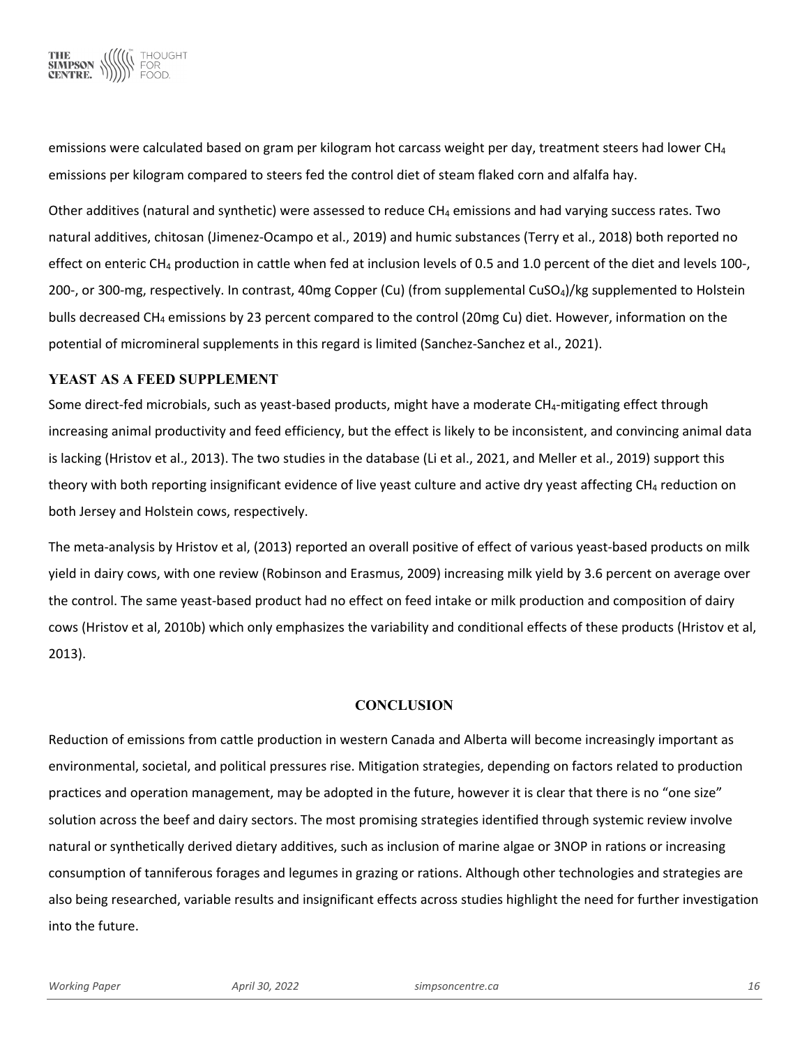emissions were calculated based on gram per kilogram hot carcass weight per day, treatment steers had lower $CH_4$ emissions per kilogram compared to steers fed the control diet of steam flaked corn and alfalfa hay.

Other additives (natural and synthetic) were assessed to reduce $CH_4$ emissions and had varying success rates. Two natural additives, chitosan (Jimenez-Ocampo et al., 2019) and humic substances (Terry et al., 2018) both reported no effect on enteric $CH_4$ production in cattle when fed at inclusion levels of 0.5 and 1.0 percent of the diet and levels 100-, 200-, or 300-mg, respectively. In contrast, 40mg Copper (Cu) (from supplemental $CuSO_4$)/kg supplemented to Holstein bulls decreased $CH_4$ emissions by 23 percent compared to the control (20mg Cu) diet. However, information on the potential of micromineral supplements in this regard is limited (Sanchez-Sanchez et al., 2021).

### YEAST AS A FEED SUPPLEMENT

Some direct-fed microbials, such as yeast-based products, might have a moderate $CH_4$-mitigating effect through increasing animal productivity and feed efficiency, but the effect is likely to be inconsistent, and convincing animal data is lacking (Hristov et al., 2013). The two studies in the database (Li et al., 2021, and Meller et al., 2019) support this theory with both reporting insignificant evidence of live yeast culture and active dry yeast affecting $CH_4$ reduction on both Jersey and Holstein cows, respectively.

The meta-analysis by Hristov et al, (2013) reported an overall positive of effect of various yeast-based products on milk yield in dairy cows, with one review (Robinson and Erasmus, 2009) increasing milk yield by 3.6 percent on average over the control. The same yeast-based product had no effect on feed intake or milk production and composition of dairy cows (Hristov et al, 2010b) which only emphasizes the variability and conditional effects of these products (Hristov et al, 2013).

## CONCLUSION

Reduction of emissions from cattle production in western Canada and Alberta will become increasingly important as environmental, societal, and political pressures rise. Mitigation strategies, depending on factors related to production practices and operation management, may be adopted in the future, however it is clear that there is no "one size" solution across the beef and dairy sectors. The most promising strategies identified through systemic review involve natural or synthetically derived dietary additives, such as inclusion of marine algae or 3NOP in rations or increasing consumption of tanniferous forages and legumes in grazing or rations. Although other technologies and strategies are also being researched, variable results and insignificant effects across studies highlight the need for further investigation into the future.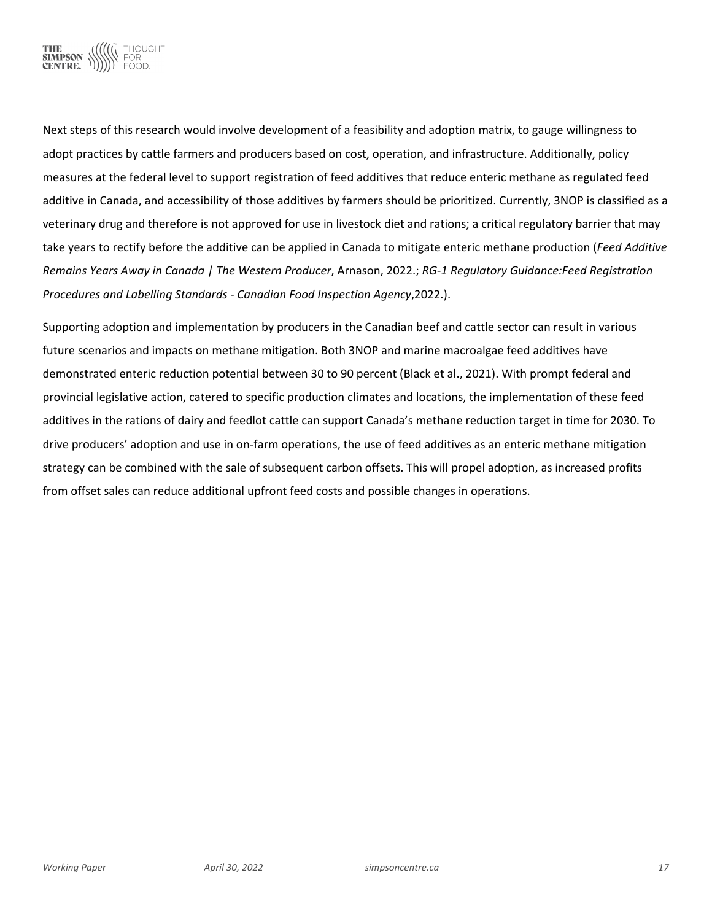Next steps of this research would involve development of a feasibility and adoption matrix, to gauge willingness to adopt practices by cattle farmers and producers based on cost, operation, and infrastructure. Additionally, policy measures at the federal level to support registration of feed additives that reduce enteric methane as regulated feed additive in Canada, and accessibility of those additives by farmers should be prioritized. Currently, 3NOP is classified as a veterinary drug and therefore is not approved for use in livestock diet and rations; a critical regulatory barrier that may take years to rectify before the additive can be applied in Canada to mitigate enteric methane production (*Feed Additive Remains Years Away in Canada | The Western Producer*, Arnason, 2022.; *RG-1 Regulatory Guidance:Feed Registration Procedures and Labelling Standards - Canadian Food Inspection Agency*,2022.).

Supporting adoption and implementation by producers in the Canadian beef and cattle sector can result in various future scenarios and impacts on methane mitigation. Both 3NOP and marine macroalgae feed additives have demonstrated enteric reduction potential between 30 to 90 percent (Black et al., 2021). With prompt federal and provincial legislative action, catered to specific production climates and locations, the implementation of these feed additives in the rations of dairy and feedlot cattle can support Canada's methane reduction target in time for 2030. To drive producers' adoption and use in on-farm operations, the use of feed additives as an enteric methane mitigation strategy can be combined with the sale of subsequent carbon offsets. This will propel adoption, as increased profits from offset sales can reduce additional upfront feed costs and possible changes in operations.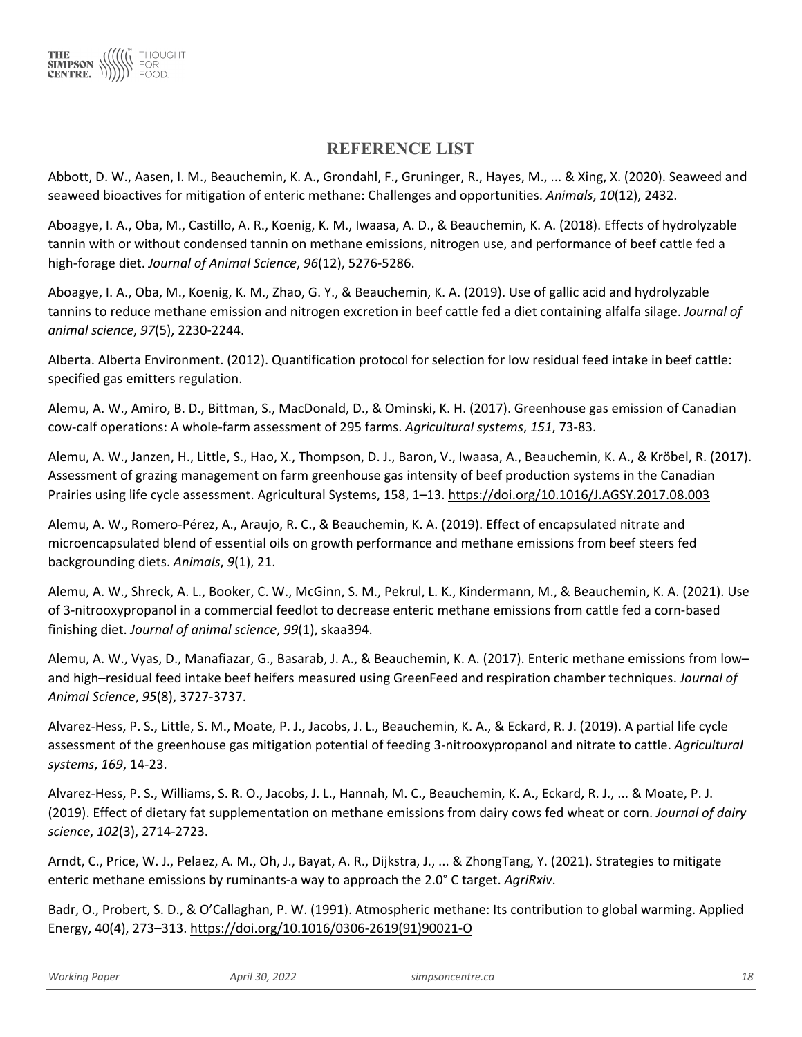## REFERENCE LIST

Abbott, D. W., Aasen, I. M., Beauchemin, K. A., Grondahl, F., Gruninger, R., Hayes, M., ... & Xing, X. (2020). Seaweed and seaweed bioactives for mitigation of enteric methane: Challenges and opportunities. *Animals*, *10*(12), 2432.

Aboagye, I. A., Oba, M., Castillo, A. R., Koenig, K. M., Iwaasa, A. D., & Beauchemin, K. A. (2018). Effects of hydrolyzable tannin with or without condensed tannin on methane emissions, nitrogen use, and performance of beef cattle fed a high-forage diet. *Journal of Animal Science*, *96*(12), 5276-5286.

Aboagye, I. A., Oba, M., Koenig, K. M., Zhao, G. Y., & Beauchemin, K. A. (2019). Use of gallic acid and hydrolyzable tannins to reduce methane emission and nitrogen excretion in beef cattle fed a diet containing alfalfa silage. *Journal of animal science*, *97*(5), 2230-2244.

Alberta. Alberta Environment. (2012). Quantification protocol for selection for low residual feed intake in beef cattle: specified gas emitters regulation.

Alemu, A. W., Amiro, B. D., Bittman, S., MacDonald, D., & Ominski, K. H. (2017). Greenhouse gas emission of Canadian cow-calf operations: A whole-farm assessment of 295 farms. *Agricultural systems*, *151*, 73-83.

Alemu, A. W., Janzen, H., Little, S., Hao, X., Thompson, D. J., Baron, V., Iwaasa, A., Beauchemin, K. A., & Kröbel, R. (2017). Assessment of grazing management on farm greenhouse gas intensity of beef production systems in the Canadian Prairies using life cycle assessment. Agricultural Systems, 158, 1–13. https://doi.org/10.1016/J.AGSY.2017.08.003

Alemu, A. W., Romero-Pérez, A., Araujo, R. C., & Beauchemin, K. A. (2019). Effect of encapsulated nitrate and microencapsulated blend of essential oils on growth performance and methane emissions from beef steers fed backgrounding diets. *Animals*, *9*(1), 21.

Alemu, A. W., Shreck, A. L., Booker, C. W., McGinn, S. M., Pekrul, L. K., Kindermann, M., & Beauchemin, K. A. (2021). Use of 3-nitrooxypropanol in a commercial feedlot to decrease enteric methane emissions from cattle fed a corn-based finishing diet. *Journal of animal science*, *99*(1), skaa394.

Alemu, A. W., Vyas, D., Manafiazar, G., Basarab, J. A., & Beauchemin, K. A. (2017). Enteric methane emissions from low– and high–residual feed intake beef heifers measured using GreenFeed and respiration chamber techniques. *Journal of Animal Science*, *95*(8), 3727-3737.

Alvarez-Hess, P. S., Little, S. M., Moate, P. J., Jacobs, J. L., Beauchemin, K. A., & Eckard, R. J. (2019). A partial life cycle assessment of the greenhouse gas mitigation potential of feeding 3-nitrooxypropanol and nitrate to cattle. *Agricultural systems*, *169*, 14-23.

Alvarez-Hess, P. S., Williams, S. R. O., Jacobs, J. L., Hannah, M. C., Beauchemin, K. A., Eckard, R. J., ... & Moate, P. J. (2019). Effect of dietary fat supplementation on methane emissions from dairy cows fed wheat or corn. *Journal of dairy science*, *102*(3), 2714-2723.

Arndt, C., Price, W. J., Pelaez, A. M., Oh, J., Bayat, A. R., Dijkstra, J., ... & ZhongTang, Y. (2021). Strategies to mitigate enteric methane emissions by ruminants-a way to approach the 2.0° C target. *AgriRxiv*.

Badr, O., Probert, S. D., & O'Callaghan, P. W. (1991). Atmospheric methane: Its contribution to global warming. Applied Energy, 40(4), 273–313. https://doi.org/10.1016/0306-2619(91)90021-O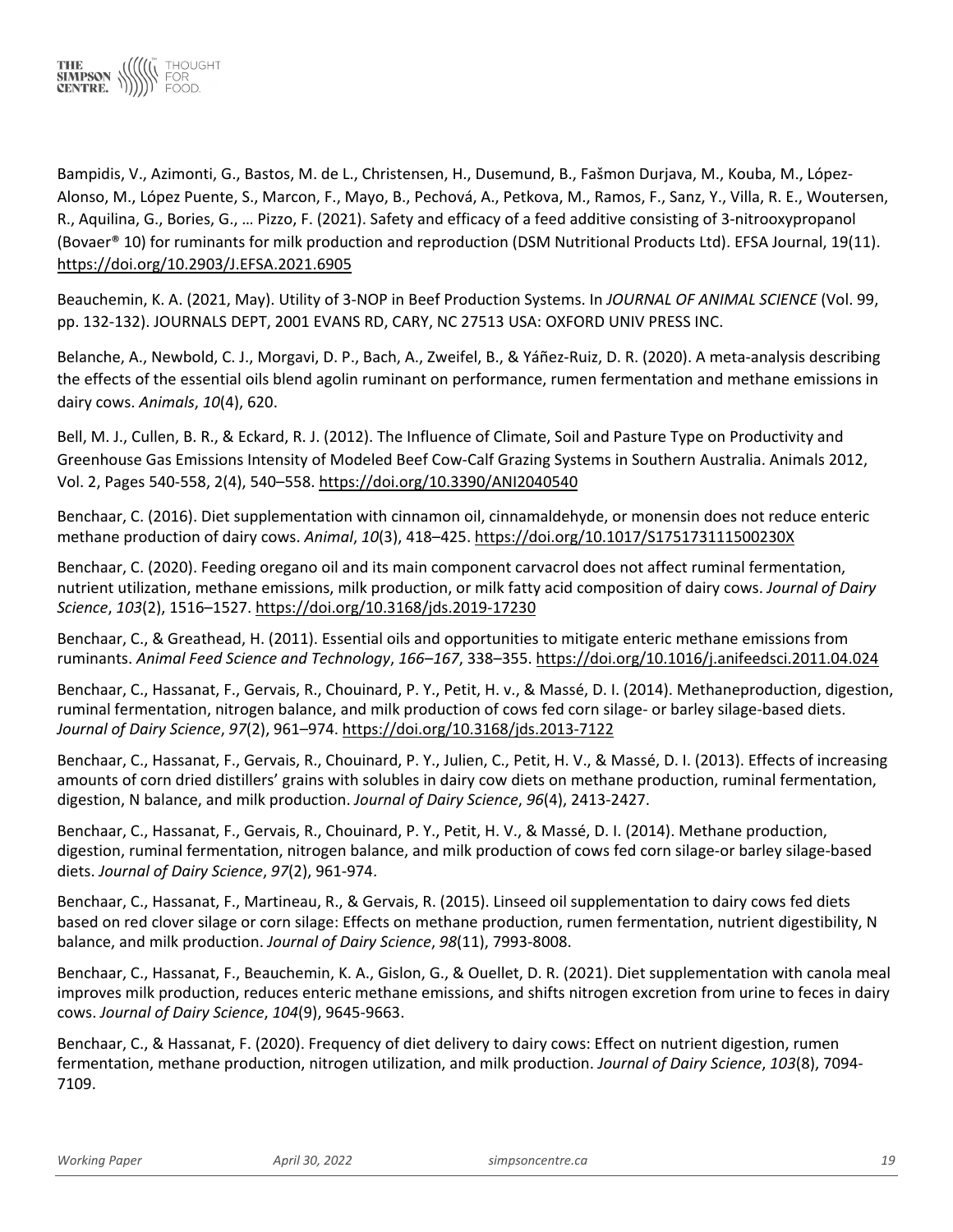Bampidis, V., Azimonti, G., Bastos, M. de L., Christensen, H., Dusemund, B., Fašmon Durjava, M., Kouba, M., López-Alonso, M., López Puente, S., Marcon, F., Mayo, B., Pechová, A., Petkova, M., Ramos, F., Sanz, Y., Villa, R. E., Woutersen, R., Aquilina, G., Bories, G., … Pizzo, F. (2021). Safety and efficacy of a feed additive consisting of 3-nitrooxypropanol (Bovaer® 10) for ruminants for milk production and reproduction (DSM Nutritional Products Ltd). EFSA Journal, 19(11). https://doi.org/10.2903/J.EFSA.2021.6905

Beauchemin, K. A. (2021, May). Utility of 3-NOP in Beef Production Systems. In *JOURNAL OF ANIMAL SCIENCE* (Vol. 99, pp. 132-132). JOURNALS DEPT, 2001 EVANS RD, CARY, NC 27513 USA: OXFORD UNIV PRESS INC.

Belanche, A., Newbold, C. J., Morgavi, D. P., Bach, A., Zweifel, B., & Yáñez-Ruiz, D. R. (2020). A meta-analysis describing the effects of the essential oils blend agolin ruminant on performance, rumen fermentation and methane emissions in dairy cows. *Animals*, *10*(4), 620.

Bell, M. J., Cullen, B. R., & Eckard, R. J. (2012). The Influence of Climate, Soil and Pasture Type on Productivity and Greenhouse Gas Emissions Intensity of Modeled Beef Cow-Calf Grazing Systems in Southern Australia. Animals 2012, Vol. 2, Pages 540-558, 2(4), 540–558. https://doi.org/10.3390/ANI2040540

Benchaar, C. (2016). Diet supplementation with cinnamon oil, cinnamaldehyde, or monensin does not reduce enteric methane production of dairy cows. *Animal*, *10*(3), 418–425. https://doi.org/10.1017/S175173111500230X

Benchaar, C. (2020). Feeding oregano oil and its main component carvacrol does not affect ruminal fermentation, nutrient utilization, methane emissions, milk production, or milk fatty acid composition of dairy cows. *Journal of Dairy Science*, *103*(2), 1516–1527. https://doi.org/10.3168/jds.2019-17230

Benchaar, C., & Greathead, H. (2011). Essential oils and opportunities to mitigate enteric methane emissions from ruminants. *Animal Feed Science and Technology*, *166–167*, 338–355. https://doi.org/10.1016/j.anifeedsci.2011.04.024

Benchaar, C., Hassanat, F., Gervais, R., Chouinard, P. Y., Petit, H. v., & Massé, D. I. (2014). Methaneproduction, digestion, ruminal fermentation, nitrogen balance, and milk production of cows fed corn silage- or barley silage-based diets. *Journal of Dairy Science*, *97*(2), 961–974. https://doi.org/10.3168/jds.2013-7122

Benchaar, C., Hassanat, F., Gervais, R., Chouinard, P. Y., Julien, C., Petit, H. V., & Massé, D. I. (2013). Effects of increasing amounts of corn dried distillers' grains with solubles in dairy cow diets on methane production, ruminal fermentation, digestion, N balance, and milk production. *Journal of Dairy Science*, *96*(4), 2413-2427.

Benchaar, C., Hassanat, F., Gervais, R., Chouinard, P. Y., Petit, H. V., & Massé, D. I. (2014). Methane production, digestion, ruminal fermentation, nitrogen balance, and milk production of cows fed corn silage-or barley silage-based diets. *Journal of Dairy Science*, *97*(2), 961-974.

Benchaar, C., Hassanat, F., Martineau, R., & Gervais, R. (2015). Linseed oil supplementation to dairy cows fed diets based on red clover silage or corn silage: Effects on methane production, rumen fermentation, nutrient digestibility, N balance, and milk production. *Journal of Dairy Science*, *98*(11), 7993-8008.

Benchaar, C., Hassanat, F., Beauchemin, K. A., Gislon, G., & Ouellet, D. R. (2021). Diet supplementation with canola meal improves milk production, reduces enteric methane emissions, and shifts nitrogen excretion from urine to feces in dairy cows. *Journal of Dairy Science*, *104*(9), 9645-9663.

Benchaar, C., & Hassanat, F. (2020). Frequency of diet delivery to dairy cows: Effect on nutrient digestion, rumen fermentation, methane production, nitrogen utilization, and milk production. *Journal of Dairy Science*, *103*(8), 7094-7109.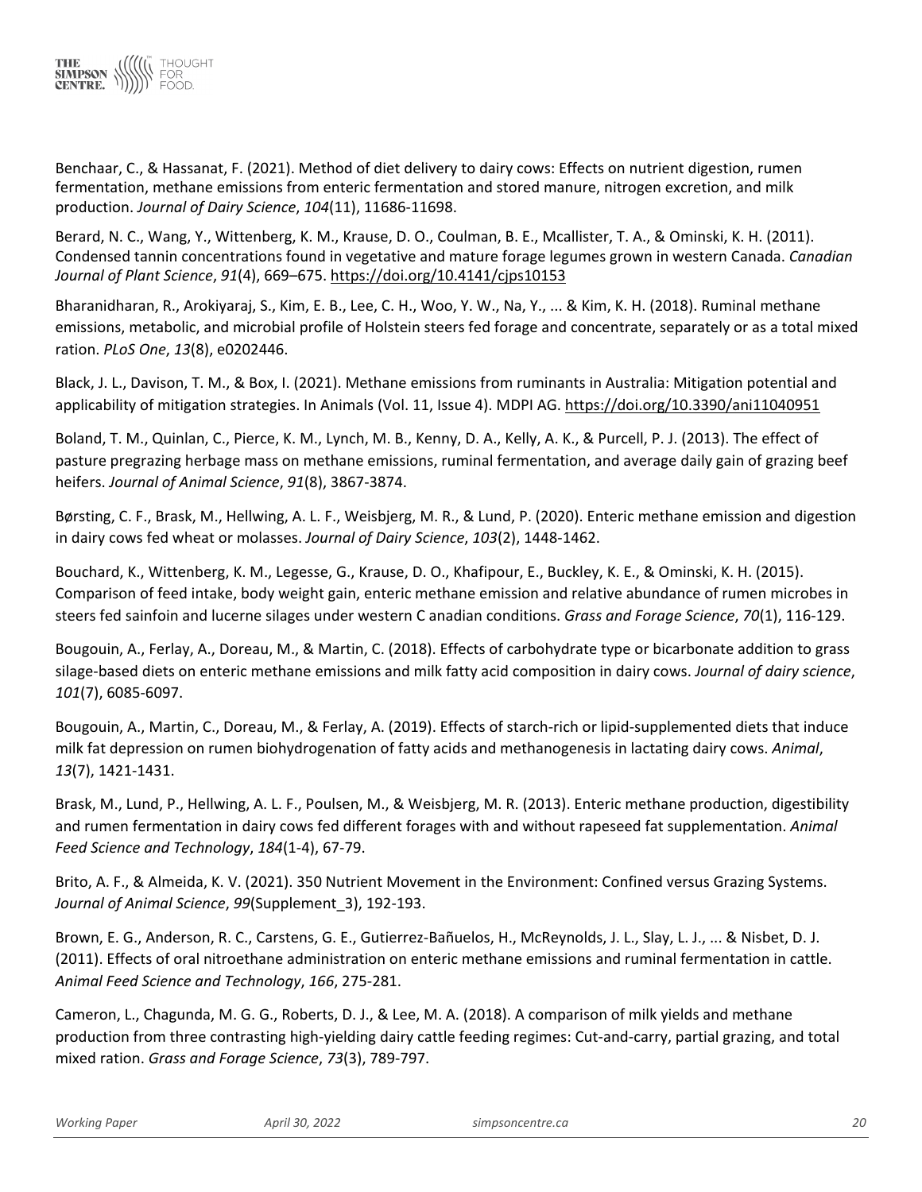Benchaar, C., & Hassanat, F. (2021). Method of diet delivery to dairy cows: Effects on nutrient digestion, rumen fermentation, methane emissions from enteric fermentation and stored manure, nitrogen excretion, and milk production. *Journal of Dairy Science*, *104*(11), 11686-11698.

Berard, N. C., Wang, Y., Wittenberg, K. M., Krause, D. O., Coulman, B. E., Mcallister, T. A., & Ominski, K. H. (2011). Condensed tannin concentrations found in vegetative and mature forage legumes grown in western Canada. *Canadian Journal of Plant Science*, *91*(4), 669–675. https://doi.org/10.4141/cjps10153

Bharanidharan, R., Arokiyaraj, S., Kim, E. B., Lee, C. H., Woo, Y. W., Na, Y., ... & Kim, K. H. (2018). Ruminal methane emissions, metabolic, and microbial profile of Holstein steers fed forage and concentrate, separately or as a total mixed ration. *PLoS One*, *13*(8), e0202446.

Black, J. L., Davison, T. M., & Box, I. (2021). Methane emissions from ruminants in Australia: Mitigation potential and applicability of mitigation strategies. In Animals (Vol. 11, Issue 4). MDPI AG. https://doi.org/10.3390/ani11040951

Boland, T. M., Quinlan, C., Pierce, K. M., Lynch, M. B., Kenny, D. A., Kelly, A. K., & Purcell, P. J. (2013). The effect of pasture pregrazing herbage mass on methane emissions, ruminal fermentation, and average daily gain of grazing beef heifers. *Journal of Animal Science*, *91*(8), 3867-3874.

Børsting, C. F., Brask, M., Hellwing, A. L. F., Weisbjerg, M. R., & Lund, P. (2020). Enteric methane emission and digestion in dairy cows fed wheat or molasses. *Journal of Dairy Science*, *103*(2), 1448-1462.

Bouchard, K., Wittenberg, K. M., Legesse, G., Krause, D. O., Khafipour, E., Buckley, K. E., & Ominski, K. H. (2015). Comparison of feed intake, body weight gain, enteric methane emission and relative abundance of rumen microbes in steers fed sainfoin and lucerne silages under western C anadian conditions. *Grass and Forage Science*, *70*(1), 116-129.

Bougouin, A., Ferlay, A., Doreau, M., & Martin, C. (2018). Effects of carbohydrate type or bicarbonate addition to grass silage-based diets on enteric methane emissions and milk fatty acid composition in dairy cows. *Journal of dairy science*, *101*(7), 6085-6097.

Bougouin, A., Martin, C., Doreau, M., & Ferlay, A. (2019). Effects of starch-rich or lipid-supplemented diets that induce milk fat depression on rumen biohydrogenation of fatty acids and methanogenesis in lactating dairy cows. *Animal*, *13*(7), 1421-1431.

Brask, M., Lund, P., Hellwing, A. L. F., Poulsen, M., & Weisbjerg, M. R. (2013). Enteric methane production, digestibility and rumen fermentation in dairy cows fed different forages with and without rapeseed fat supplementation. *Animal Feed Science and Technology*, *184*(1-4), 67-79.

Brito, A. F., & Almeida, K. V. (2021). 350 Nutrient Movement in the Environment: Confined versus Grazing Systems. *Journal of Animal Science*, *99*(Supplement_3), 192-193.

Brown, E. G., Anderson, R. C., Carstens, G. E., Gutierrez-Bañuelos, H., McReynolds, J. L., Slay, L. J., ... & Nisbet, D. J. (2011). Effects of oral nitroethane administration on enteric methane emissions and ruminal fermentation in cattle. *Animal Feed Science and Technology*, *166*, 275-281.

Cameron, L., Chagunda, M. G. G., Roberts, D. J., & Lee, M. A. (2018). A comparison of milk yields and methane production from three contrasting high-yielding dairy cattle feeding regimes: Cut-and-carry, partial grazing, and total mixed ration. *Grass and Forage Science*, *73*(3), 789-797.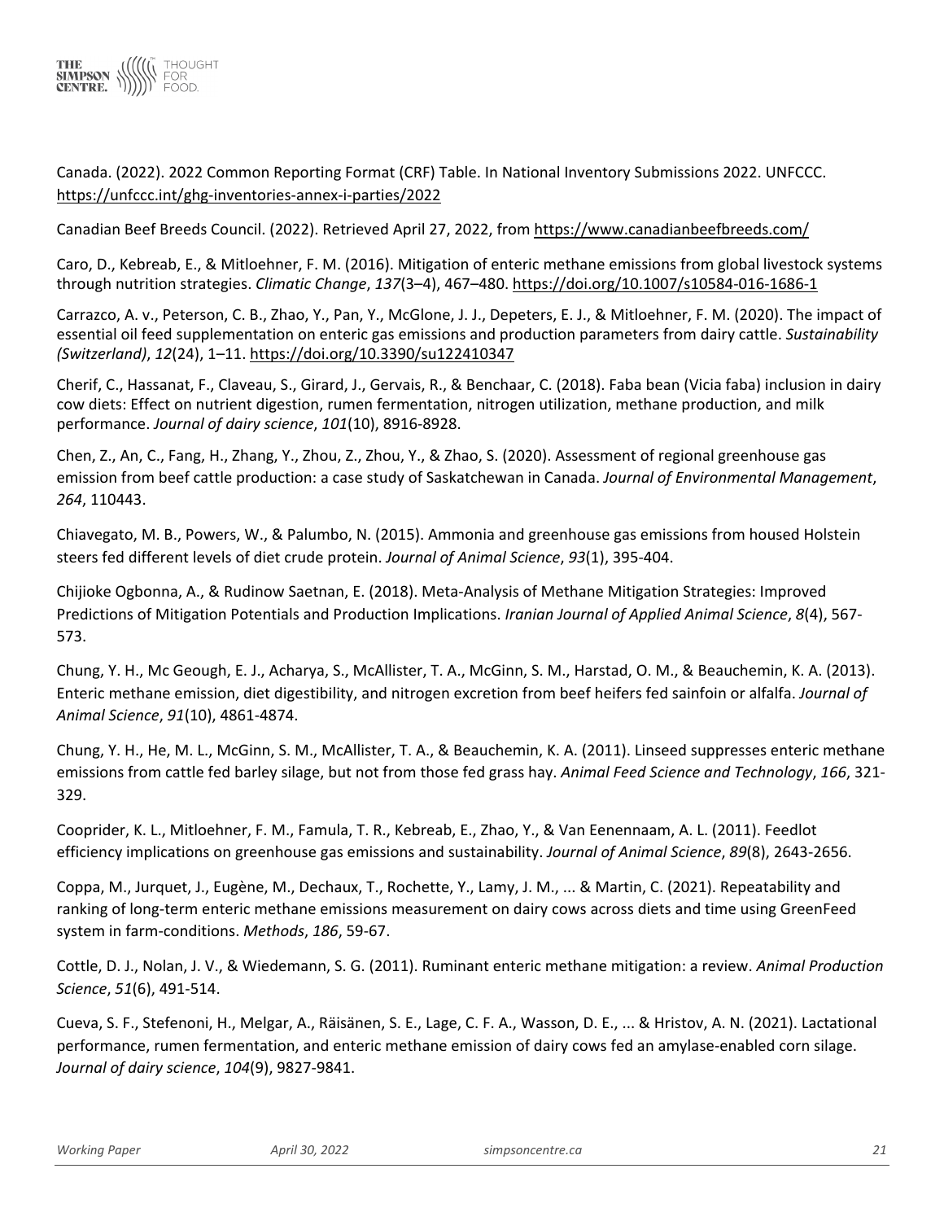Canada. (2022). 2022 Common Reporting Format (CRF) Table. In National Inventory Submissions 2022. UNFCCC. https://unfccc.int/ghg-inventories-annex-i-parties/2022

Canadian Beef Breeds Council. (2022). Retrieved April 27, 2022, from https://www.canadianbeefbreeds.com/

Caro, D., Kebreab, E., & Mitloehner, F. M. (2016). Mitigation of enteric methane emissions from global livestock systems through nutrition strategies. *Climatic Change*, *137*(3–4), 467–480. https://doi.org/10.1007/s10584-016-1686-1

Carrazco, A. v., Peterson, C. B., Zhao, Y., Pan, Y., McGlone, J. J., Depeters, E. J., & Mitloehner, F. M. (2020). The impact of essential oil feed supplementation on enteric gas emissions and production parameters from dairy cattle. *Sustainability (Switzerland)*, *12*(24), 1–11. https://doi.org/10.3390/su122410347

Cherif, C., Hassanat, F., Claveau, S., Girard, J., Gervais, R., & Benchaar, C. (2018). Faba bean (Vicia faba) inclusion in dairy cow diets: Effect on nutrient digestion, rumen fermentation, nitrogen utilization, methane production, and milk performance. *Journal of dairy science*, *101*(10), 8916-8928.

Chen, Z., An, C., Fang, H., Zhang, Y., Zhou, Z., Zhou, Y., & Zhao, S. (2020). Assessment of regional greenhouse gas emission from beef cattle production: a case study of Saskatchewan in Canada. *Journal of Environmental Management*, *264*, 110443.

Chiavegato, M. B., Powers, W., & Palumbo, N. (2015). Ammonia and greenhouse gas emissions from housed Holstein steers fed different levels of diet crude protein. *Journal of Animal Science*, *93*(1), 395-404.

Chijioke Ogbonna, A., & Rudinow Saetnan, E. (2018). Meta-Analysis of Methane Mitigation Strategies: Improved Predictions of Mitigation Potentials and Production Implications. *Iranian Journal of Applied Animal Science*, *8*(4), 567-573.

Chung, Y. H., Mc Geough, E. J., Acharya, S., McAllister, T. A., McGinn, S. M., Harstad, O. M., & Beauchemin, K. A. (2013). Enteric methane emission, diet digestibility, and nitrogen excretion from beef heifers fed sainfoin or alfalfa. *Journal of Animal Science*, *91*(10), 4861-4874.

Chung, Y. H., He, M. L., McGinn, S. M., McAllister, T. A., & Beauchemin, K. A. (2011). Linseed suppresses enteric methane emissions from cattle fed barley silage, but not from those fed grass hay. *Animal Feed Science and Technology*, *166*, 321-329.

Cooprider, K. L., Mitloehner, F. M., Famula, T. R., Kebreab, E., Zhao, Y., & Van Eenennaam, A. L. (2011). Feedlot efficiency implications on greenhouse gas emissions and sustainability. *Journal of Animal Science*, *89*(8), 2643-2656.

Coppa, M., Jurquet, J., Eugène, M., Dechaux, T., Rochette, Y., Lamy, J. M., ... & Martin, C. (2021). Repeatability and ranking of long-term enteric methane emissions measurement on dairy cows across diets and time using GreenFeed system in farm-conditions. *Methods*, *186*, 59-67.

Cottle, D. J., Nolan, J. V., & Wiedemann, S. G. (2011). Ruminant enteric methane mitigation: a review. *Animal Production Science*, *51*(6), 491-514.

Cueva, S. F., Stefenoni, H., Melgar, A., Räisänen, S. E., Lage, C. F. A., Wasson, D. E., ... & Hristov, A. N. (2021). Lactational performance, rumen fermentation, and enteric methane emission of dairy cows fed an amylase-enabled corn silage. *Journal of dairy science*, *104*(9), 9827-9841.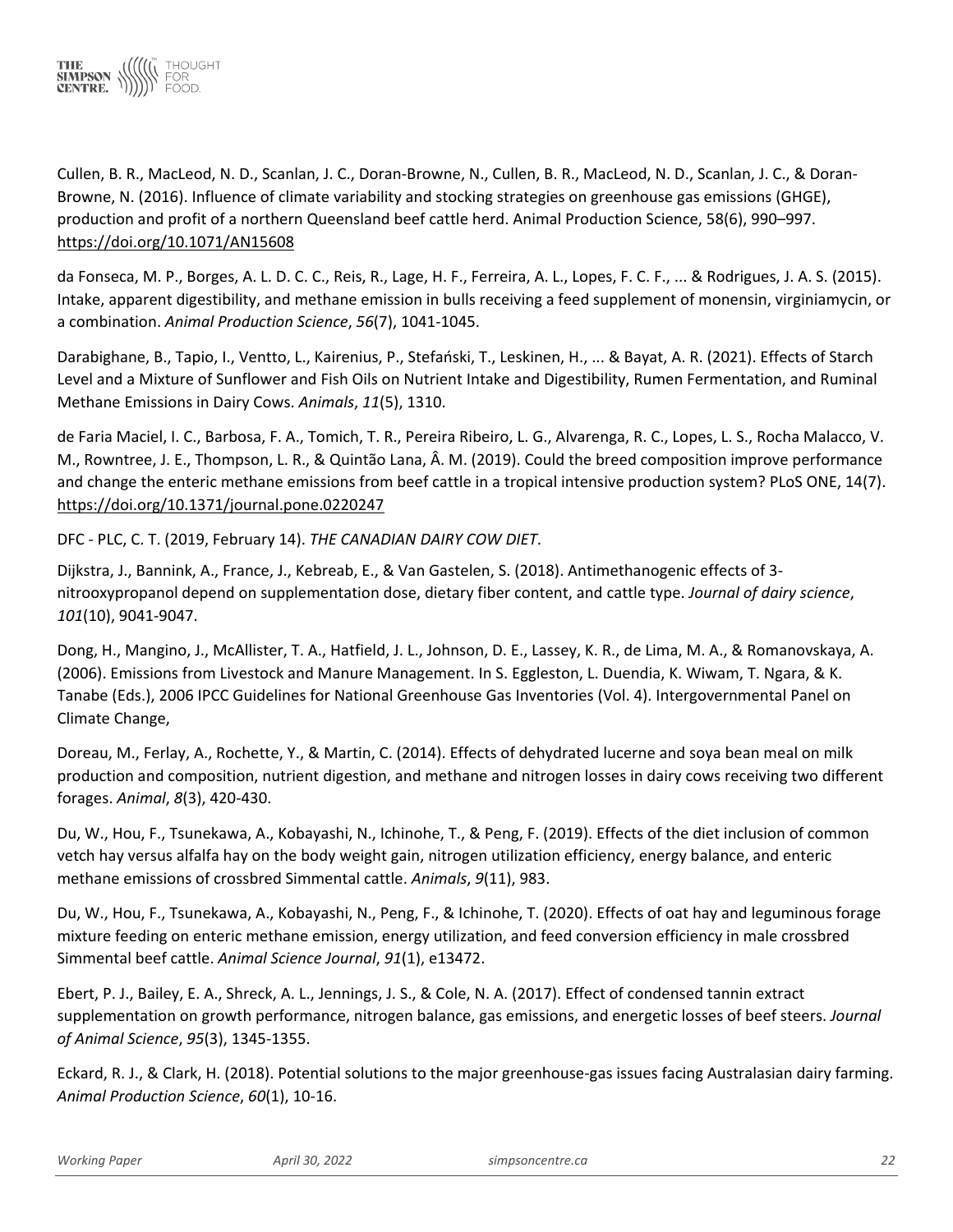Cullen, B. R., MacLeod, N. D., Scanlan, J. C., Doran-Browne, N., Cullen, B. R., MacLeod, N. D., Scanlan, J. C., & Doran-Browne, N. (2016). Influence of climate variability and stocking strategies on greenhouse gas emissions (GHGE), production and profit of a northern Queensland beef cattle herd. Animal Production Science, 58(6), 990–997. https://doi.org/10.1071/AN15608

da Fonseca, M. P., Borges, A. L. D. C. C., Reis, R., Lage, H. F., Ferreira, A. L., Lopes, F. C. F., ... & Rodrigues, J. A. S. (2015). Intake, apparent digestibility, and methane emission in bulls receiving a feed supplement of monensin, virginiamycin, or a combination. *Animal Production Science*, *56*(7), 1041-1045.

Darabighane, B., Tapio, I., Ventto, L., Kairenius, P., Stefański, T., Leskinen, H., ... & Bayat, A. R. (2021). Effects of Starch Level and a Mixture of Sunflower and Fish Oils on Nutrient Intake and Digestibility, Rumen Fermentation, and Ruminal Methane Emissions in Dairy Cows. *Animals*, *11*(5), 1310.

de Faria Maciel, I. C., Barbosa, F. A., Tomich, T. R., Pereira Ribeiro, L. G., Alvarenga, R. C., Lopes, L. S., Rocha Malacco, V. M., Rowntree, J. E., Thompson, L. R., & Quintão Lana, Â. M. (2019). Could the breed composition improve performance and change the enteric methane emissions from beef cattle in a tropical intensive production system? PLoS ONE, 14(7). https://doi.org/10.1371/journal.pone.0220247

DFC - PLC, C. T. (2019, February 14). *THE CANADIAN DAIRY COW DIET*.

Dijkstra, J., Bannink, A., France, J., Kebreab, E., & Van Gastelen, S. (2018). Antimethanogenic effects of 3-nitrooxypropanol depend on supplementation dose, dietary fiber content, and cattle type. *Journal of dairy science*, *101*(10), 9041-9047.

Dong, H., Mangino, J., McAllister, T. A., Hatfield, J. L., Johnson, D. E., Lassey, K. R., de Lima, M. A., & Romanovskaya, A. (2006). Emissions from Livestock and Manure Management. In S. Eggleston, L. Duendia, K. Wiwam, T. Ngara, & K. Tanabe (Eds.), 2006 IPCC Guidelines for National Greenhouse Gas Inventories (Vol. 4). Intergovernmental Panel on Climate Change,

Doreau, M., Ferlay, A., Rochette, Y., & Martin, C. (2014). Effects of dehydrated lucerne and soya bean meal on milk production and composition, nutrient digestion, and methane and nitrogen losses in dairy cows receiving two different forages. *Animal*, *8*(3), 420-430.

Du, W., Hou, F., Tsunekawa, A., Kobayashi, N., Ichinohe, T., & Peng, F. (2019). Effects of the diet inclusion of common vetch hay versus alfalfa hay on the body weight gain, nitrogen utilization efficiency, energy balance, and enteric methane emissions of crossbred Simmental cattle. *Animals*, *9*(11), 983.

Du, W., Hou, F., Tsunekawa, A., Kobayashi, N., Peng, F., & Ichinohe, T. (2020). Effects of oat hay and leguminous forage mixture feeding on enteric methane emission, energy utilization, and feed conversion efficiency in male crossbred Simmental beef cattle. *Animal Science Journal*, *91*(1), e13472.

Ebert, P. J., Bailey, E. A., Shreck, A. L., Jennings, J. S., & Cole, N. A. (2017). Effect of condensed tannin extract supplementation on growth performance, nitrogen balance, gas emissions, and energetic losses of beef steers. *Journal of Animal Science*, *95*(3), 1345-1355.

Eckard, R. J., & Clark, H. (2018). Potential solutions to the major greenhouse-gas issues facing Australasian dairy farming. *Animal Production Science*, *60*(1), 10-16.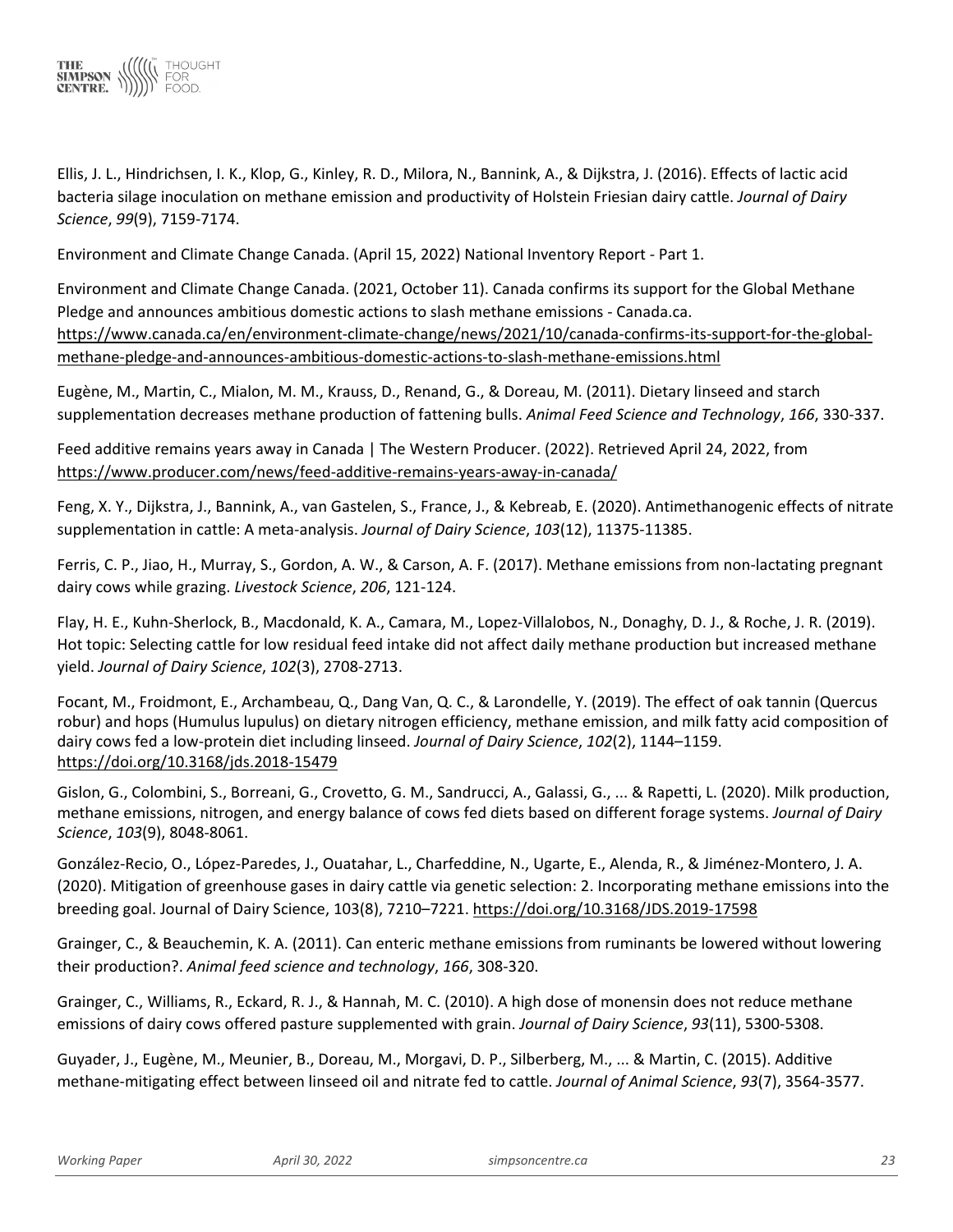Ellis, J. L., Hindrichsen, I. K., Klop, G., Kinley, R. D., Milora, N., Bannink, A., & Dijkstra, J. (2016). Effects of lactic acid bacteria silage inoculation on methane emission and productivity of Holstein Friesian dairy cattle. *Journal of Dairy Science*, *99*(9), 7159-7174.

Environment and Climate Change Canada. (April 15, 2022) National Inventory Report - Part 1.

Environment and Climate Change Canada. (2021, October 11). Canada confirms its support for the Global Methane Pledge and announces ambitious domestic actions to slash methane emissions - Canada.ca. https://www.canada.ca/en/environment-climate-change/news/2021/10/canada-confirms-its-support-for-the-global-methane-pledge-and-announces-ambitious-domestic-actions-to-slash-methane-emissions.html

Eugène, M., Martin, C., Mialon, M. M., Krauss, D., Renand, G., & Doreau, M. (2011). Dietary linseed and starch supplementation decreases methane production of fattening bulls. *Animal Feed Science and Technology*, *166*, 330-337.

Feed additive remains years away in Canada | The Western Producer. (2022). Retrieved April 24, 2022, from https://www.producer.com/news/feed-additive-remains-years-away-in-canada/

Feng, X. Y., Dijkstra, J., Bannink, A., van Gastelen, S., France, J., & Kebreab, E. (2020). Antimethanogenic effects of nitrate supplementation in cattle: A meta-analysis. *Journal of Dairy Science*, *103*(12), 11375-11385.

Ferris, C. P., Jiao, H., Murray, S., Gordon, A. W., & Carson, A. F. (2017). Methane emissions from non-lactating pregnant dairy cows while grazing. *Livestock Science*, *206*, 121-124.

Flay, H. E., Kuhn-Sherlock, B., Macdonald, K. A., Camara, M., Lopez-Villalobos, N., Donaghy, D. J., & Roche, J. R. (2019). Hot topic: Selecting cattle for low residual feed intake did not affect daily methane production but increased methane yield. *Journal of Dairy Science*, *102*(3), 2708-2713.

Focant, M., Froidmont, E., Archambeau, Q., Dang Van, Q. C., & Larondelle, Y. (2019). The effect of oak tannin (Quercus robur) and hops (Humulus lupulus) on dietary nitrogen efficiency, methane emission, and milk fatty acid composition of dairy cows fed a low-protein diet including linseed. *Journal of Dairy Science*, *102*(2), 1144–1159. https://doi.org/10.3168/jds.2018-15479

Gislon, G., Colombini, S., Borreani, G., Crovetto, G. M., Sandrucci, A., Galassi, G., ... & Rapetti, L. (2020). Milk production, methane emissions, nitrogen, and energy balance of cows fed diets based on different forage systems. *Journal of Dairy Science*, *103*(9), 8048-8061.

González-Recio, O., López-Paredes, J., Ouatahar, L., Charfeddine, N., Ugarte, E., Alenda, R., & Jiménez-Montero, J. A. (2020). Mitigation of greenhouse gases in dairy cattle via genetic selection: 2. Incorporating methane emissions into the breeding goal. Journal of Dairy Science, 103(8), 7210–7221. https://doi.org/10.3168/JDS.2019-17598

Grainger, C., & Beauchemin, K. A. (2011). Can enteric methane emissions from ruminants be lowered without lowering their production?. *Animal feed science and technology*, *166*, 308-320.

Grainger, C., Williams, R., Eckard, R. J., & Hannah, M. C. (2010). A high dose of monensin does not reduce methane emissions of dairy cows offered pasture supplemented with grain. *Journal of Dairy Science*, *93*(11), 5300-5308.

Guyader, J., Eugène, M., Meunier, B., Doreau, M., Morgavi, D. P., Silberberg, M., ... & Martin, C. (2015). Additive methane-mitigating effect between linseed oil and nitrate fed to cattle. *Journal of Animal Science*, *93*(7), 3564-3577.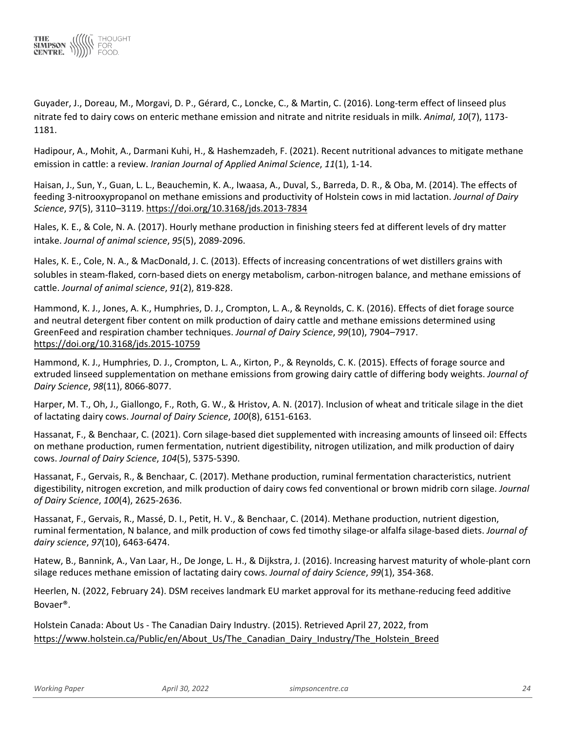Guyader, J., Doreau, M., Morgavi, D. P., Gérard, C., Loncke, C., & Martin, C. (2016). Long-term effect of linseed plus nitrate fed to dairy cows on enteric methane emission and nitrate and nitrite residuals in milk. *Animal*, *10*(7), 1173-1181.

Hadipour, A., Mohit, A., Darmani Kuhi, H., & Hashemzadeh, F. (2021). Recent nutritional advances to mitigate methane emission in cattle: a review. *Iranian Journal of Applied Animal Science*, *11*(1), 1-14.

Haisan, J., Sun, Y., Guan, L. L., Beauchemin, K. A., Iwaasa, A., Duval, S., Barreda, D. R., & Oba, M. (2014). The effects of feeding 3-nitrooxypropanol on methane emissions and productivity of Holstein cows in mid lactation. *Journal of Dairy Science*, *97*(5), 3110–3119. https://doi.org/10.3168/jds.2013-7834

Hales, K. E., & Cole, N. A. (2017). Hourly methane production in finishing steers fed at different levels of dry matter intake. *Journal of animal science*, *95*(5), 2089-2096.

Hales, K. E., Cole, N. A., & MacDonald, J. C. (2013). Effects of increasing concentrations of wet distillers grains with solubles in steam-flaked, corn-based diets on energy metabolism, carbon-nitrogen balance, and methane emissions of cattle. *Journal of animal science*, *91*(2), 819-828.

Hammond, K. J., Jones, A. K., Humphries, D. J., Crompton, L. A., & Reynolds, C. K. (2016). Effects of diet forage source and neutral detergent fiber content on milk production of dairy cattle and methane emissions determined using GreenFeed and respiration chamber techniques. *Journal of Dairy Science*, *99*(10), 7904–7917. https://doi.org/10.3168/jds.2015-10759

Hammond, K. J., Humphries, D. J., Crompton, L. A., Kirton, P., & Reynolds, C. K. (2015). Effects of forage source and extruded linseed supplementation on methane emissions from growing dairy cattle of differing body weights. *Journal of Dairy Science*, *98*(11), 8066-8077.

Harper, M. T., Oh, J., Giallongo, F., Roth, G. W., & Hristov, A. N. (2017). Inclusion of wheat and triticale silage in the diet of lactating dairy cows. *Journal of Dairy Science*, *100*(8), 6151-6163.

Hassanat, F., & Benchaar, C. (2021). Corn silage-based diet supplemented with increasing amounts of linseed oil: Effects on methane production, rumen fermentation, nutrient digestibility, nitrogen utilization, and milk production of dairy cows. *Journal of Dairy Science*, *104*(5), 5375-5390.

Hassanat, F., Gervais, R., & Benchaar, C. (2017). Methane production, ruminal fermentation characteristics, nutrient digestibility, nitrogen excretion, and milk production of dairy cows fed conventional or brown midrib corn silage. *Journal of Dairy Science*, *100*(4), 2625-2636.

Hassanat, F., Gervais, R., Massé, D. I., Petit, H. V., & Benchaar, C. (2014). Methane production, nutrient digestion, ruminal fermentation, N balance, and milk production of cows fed timothy silage-or alfalfa silage-based diets. *Journal of dairy science*, *97*(10), 6463-6474.

Hatew, B., Bannink, A., Van Laar, H., De Jonge, L. H., & Dijkstra, J. (2016). Increasing harvest maturity of whole-plant corn silage reduces methane emission of lactating dairy cows. *Journal of dairy Science*, *99*(1), 354-368.

Heerlen, N. (2022, February 24). DSM receives landmark EU market approval for its methane-reducing feed additive Bovaer®.

Holstein Canada: About Us - The Canadian Dairy Industry. (2015). Retrieved April 27, 2022, from https://www.holstein.ca/Public/en/About_Us/The_Canadian_Dairy_Industry/The_Holstein_Breed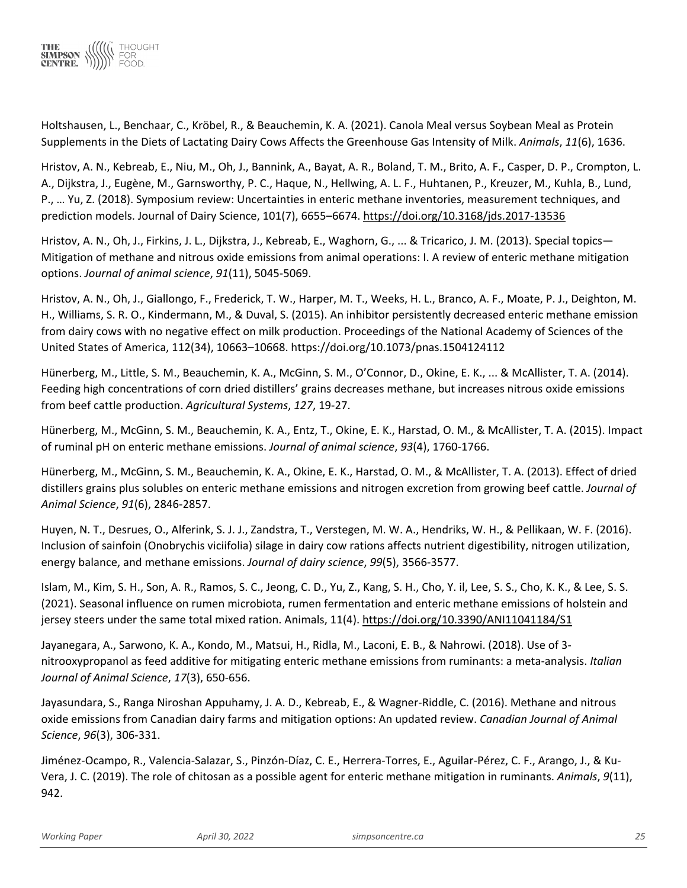Holtshausen, L., Benchaar, C., Kröbel, R., & Beauchemin, K. A. (2021). Canola Meal versus Soybean Meal as Protein Supplements in the Diets of Lactating Dairy Cows Affects the Greenhouse Gas Intensity of Milk. *Animals*, *11*(6), 1636.

Hristov, A. N., Kebreab, E., Niu, M., Oh, J., Bannink, A., Bayat, A. R., Boland, T. M., Brito, A. F., Casper, D. P., Crompton, L. A., Dijkstra, J., Eugène, M., Garnsworthy, P. C., Haque, N., Hellwing, A. L. F., Huhtanen, P., Kreuzer, M., Kuhla, B., Lund, P., … Yu, Z. (2018). Symposium review: Uncertainties in enteric methane inventories, measurement techniques, and prediction models. Journal of Dairy Science, 101(7), 6655–6674. https://doi.org/10.3168/jds.2017-13536

Hristov, A. N., Oh, J., Firkins, J. L., Dijkstra, J., Kebreab, E., Waghorn, G., ... & Tricarico, J. M. (2013). Special topics—Mitigation of methane and nitrous oxide emissions from animal operations: I. A review of enteric methane mitigation options. *Journal of animal science*, *91*(11), 5045-5069.

Hristov, A. N., Oh, J., Giallongo, F., Frederick, T. W., Harper, M. T., Weeks, H. L., Branco, A. F., Moate, P. J., Deighton, M. H., Williams, S. R. O., Kindermann, M., & Duval, S. (2015). An inhibitor persistently decreased enteric methane emission from dairy cows with no negative effect on milk production. Proceedings of the National Academy of Sciences of the United States of America, 112(34), 10663–10668. https://doi.org/10.1073/pnas.1504124112

Hünerberg, M., Little, S. M., Beauchemin, K. A., McGinn, S. M., O'Connor, D., Okine, E. K., ... & McAllister, T. A. (2014). Feeding high concentrations of corn dried distillers' grains decreases methane, but increases nitrous oxide emissions from beef cattle production. *Agricultural Systems*, *127*, 19-27.

Hünerberg, M., McGinn, S. M., Beauchemin, K. A., Entz, T., Okine, E. K., Harstad, O. M., & McAllister, T. A. (2015). Impact of ruminal pH on enteric methane emissions. *Journal of animal science*, *93*(4), 1760-1766.

Hünerberg, M., McGinn, S. M., Beauchemin, K. A., Okine, E. K., Harstad, O. M., & McAllister, T. A. (2013). Effect of dried distillers grains plus solubles on enteric methane emissions and nitrogen excretion from growing beef cattle. *Journal of Animal Science*, *91*(6), 2846-2857.

Huyen, N. T., Desrues, O., Alferink, S. J. J., Zandstra, T., Verstegen, M. W. A., Hendriks, W. H., & Pellikaan, W. F. (2016). Inclusion of sainfoin (Onobrychis viciifolia) silage in dairy cow rations affects nutrient digestibility, nitrogen utilization, energy balance, and methane emissions. *Journal of dairy science*, *99*(5), 3566-3577.

Islam, M., Kim, S. H., Son, A. R., Ramos, S. C., Jeong, C. D., Yu, Z., Kang, S. H., Cho, Y. il, Lee, S. S., Cho, K. K., & Lee, S. S. (2021). Seasonal influence on rumen microbiota, rumen fermentation and enteric methane emissions of holstein and jersey steers under the same total mixed ration. Animals, 11(4). https://doi.org/10.3390/ANI11041184/S1

Jayanegara, A., Sarwono, K. A., Kondo, M., Matsui, H., Ridla, M., Laconi, E. B., & Nahrowi. (2018). Use of 3-nitrooxypropanol as feed additive for mitigating enteric methane emissions from ruminants: a meta-analysis. *Italian Journal of Animal Science*, *17*(3), 650-656.

Jayasundara, S., Ranga Niroshan Appuhamy, J. A. D., Kebreab, E., & Wagner-Riddle, C. (2016). Methane and nitrous oxide emissions from Canadian dairy farms and mitigation options: An updated review. *Canadian Journal of Animal Science*, *96*(3), 306-331.

Jiménez-Ocampo, R., Valencia-Salazar, S., Pinzón-Díaz, C. E., Herrera-Torres, E., Aguilar-Pérez, C. F., Arango, J., & Ku-Vera, J. C. (2019). The role of chitosan as a possible agent for enteric methane mitigation in ruminants. *Animals*, *9*(11), 942.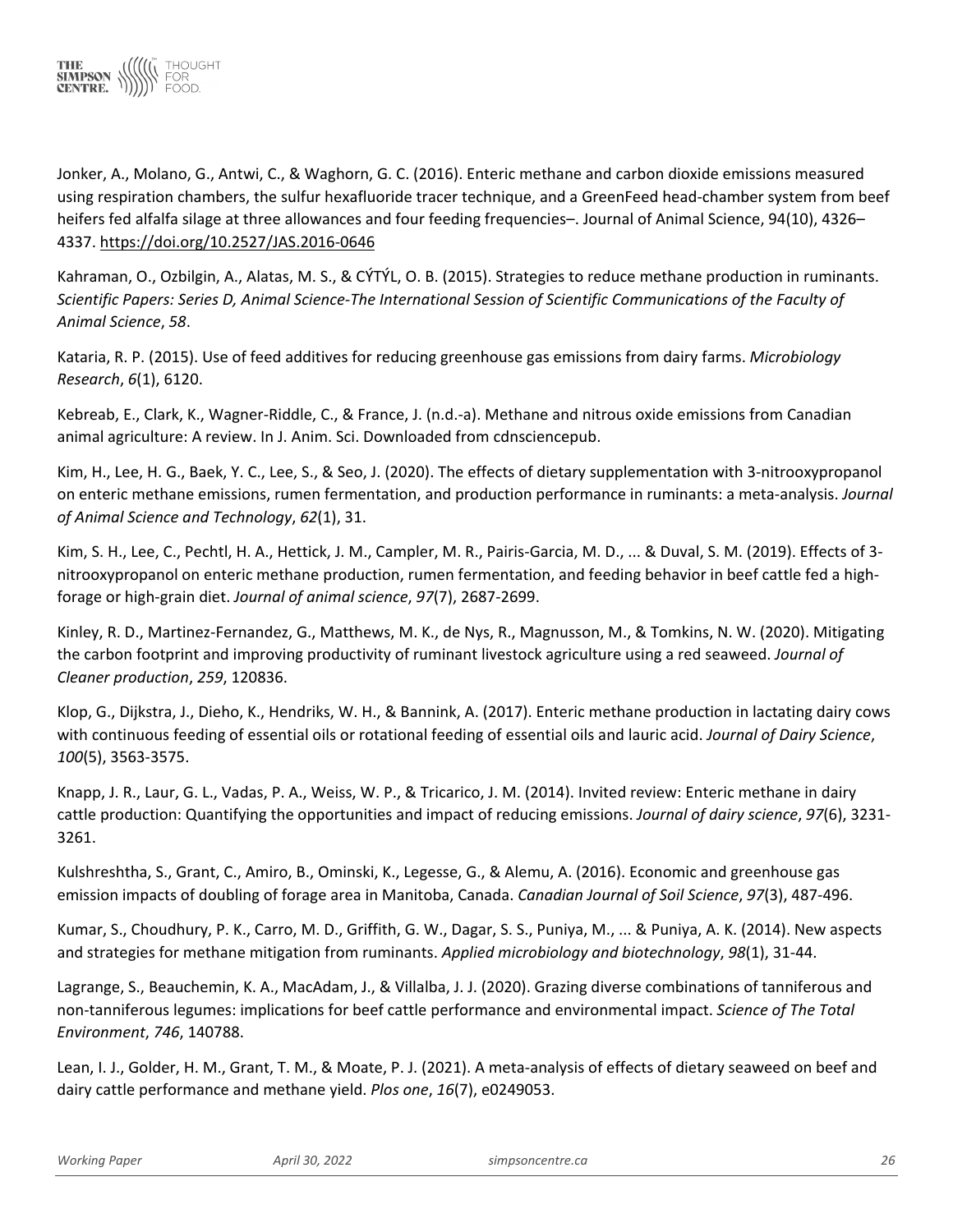Jonker, A., Molano, G., Antwi, C., & Waghorn, G. C. (2016). Enteric methane and carbon dioxide emissions measured using respiration chambers, the sulfur hexafluoride tracer technique, and a GreenFeed head-chamber system from beef heifers fed alfalfa silage at three allowances and four feeding frequencies–. Journal of Animal Science, 94(10), 4326–4337. https://doi.org/10.2527/JAS.2016-0646

Kahraman, O., Ozbilgin, A., Alatas, M. S., & CÝTÝL, O. B. (2015). Strategies to reduce methane production in ruminants. *Scientific Papers: Series D, Animal Science-The International Session of Scientific Communications of the Faculty of Animal Science*, *58*.

Kataria, R. P. (2015). Use of feed additives for reducing greenhouse gas emissions from dairy farms. *Microbiology Research*, *6*(1), 6120.

Kebreab, E., Clark, K., Wagner-Riddle, C., & France, J. (n.d.-a). Methane and nitrous oxide emissions from Canadian animal agriculture: A review. In J. Anim. Sci. Downloaded from cdnsciencepub.

Kim, H., Lee, H. G., Baek, Y. C., Lee, S., & Seo, J. (2020). The effects of dietary supplementation with 3-nitrooxypropanol on enteric methane emissions, rumen fermentation, and production performance in ruminants: a meta-analysis. *Journal of Animal Science and Technology*, *62*(1), 31.

Kim, S. H., Lee, C., Pechtl, H. A., Hettick, J. M., Campler, M. R., Pairis-Garcia, M. D., ... & Duval, S. M. (2019). Effects of 3-nitrooxypropanol on enteric methane production, rumen fermentation, and feeding behavior in beef cattle fed a high-forage or high-grain diet. *Journal of animal science*, *97*(7), 2687-2699.

Kinley, R. D., Martinez-Fernandez, G., Matthews, M. K., de Nys, R., Magnusson, M., & Tomkins, N. W. (2020). Mitigating the carbon footprint and improving productivity of ruminant livestock agriculture using a red seaweed. *Journal of Cleaner production*, *259*, 120836.

Klop, G., Dijkstra, J., Dieho, K., Hendriks, W. H., & Bannink, A. (2017). Enteric methane production in lactating dairy cows with continuous feeding of essential oils or rotational feeding of essential oils and lauric acid. *Journal of Dairy Science*, *100*(5), 3563-3575.

Knapp, J. R., Laur, G. L., Vadas, P. A., Weiss, W. P., & Tricarico, J. M. (2014). Invited review: Enteric methane in dairy cattle production: Quantifying the opportunities and impact of reducing emissions. *Journal of dairy science*, *97*(6), 3231-3261.

Kulshreshtha, S., Grant, C., Amiro, B., Ominski, K., Legesse, G., & Alemu, A. (2016). Economic and greenhouse gas emission impacts of doubling of forage area in Manitoba, Canada. *Canadian Journal of Soil Science*, *97*(3), 487-496.

Kumar, S., Choudhury, P. K., Carro, M. D., Griffith, G. W., Dagar, S. S., Puniya, M., ... & Puniya, A. K. (2014). New aspects and strategies for methane mitigation from ruminants. *Applied microbiology and biotechnology*, *98*(1), 31-44.

Lagrange, S., Beauchemin, K. A., MacAdam, J., & Villalba, J. J. (2020). Grazing diverse combinations of tanniferous and non-tanniferous legumes: implications for beef cattle performance and environmental impact. *Science of The Total Environment*, *746*, 140788.

Lean, I. J., Golder, H. M., Grant, T. M., & Moate, P. J. (2021). A meta-analysis of effects of dietary seaweed on beef and dairy cattle performance and methane yield. *Plos one*, *16*(7), e0249053.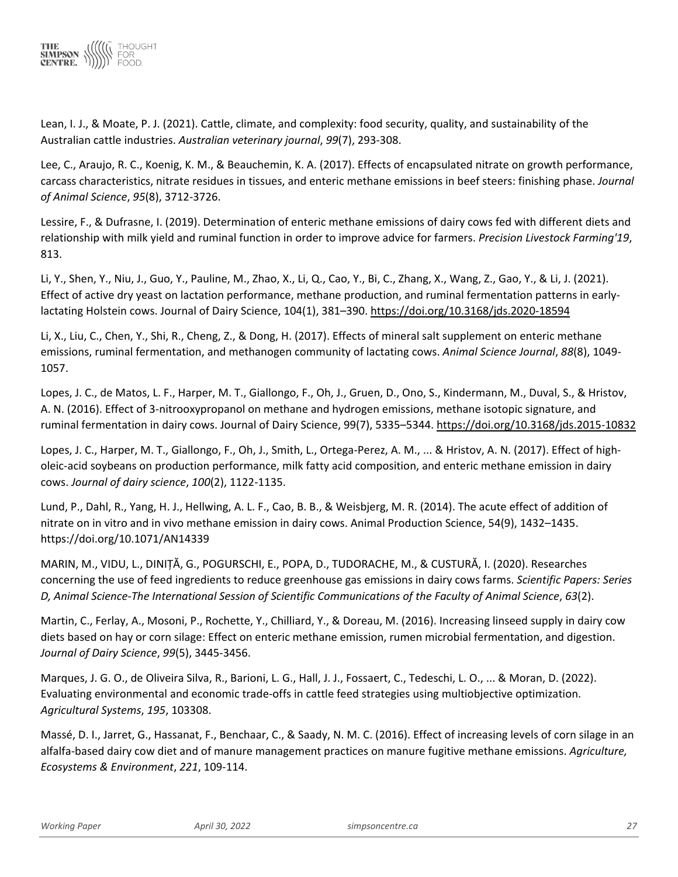Lean, I. J., & Moate, P. J. (2021). Cattle, climate, and complexity: food security, quality, and sustainability of the Australian cattle industries. *Australian veterinary journal*, *99*(7), 293-308.

Lee, C., Araujo, R. C., Koenig, K. M., & Beauchemin, K. A. (2017). Effects of encapsulated nitrate on growth performance, carcass characteristics, nitrate residues in tissues, and enteric methane emissions in beef steers: finishing phase. *Journal of Animal Science*, *95*(8), 3712-3726.

Lessire, F., & Dufrasne, I. (2019). Determination of enteric methane emissions of dairy cows fed with different diets and relationship with milk yield and ruminal function in order to improve advice for farmers. *Precision Livestock Farming'19*, 813.

Li, Y., Shen, Y., Niu, J., Guo, Y., Pauline, M., Zhao, X., Li, Q., Cao, Y., Bi, C., Zhang, X., Wang, Z., Gao, Y., & Li, J. (2021). Effect of active dry yeast on lactation performance, methane production, and ruminal fermentation patterns in early-lactating Holstein cows. Journal of Dairy Science, 104(1), 381–390. https://doi.org/10.3168/jds.2020-18594

Li, X., Liu, C., Chen, Y., Shi, R., Cheng, Z., & Dong, H. (2017). Effects of mineral salt supplement on enteric methane emissions, ruminal fermentation, and methanogen community of lactating cows. *Animal Science Journal*, *88*(8), 1049-1057.

Lopes, J. C., de Matos, L. F., Harper, M. T., Giallongo, F., Oh, J., Gruen, D., Ono, S., Kindermann, M., Duval, S., & Hristov, A. N. (2016). Effect of 3-nitrooxypropanol on methane and hydrogen emissions, methane isotopic signature, and ruminal fermentation in dairy cows. Journal of Dairy Science, 99(7), 5335–5344. https://doi.org/10.3168/jds.2015-10832

Lopes, J. C., Harper, M. T., Giallongo, F., Oh, J., Smith, L., Ortega-Perez, A. M., ... & Hristov, A. N. (2017). Effect of high-oleic-acid soybeans on production performance, milk fatty acid composition, and enteric methane emission in dairy cows. *Journal of dairy science*, *100*(2), 1122-1135.

Lund, P., Dahl, R., Yang, H. J., Hellwing, A. L. F., Cao, B. B., & Weisbjerg, M. R. (2014). The acute effect of addition of nitrate on in vitro and in vivo methane emission in dairy cows. Animal Production Science, 54(9), 1432–1435. https://doi.org/10.1071/AN14339

MARIN, M., VIDU, L., DINIȚĂ, G., POGURSCHI, E., POPA, D., TUDORACHE, M., & CUSTURĂ, I. (2020). Researches concerning the use of feed ingredients to reduce greenhouse gas emissions in dairy cows farms. *Scientific Papers: Series D, Animal Science-The International Session of Scientific Communications of the Faculty of Animal Science*, *63*(2).

Martin, C., Ferlay, A., Mosoni, P., Rochette, Y., Chilliard, Y., & Doreau, M. (2016). Increasing linseed supply in dairy cow diets based on hay or corn silage: Effect on enteric methane emission, rumen microbial fermentation, and digestion. *Journal of Dairy Science*, *99*(5), 3445-3456.

Marques, J. G. O., de Oliveira Silva, R., Barioni, L. G., Hall, J. J., Fossaert, C., Tedeschi, L. O., ... & Moran, D. (2022). Evaluating environmental and economic trade-offs in cattle feed strategies using multiobjective optimization. *Agricultural Systems*, *195*, 103308.

Massé, D. I., Jarret, G., Hassanat, F., Benchaar, C., & Saady, N. M. C. (2016). Effect of increasing levels of corn silage in an alfalfa-based dairy cow diet and of manure management practices on manure fugitive methane emissions. *Agriculture, Ecosystems & Environment*, *221*, 109-114.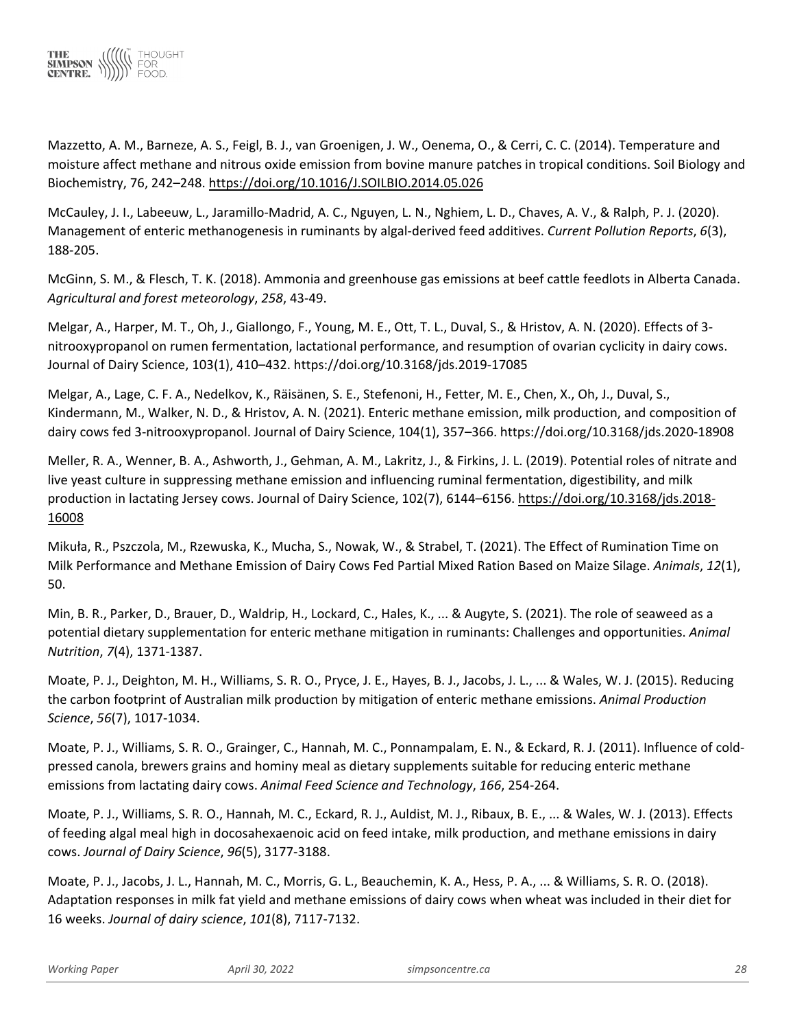Mazzetto, A. M., Barneze, A. S., Feigl, B. J., van Groenigen, J. W., Oenema, O., & Cerri, C. C. (2014). Temperature and moisture affect methane and nitrous oxide emission from bovine manure patches in tropical conditions. Soil Biology and Biochemistry, 76, 242–248. https://doi.org/10.1016/J.SOILBIO.2014.05.026

McCauley, J. I., Labeeuw, L., Jaramillo-Madrid, A. C., Nguyen, L. N., Nghiem, L. D., Chaves, A. V., & Ralph, P. J. (2020). Management of enteric methanogenesis in ruminants by algal-derived feed additives. *Current Pollution Reports*, *6*(3), 188-205.

McGinn, S. M., & Flesch, T. K. (2018). Ammonia and greenhouse gas emissions at beef cattle feedlots in Alberta Canada. *Agricultural and forest meteorology*, *258*, 43-49.

Melgar, A., Harper, M. T., Oh, J., Giallongo, F., Young, M. E., Ott, T. L., Duval, S., & Hristov, A. N. (2020). Effects of 3-nitrooxypropanol on rumen fermentation, lactational performance, and resumption of ovarian cyclicity in dairy cows. Journal of Dairy Science, 103(1), 410–432. https://doi.org/10.3168/jds.2019-17085

Melgar, A., Lage, C. F. A., Nedelkov, K., Räisänen, S. E., Stefenoni, H., Fetter, M. E., Chen, X., Oh, J., Duval, S., Kindermann, M., Walker, N. D., & Hristov, A. N. (2021). Enteric methane emission, milk production, and composition of dairy cows fed 3-nitrooxypropanol. Journal of Dairy Science, 104(1), 357–366. https://doi.org/10.3168/jds.2020-18908

Meller, R. A., Wenner, B. A., Ashworth, J., Gehman, A. M., Lakritz, J., & Firkins, J. L. (2019). Potential roles of nitrate and live yeast culture in suppressing methane emission and influencing ruminal fermentation, digestibility, and milk production in lactating Jersey cows. Journal of Dairy Science, 102(7), 6144–6156. https://doi.org/10.3168/jds.2018-16008

Mikuła, R., Pszczola, M., Rzewuska, K., Mucha, S., Nowak, W., & Strabel, T. (2021). The Effect of Rumination Time on Milk Performance and Methane Emission of Dairy Cows Fed Partial Mixed Ration Based on Maize Silage. *Animals*, *12*(1), 50.

Min, B. R., Parker, D., Brauer, D., Waldrip, H., Lockard, C., Hales, K., ... & Augyte, S. (2021). The role of seaweed as a potential dietary supplementation for enteric methane mitigation in ruminants: Challenges and opportunities. *Animal Nutrition*, *7*(4), 1371-1387.

Moate, P. J., Deighton, M. H., Williams, S. R. O., Pryce, J. E., Hayes, B. J., Jacobs, J. L., ... & Wales, W. J. (2015). Reducing the carbon footprint of Australian milk production by mitigation of enteric methane emissions. *Animal Production Science*, *56*(7), 1017-1034.

Moate, P. J., Williams, S. R. O., Grainger, C., Hannah, M. C., Ponnampalam, E. N., & Eckard, R. J. (2011). Influence of cold-pressed canola, brewers grains and hominy meal as dietary supplements suitable for reducing enteric methane emissions from lactating dairy cows. *Animal Feed Science and Technology*, *166*, 254-264.

Moate, P. J., Williams, S. R. O., Hannah, M. C., Eckard, R. J., Auldist, M. J., Ribaux, B. E., ... & Wales, W. J. (2013). Effects of feeding algal meal high in docosahexaenoic acid on feed intake, milk production, and methane emissions in dairy cows. *Journal of Dairy Science*, *96*(5), 3177-3188.

Moate, P. J., Jacobs, J. L., Hannah, M. C., Morris, G. L., Beauchemin, K. A., Hess, P. A., ... & Williams, S. R. O. (2018). Adaptation responses in milk fat yield and methane emissions of dairy cows when wheat was included in their diet for 16 weeks. *Journal of dairy science*, *101*(8), 7117-7132.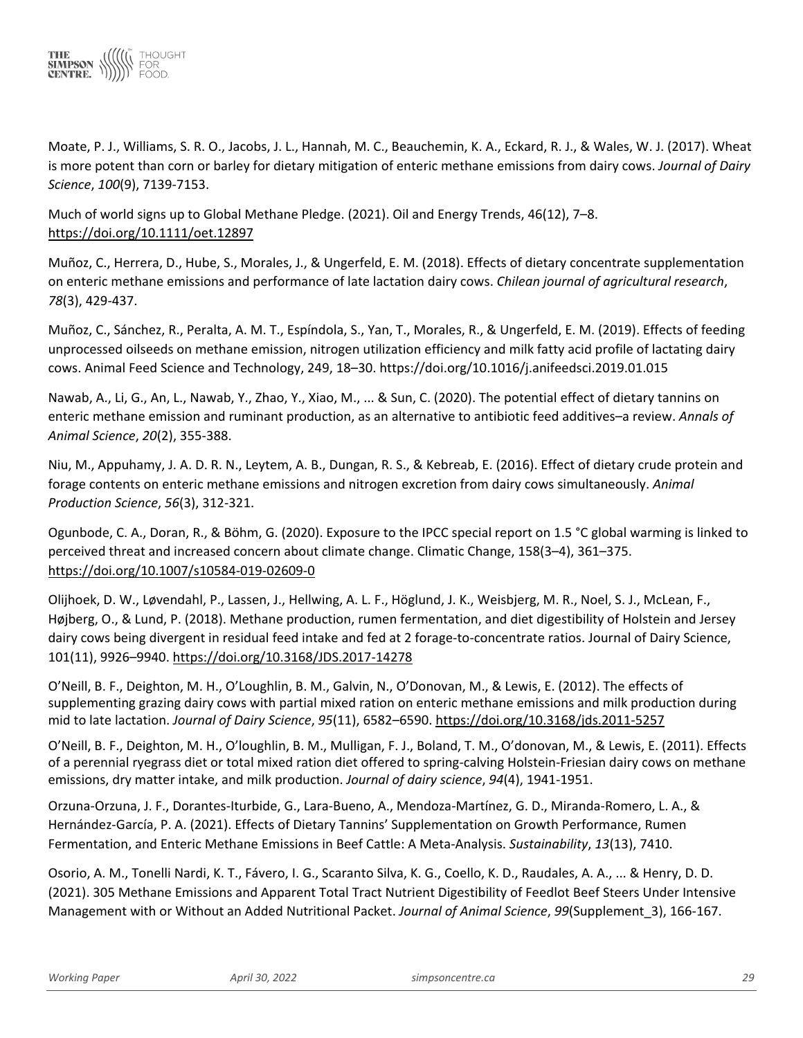Moate, P. J., Williams, S. R. O., Jacobs, J. L., Hannah, M. C., Beauchemin, K. A., Eckard, R. J., & Wales, W. J. (2017). Wheat is more potent than corn or barley for dietary mitigation of enteric methane emissions from dairy cows. *Journal of Dairy Science*, *100*(9), 7139-7153.

Much of world signs up to Global Methane Pledge. (2021). Oil and Energy Trends, 46(12), 7–8. https://doi.org/10.1111/oet.12897

Muñoz, C., Herrera, D., Hube, S., Morales, J., & Ungerfeld, E. M. (2018). Effects of dietary concentrate supplementation on enteric methane emissions and performance of late lactation dairy cows. *Chilean journal of agricultural research*, *78*(3), 429-437.

Muñoz, C., Sánchez, R., Peralta, A. M. T., Espíndola, S., Yan, T., Morales, R., & Ungerfeld, E. M. (2019). Effects of feeding unprocessed oilseeds on methane emission, nitrogen utilization efficiency and milk fatty acid profile of lactating dairy cows. Animal Feed Science and Technology, 249, 18–30. https://doi.org/10.1016/j.anifeedsci.2019.01.015

Nawab, A., Li, G., An, L., Nawab, Y., Zhao, Y., Xiao, M., ... & Sun, C. (2020). The potential effect of dietary tannins on enteric methane emission and ruminant production, as an alternative to antibiotic feed additives–a review. *Annals of Animal Science*, *20*(2), 355-388.

Niu, M., Appuhamy, J. A. D. R. N., Leytem, A. B., Dungan, R. S., & Kebreab, E. (2016). Effect of dietary crude protein and forage contents on enteric methane emissions and nitrogen excretion from dairy cows simultaneously. *Animal Production Science*, *56*(3), 312-321.

Ogunbode, C. A., Doran, R., & Böhm, G. (2020). Exposure to the IPCC special report on 1.5 °C global warming is linked to perceived threat and increased concern about climate change. Climatic Change, 158(3–4), 361–375. https://doi.org/10.1007/s10584-019-02609-0

Olijhoek, D. W., Løvendahl, P., Lassen, J., Hellwing, A. L. F., Höglund, J. K., Weisbjerg, M. R., Noel, S. J., McLean, F., Højberg, O., & Lund, P. (2018). Methane production, rumen fermentation, and diet digestibility of Holstein and Jersey dairy cows being divergent in residual feed intake and fed at 2 forage-to-concentrate ratios. Journal of Dairy Science, 101(11), 9926–9940. https://doi.org/10.3168/JDS.2017-14278

O'Neill, B. F., Deighton, M. H., O'Loughlin, B. M., Galvin, N., O'Donovan, M., & Lewis, E. (2012). The effects of supplementing grazing dairy cows with partial mixed ration on enteric methane emissions and milk production during mid to late lactation. *Journal of Dairy Science*, *95*(11), 6582–6590. https://doi.org/10.3168/jds.2011-5257

O'Neill, B. F., Deighton, M. H., O'loughlin, B. M., Mulligan, F. J., Boland, T. M., O'donovan, M., & Lewis, E. (2011). Effects of a perennial ryegrass diet or total mixed ration diet offered to spring-calving Holstein-Friesian dairy cows on methane emissions, dry matter intake, and milk production. *Journal of dairy science*, *94*(4), 1941-1951.

Orzuna-Orzuna, J. F., Dorantes-Iturbide, G., Lara-Bueno, A., Mendoza-Martínez, G. D., Miranda-Romero, L. A., & Hernández-García, P. A. (2021). Effects of Dietary Tannins' Supplementation on Growth Performance, Rumen Fermentation, and Enteric Methane Emissions in Beef Cattle: A Meta-Analysis. *Sustainability*, *13*(13), 7410.

Osorio, A. M., Tonelli Nardi, K. T., Fávero, I. G., Scaranto Silva, K. G., Coello, K. D., Raudales, A. A., ... & Henry, D. D. (2021). 305 Methane Emissions and Apparent Total Tract Nutrient Digestibility of Feedlot Beef Steers Under Intensive Management with or Without an Added Nutritional Packet. *Journal of Animal Science*, *99*(Supplement_3), 166-167.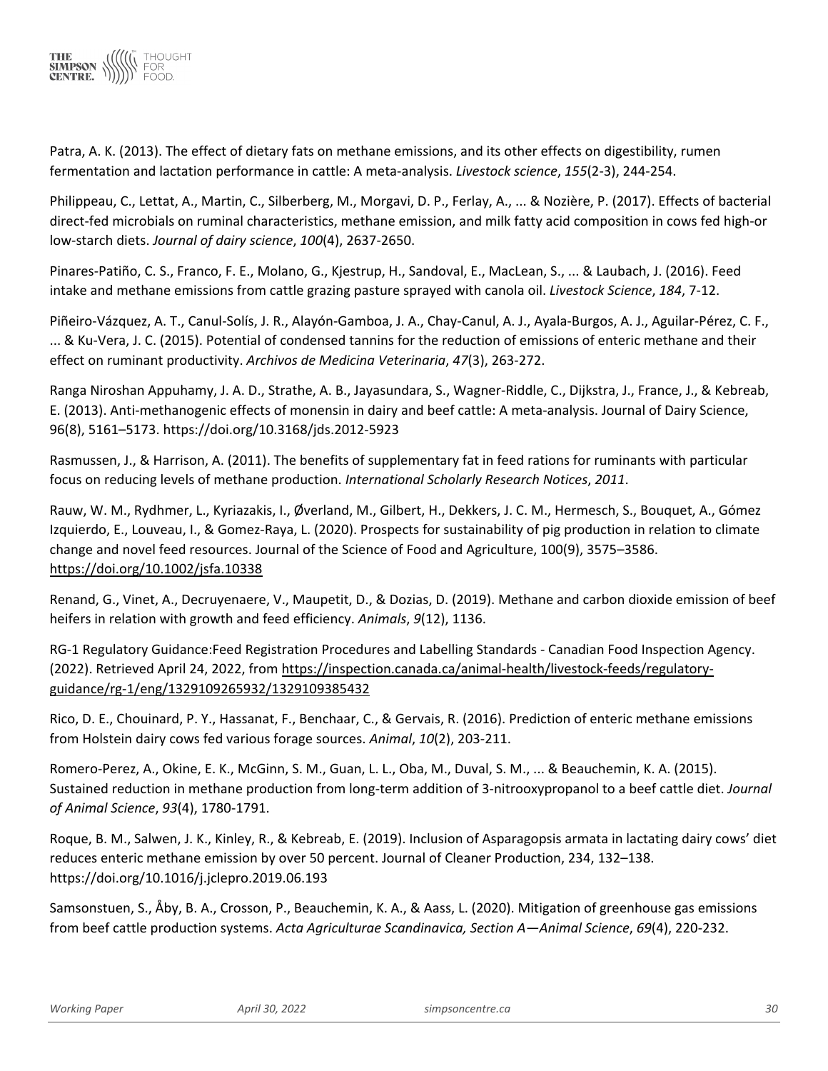Patra, A. K. (2013). The effect of dietary fats on methane emissions, and its other effects on digestibility, rumen fermentation and lactation performance in cattle: A meta-analysis. *Livestock science*, *155*(2-3), 244-254.

Philippeau, C., Lettat, A., Martin, C., Silberberg, M., Morgavi, D. P., Ferlay, A., ... & Nozière, P. (2017). Effects of bacterial direct-fed microbials on ruminal characteristics, methane emission, and milk fatty acid composition in cows fed high-or low-starch diets. *Journal of dairy science*, *100*(4), 2637-2650.

Pinares-Patiño, C. S., Franco, F. E., Molano, G., Kjestrup, H., Sandoval, E., MacLean, S., ... & Laubach, J. (2016). Feed intake and methane emissions from cattle grazing pasture sprayed with canola oil. *Livestock Science*, *184*, 7-12.

Piñeiro-Vázquez, A. T., Canul-Solís, J. R., Alayón-Gamboa, J. A., Chay-Canul, A. J., Ayala-Burgos, A. J., Aguilar-Pérez, C. F., ... & Ku-Vera, J. C. (2015). Potential of condensed tannins for the reduction of emissions of enteric methane and their effect on ruminant productivity. *Archivos de Medicina Veterinaria*, *47*(3), 263-272.

Ranga Niroshan Appuhamy, J. A. D., Strathe, A. B., Jayasundara, S., Wagner-Riddle, C., Dijkstra, J., France, J., & Kebreab, E. (2013). Anti-methanogenic effects of monensin in dairy and beef cattle: A meta-analysis. Journal of Dairy Science, 96(8), 5161–5173. https://doi.org/10.3168/jds.2012-5923

Rasmussen, J., & Harrison, A. (2011). The benefits of supplementary fat in feed rations for ruminants with particular focus on reducing levels of methane production. *International Scholarly Research Notices*, *2011*.

Rauw, W. M., Rydhmer, L., Kyriazakis, I., Øverland, M., Gilbert, H., Dekkers, J. C. M., Hermesch, S., Bouquet, A., Gómez Izquierdo, E., Louveau, I., & Gomez-Raya, L. (2020). Prospects for sustainability of pig production in relation to climate change and novel feed resources. Journal of the Science of Food and Agriculture, 100(9), 3575–3586. https://doi.org/10.1002/jsfa.10338

Renand, G., Vinet, A., Decruyenaere, V., Maupetit, D., & Dozias, D. (2019). Methane and carbon dioxide emission of beef heifers in relation with growth and feed efficiency. *Animals*, *9*(12), 1136.

RG-1 Regulatory Guidance:Feed Registration Procedures and Labelling Standards - Canadian Food Inspection Agency. (2022). Retrieved April 24, 2022, from https://inspection.canada.ca/animal-health/livestock-feeds/regulatory-guidance/rg-1/eng/1329109265932/1329109385432

Rico, D. E., Chouinard, P. Y., Hassanat, F., Benchaar, C., & Gervais, R. (2016). Prediction of enteric methane emissions from Holstein dairy cows fed various forage sources. *Animal*, *10*(2), 203-211.

Romero-Perez, A., Okine, E. K., McGinn, S. M., Guan, L. L., Oba, M., Duval, S. M., ... & Beauchemin, K. A. (2015). Sustained reduction in methane production from long-term addition of 3-nitrooxypropanol to a beef cattle diet. *Journal of Animal Science*, *93*(4), 1780-1791.

Roque, B. M., Salwen, J. K., Kinley, R., & Kebreab, E. (2019). Inclusion of Asparagopsis armata in lactating dairy cows' diet reduces enteric methane emission by over 50 percent. Journal of Cleaner Production, 234, 132–138. https://doi.org/10.1016/j.jclepro.2019.06.193

Samsonstuen, S., Åby, B. A., Crosson, P., Beauchemin, K. A., & Aass, L. (2020). Mitigation of greenhouse gas emissions from beef cattle production systems. *Acta Agriculturae Scandinavica, Section A—Animal Science*, *69*(4), 220-232.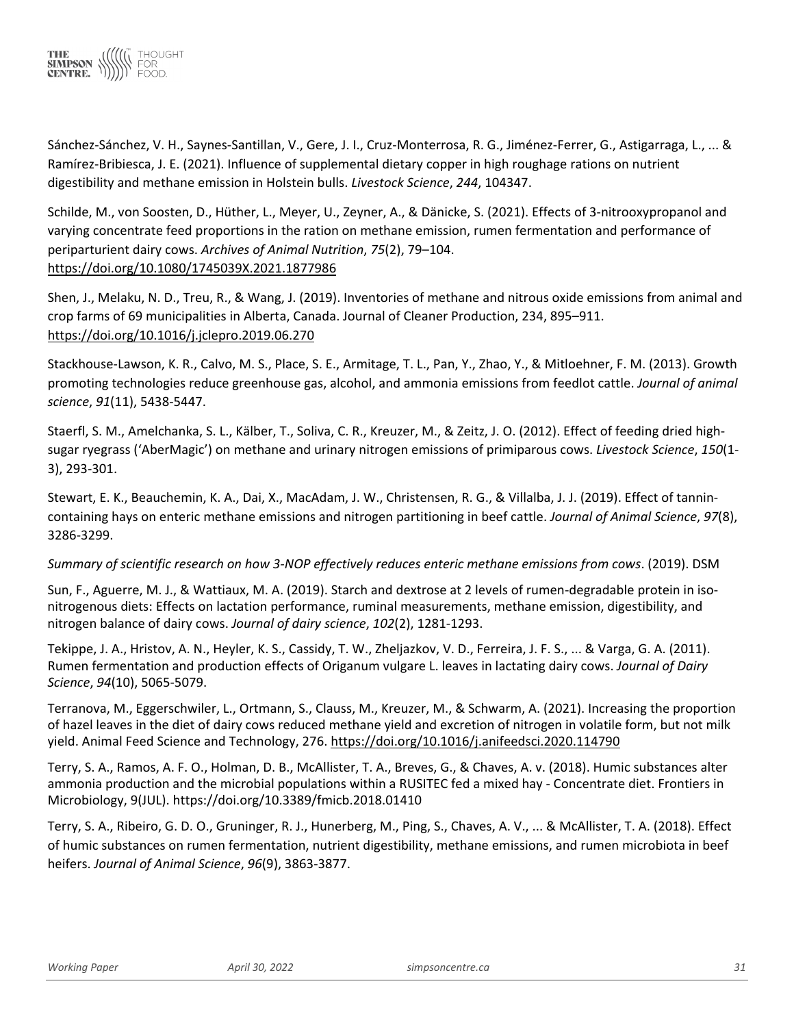Sánchez-Sánchez, V. H., Saynes-Santillan, V., Gere, J. I., Cruz-Monterrosa, R. G., Jiménez-Ferrer, G., Astigarraga, L., ... & Ramírez-Bribiesca, J. E. (2021). Influence of supplemental dietary copper in high roughage rations on nutrient digestibility and methane emission in Holstein bulls. *Livestock Science*, *244*, 104347.

Schilde, M., von Soosten, D., Hüther, L., Meyer, U., Zeyner, A., & Dänicke, S. (2021). Effects of 3-nitrooxypropanol and varying concentrate feed proportions in the ration on methane emission, rumen fermentation and performance of periparturient dairy cows. *Archives of Animal Nutrition*, *75*(2), 79–104. https://doi.org/10.1080/1745039X.2021.1877986

Shen, J., Melaku, N. D., Treu, R., & Wang, J. (2019). Inventories of methane and nitrous oxide emissions from animal and crop farms of 69 municipalities in Alberta, Canada. Journal of Cleaner Production, 234, 895–911. https://doi.org/10.1016/j.jclepro.2019.06.270

Stackhouse-Lawson, K. R., Calvo, M. S., Place, S. E., Armitage, T. L., Pan, Y., Zhao, Y., & Mitloehner, F. M. (2013). Growth promoting technologies reduce greenhouse gas, alcohol, and ammonia emissions from feedlot cattle. *Journal of animal science*, *91*(11), 5438-5447.

Staerfl, S. M., Amelchanka, S. L., Kälber, T., Soliva, C. R., Kreuzer, M., & Zeitz, J. O. (2012). Effect of feeding dried high-sugar ryegrass ('AberMagic') on methane and urinary nitrogen emissions of primiparous cows. *Livestock Science*, *150*(1-3), 293-301.

Stewart, E. K., Beauchemin, K. A., Dai, X., MacAdam, J. W., Christensen, R. G., & Villalba, J. J. (2019). Effect of tannin-containing hays on enteric methane emissions and nitrogen partitioning in beef cattle. *Journal of Animal Science*, *97*(8), 3286-3299.

*Summary of scientific research on how 3-NOP effectively reduces enteric methane emissions from cows*. (2019). DSM

Sun, F., Aguerre, M. J., & Wattiaux, M. A. (2019). Starch and dextrose at 2 levels of rumen-degradable protein in iso-nitrogenous diets: Effects on lactation performance, ruminal measurements, methane emission, digestibility, and nitrogen balance of dairy cows. *Journal of dairy science*, *102*(2), 1281-1293.

Tekippe, J. A., Hristov, A. N., Heyler, K. S., Cassidy, T. W., Zheljazkov, V. D., Ferreira, J. F. S., ... & Varga, G. A. (2011). Rumen fermentation and production effects of Origanum vulgare L. leaves in lactating dairy cows. *Journal of Dairy Science*, *94*(10), 5065-5079.

Terranova, M., Eggerschwiler, L., Ortmann, S., Clauss, M., Kreuzer, M., & Schwarm, A. (2021). Increasing the proportion of hazel leaves in the diet of dairy cows reduced methane yield and excretion of nitrogen in volatile form, but not milk yield. Animal Feed Science and Technology, 276. https://doi.org/10.1016/j.anifeedsci.2020.114790

Terry, S. A., Ramos, A. F. O., Holman, D. B., McAllister, T. A., Breves, G., & Chaves, A. v. (2018). Humic substances alter ammonia production and the microbial populations within a RUSITEC fed a mixed hay - Concentrate diet. Frontiers in Microbiology, 9(JUL). https://doi.org/10.3389/fmicb.2018.01410

Terry, S. A., Ribeiro, G. D. O., Gruninger, R. J., Hunerberg, M., Ping, S., Chaves, A. V., ... & McAllister, T. A. (2018). Effect of humic substances on rumen fermentation, nutrient digestibility, methane emissions, and rumen microbiota in beef heifers. *Journal of Animal Science*, *96*(9), 3863-3877.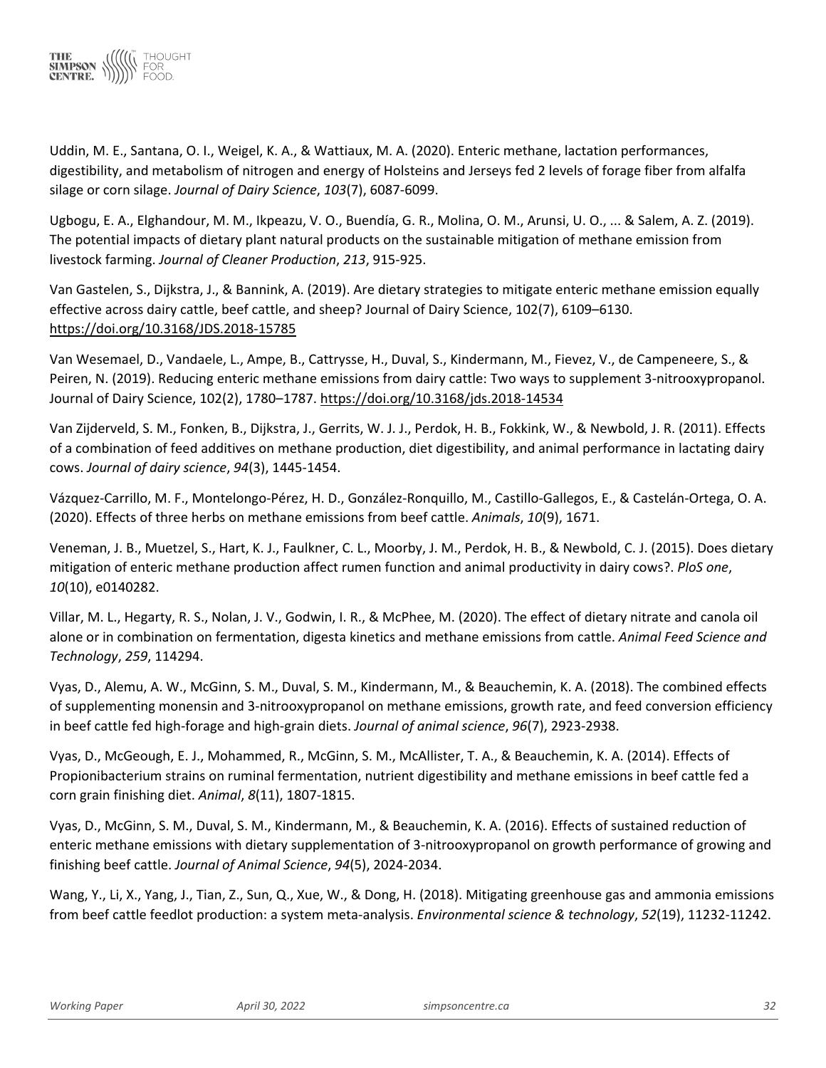Uddin, M. E., Santana, O. I., Weigel, K. A., & Wattiaux, M. A. (2020). Enteric methane, lactation performances, digestibility, and metabolism of nitrogen and energy of Holsteins and Jerseys fed 2 levels of forage fiber from alfalfa silage or corn silage. *Journal of Dairy Science*, *103*(7), 6087-6099.

Ugbogu, E. A., Elghandour, M. M., Ikpeazu, V. O., Buendía, G. R., Molina, O. M., Arunsi, U. O., ... & Salem, A. Z. (2019). The potential impacts of dietary plant natural products on the sustainable mitigation of methane emission from livestock farming. *Journal of Cleaner Production*, *213*, 915-925.

Van Gastelen, S., Dijkstra, J., & Bannink, A. (2019). Are dietary strategies to mitigate enteric methane emission equally effective across dairy cattle, beef cattle, and sheep? Journal of Dairy Science, 102(7), 6109–6130. https://doi.org/10.3168/JDS.2018-15785

Van Wesemael, D., Vandaele, L., Ampe, B., Cattrysse, H., Duval, S., Kindermann, M., Fievez, V., de Campeneere, S., & Peiren, N. (2019). Reducing enteric methane emissions from dairy cattle: Two ways to supplement 3-nitrooxypropanol. Journal of Dairy Science, 102(2), 1780–1787. https://doi.org/10.3168/jds.2018-14534

Van Zijderveld, S. M., Fonken, B., Dijkstra, J., Gerrits, W. J. J., Perdok, H. B., Fokkink, W., & Newbold, J. R. (2011). Effects of a combination of feed additives on methane production, diet digestibility, and animal performance in lactating dairy cows. *Journal of dairy science*, *94*(3), 1445-1454.

Vázquez-Carrillo, M. F., Montelongo-Pérez, H. D., González-Ronquillo, M., Castillo-Gallegos, E., & Castelán-Ortega, O. A. (2020). Effects of three herbs on methane emissions from beef cattle. *Animals*, *10*(9), 1671.

Veneman, J. B., Muetzel, S., Hart, K. J., Faulkner, C. L., Moorby, J. M., Perdok, H. B., & Newbold, C. J. (2015). Does dietary mitigation of enteric methane production affect rumen function and animal productivity in dairy cows?. *PloS one*, *10*(10), e0140282.

Villar, M. L., Hegarty, R. S., Nolan, J. V., Godwin, I. R., & McPhee, M. (2020). The effect of dietary nitrate and canola oil alone or in combination on fermentation, digesta kinetics and methane emissions from cattle. *Animal Feed Science and Technology*, *259*, 114294.

Vyas, D., Alemu, A. W., McGinn, S. M., Duval, S. M., Kindermann, M., & Beauchemin, K. A. (2018). The combined effects of supplementing monensin and 3-nitrooxypropanol on methane emissions, growth rate, and feed conversion efficiency in beef cattle fed high-forage and high-grain diets. *Journal of animal science*, *96*(7), 2923-2938.

Vyas, D., McGeough, E. J., Mohammed, R., McGinn, S. M., McAllister, T. A., & Beauchemin, K. A. (2014). Effects of Propionibacterium strains on ruminal fermentation, nutrient digestibility and methane emissions in beef cattle fed a corn grain finishing diet. *Animal*, *8*(11), 1807-1815.

Vyas, D., McGinn, S. M., Duval, S. M., Kindermann, M., & Beauchemin, K. A. (2016). Effects of sustained reduction of enteric methane emissions with dietary supplementation of 3-nitrooxypropanol on growth performance of growing and finishing beef cattle. *Journal of Animal Science*, *94*(5), 2024-2034.

Wang, Y., Li, X., Yang, J., Tian, Z., Sun, Q., Xue, W., & Dong, H. (2018). Mitigating greenhouse gas and ammonia emissions from beef cattle feedlot production: a system meta-analysis. *Environmental science & technology*, *52*(19), 11232-11242.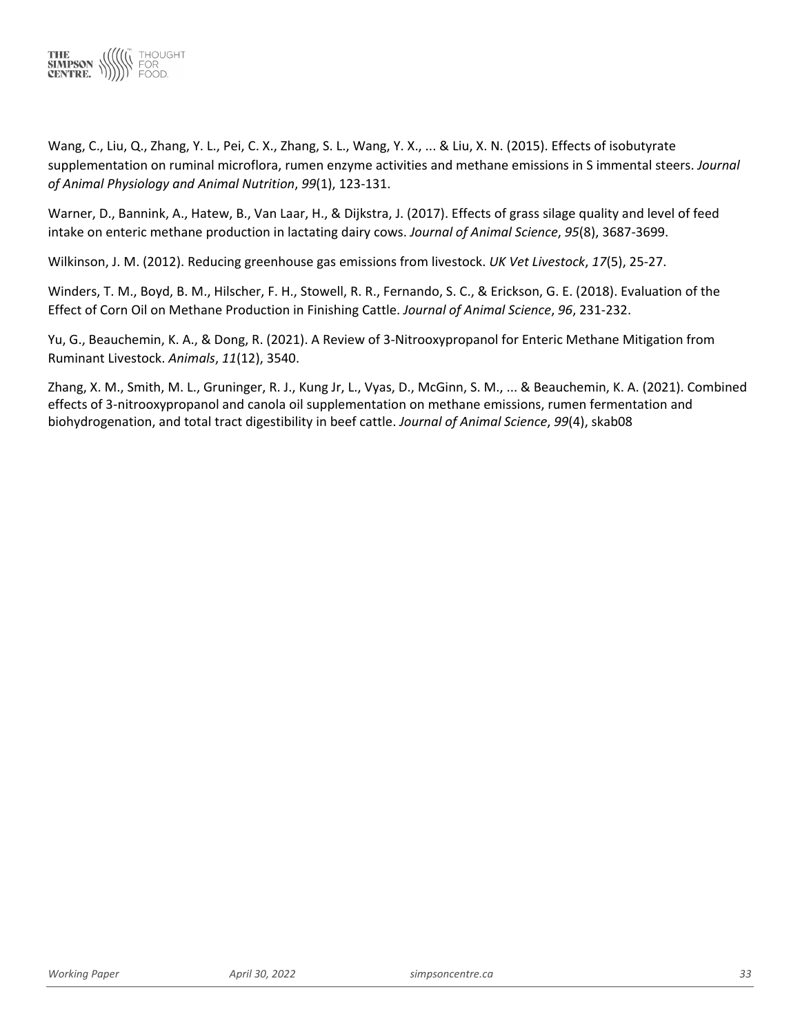Wang, C., Liu, Q., Zhang, Y. L., Pei, C. X., Zhang, S. L., Wang, Y. X., ... & Liu, X. N. (2015). Effects of isobutyrate supplementation on ruminal microflora, rumen enzyme activities and methane emissions in S immental steers. *Journal of Animal Physiology and Animal Nutrition*, *99*(1), 123-131.

Warner, D., Bannink, A., Hatew, B., Van Laar, H., & Dijkstra, J. (2017). Effects of grass silage quality and level of feed intake on enteric methane production in lactating dairy cows. *Journal of Animal Science*, *95*(8), 3687-3699.

Wilkinson, J. M. (2012). Reducing greenhouse gas emissions from livestock. *UK Vet Livestock*, *17*(5), 25-27.

Winders, T. M., Boyd, B. M., Hilscher, F. H., Stowell, R. R., Fernando, S. C., & Erickson, G. E. (2018). Evaluation of the Effect of Corn Oil on Methane Production in Finishing Cattle. *Journal of Animal Science*, *96*, 231-232.

Yu, G., Beauchemin, K. A., & Dong, R. (2021). A Review of 3-Nitrooxypropanol for Enteric Methane Mitigation from Ruminant Livestock. *Animals*, *11*(12), 3540.

Zhang, X. M., Smith, M. L., Gruninger, R. J., Kung Jr, L., Vyas, D., McGinn, S. M., ... & Beauchemin, K. A. (2021). Combined effects of 3-nitrooxypropanol and canola oil supplementation on methane emissions, rumen fermentation and biohydrogenation, and total tract digestibility in beef cattle. *Journal of Animal Science*, *99*(4), skab08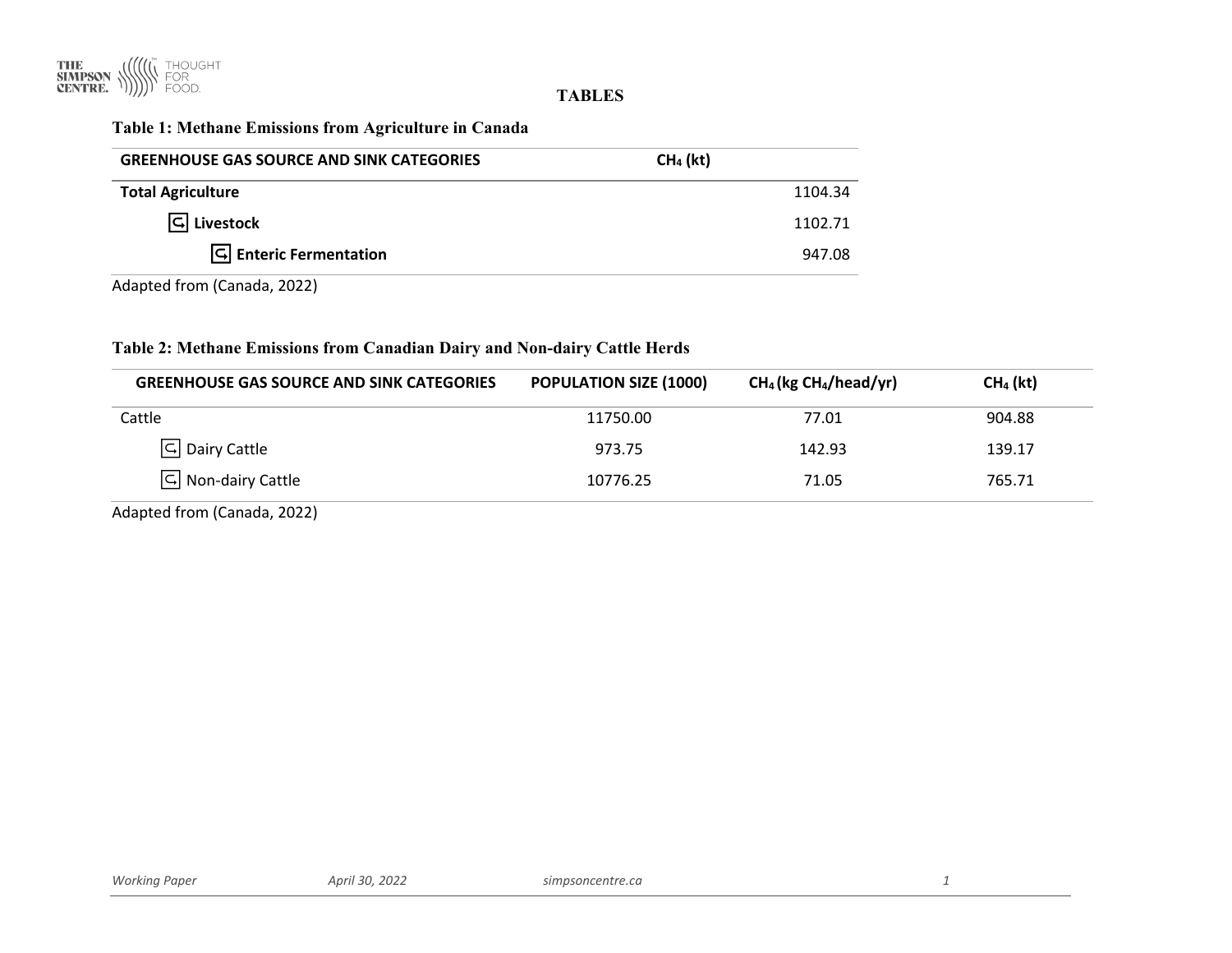# TABLES

**Table 1: Methane Emissions from Agriculture in Canada**

| GREENHOUSE GAS SOURCE AND SINK CATEGORIES | $CH_4$ (kt) |
|---|---|
| **Total Agriculture** | 1104.34 |
| **Livestock** | 1102.71 |
| **Enteric Fermentation** | 947.08 |

Adapted from (Canada, 2022)

**Table 2: Methane Emissions from Canadian Dairy and Non-dairy Cattle Herds**

| GREENHOUSE GAS SOURCE AND SINK CATEGORIES | POPULATION SIZE (1000) | $CH_4$ (kg $CH_4$/head/yr) | $CH_4$ (kt) |
|---|---|---|---|
| Cattle | 11750.00 | 77.01 | 904.88 |
| Dairy Cattle | 973.75 | 142.93 | 139.17 |
| Non-dairy Cattle | 10776.25 | 71.05 | 765.71 |

Adapted from (Canada, 2022)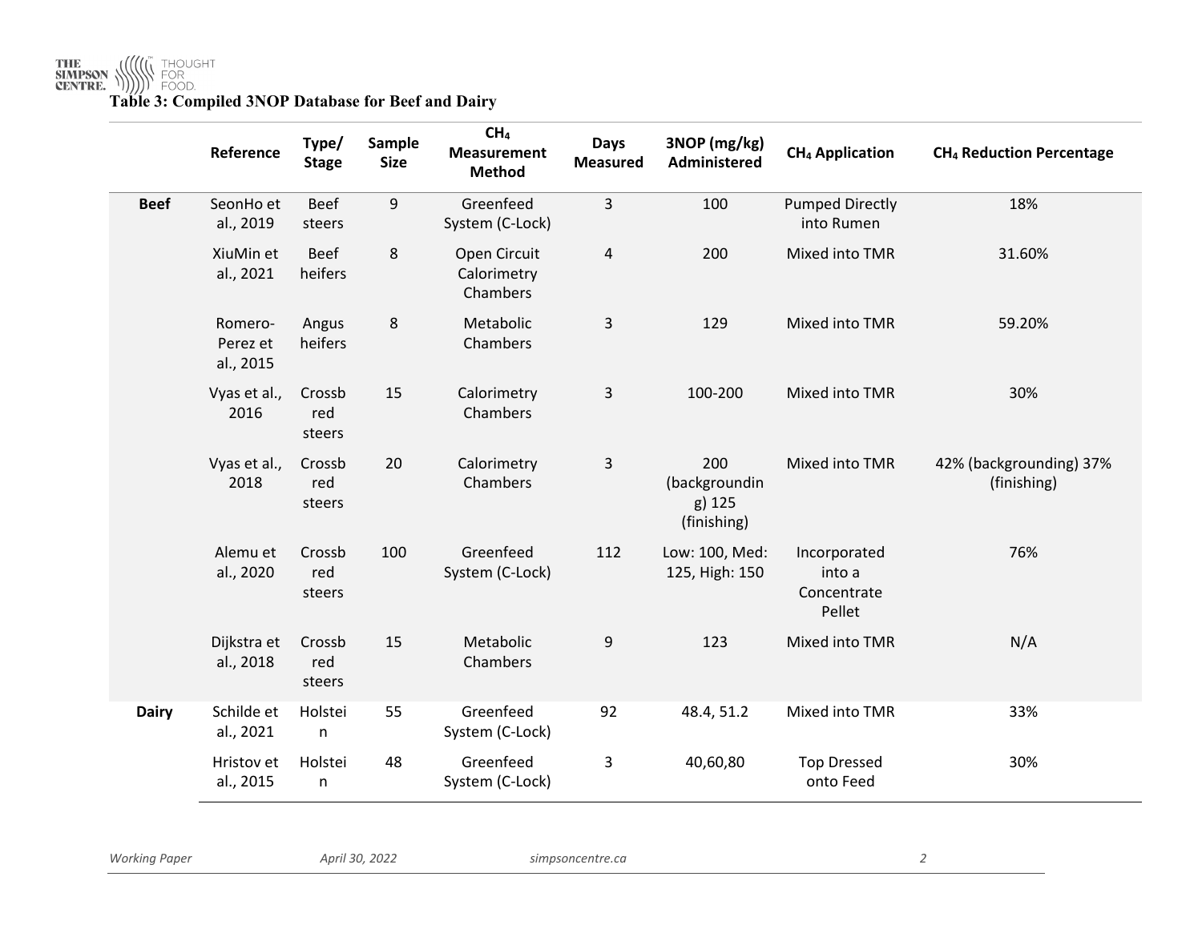**Table 3: Compiled 3NOP Database for Beef and Dairy**

| | Reference | Type/ Stage | Sample Size | $CH_4$ Measurement Method | Days Measured | 3NOP (mg/kg) Administered | $CH_4$ Application | $CH_4$ Reduction Percentage |
|---|---|---|---|---|---|---|---|---|
| **Beef** | SeonHo et al., 2019 | Beef steers | 9 | Greenfeed System (C-Lock) | 3 | 100 | Pumped Directly into Rumen | 18% |
| | XiuMin et al., 2021 | Beef heifers | 8 | Open Circuit Calorimetry Chambers | 4 | 200 | Mixed into TMR | 31.60% |
| | Romero-Perez et al., 2015 | Angus heifers | 8 | Metabolic Chambers | 3 | 129 | Mixed into TMR | 59.20% |
| | Vyas et al., 2016 | Crossbred steers | 15 | Calorimetry Chambers | 3 | 100-200 | Mixed into TMR | 30% |
| | Vyas et al., 2018 | Crossbred steers | 20 | Calorimetry Chambers | 3 | 200 (backgrounding) 125 (finishing) | Mixed into TMR | 42% (backgrounding) 37% (finishing) |
| | Alemu et al., 2020 | Crossbred steers | 100 | Greenfeed System (C-Lock) | 112 | Low: 100, Med: 125, High: 150 | Incorporated into a Concentrate Pellet | 76% |
| | Dijkstra et al., 2018 | Crossbred steers | 15 | Metabolic Chambers | 9 | 123 | Mixed into TMR | N/A |
| **Dairy** | Schilde et al., 2021 | Holstein | 55 | Greenfeed System (C-Lock) | 92 | 48.4, 51.2 | Mixed into TMR | 33% |
| | Hristov et al., 2015 | Holstein | 48 | Greenfeed System (C-Lock) | 3 | 40,60,80 | Top Dressed onto Feed | 30% |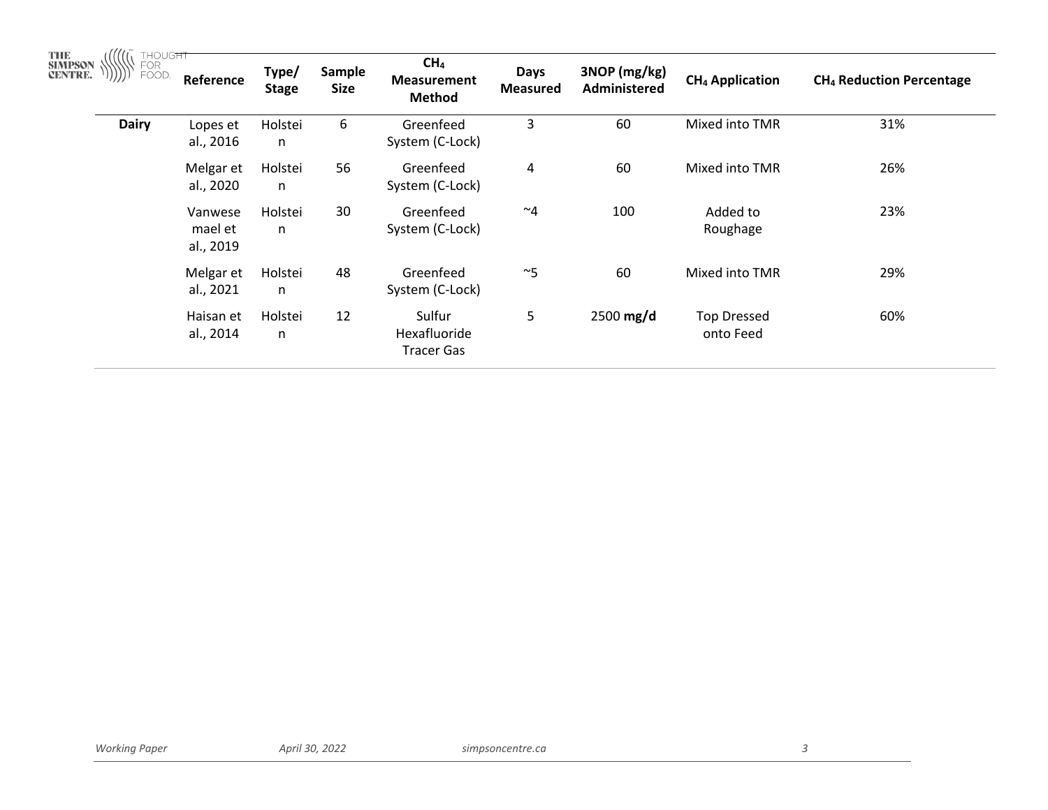| | Reference | Type/ Stage | Sample Size | $CH_4$ Measurement Method | Days Measured | 3NOP (mg/kg) Administered | $CH_4$ Application | $CH_4$ Reduction Percentage |
|---|---|---|---|---|---|---|---|---|
| **Dairy** | Lopes et al., 2016 | Holstein | 6 | Greenfeed System (C-Lock) | 3 | 60 | Mixed into TMR | 31% |
| | Melgar et al., 2020 | Holstein | 56 | Greenfeed System (C-Lock) | 4 | 60 | Mixed into TMR | 26% |
| | Vanwesemael et al., 2019 | Holstein | 30 | Greenfeed System (C-Lock) | ~4 | 100 | Added to Roughage | 23% |
| | Melgar et al., 2021 | Holstein | 48 | Greenfeed System (C-Lock) | ~5 | 60 | Mixed into TMR | 29% |
| | Haisan et al., 2014 | Holstein | 12 | Sulfur Hexafluoride Tracer Gas | 5 | 2500 **mg/d** | Top Dressed onto Feed | 60% |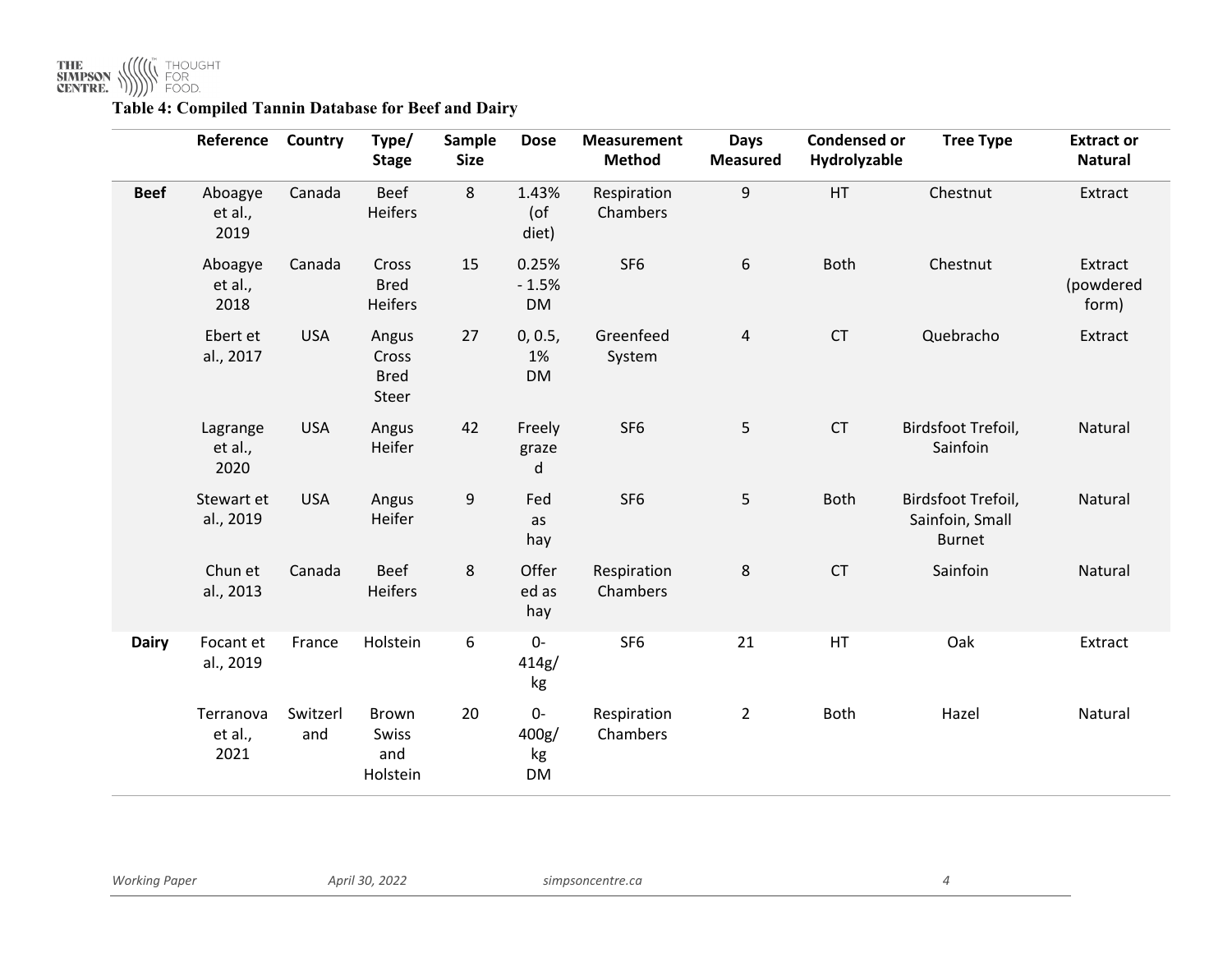**Table 4: Compiled Tannin Database for Beef and Dairy**

| | Reference | Country | Type/ Stage | Sample Size | Dose | Measurement Method | Days Measured | Condensed or Hydrolyzable | Tree Type | Extract or Natural |
|---|---|---|---|---|---|---|---|---|---|---|
| **Beef** | Aboagye et al., 2019 | Canada | Beef Heifers | 8 | 1.43% (of diet) | Respiration Chambers | 9 | HT | Chestnut | Extract |
| | Aboagye et al., 2018 | Canada | Cross Bred Heifers | 15 | 0.25% - 1.5% DM | SF6 | 6 | Both | Chestnut | Extract (powdered form) |
| | Ebert et al., 2017 | USA | Angus Cross Bred Steer | 27 | 0, 0.5, 1% DM | Greenfeed System | 4 | CT | Quebracho | Extract |
| | Lagrange et al., 2020 | USA | Angus Heifer | 42 | Freely grazed | SF6 | 5 | CT | Birdsfoot Trefoil, Sainfoin | Natural |
| | Stewart et al., 2019 | USA | Angus Heifer | 9 | Fed as hay | SF6 | 5 | Both | Birdsfoot Trefoil, Sainfoin, Small Burnet | Natural |
| | Chun et al., 2013 | Canada | Beef Heifers | 8 | Offered as hay | Respiration Chambers | 8 | CT | Sainfoin | Natural |
| **Dairy** | Focant et al., 2019 | France | Holstein | 6 | 0-414g/kg | SF6 | 21 | HT | Oak | Extract |
| | Terranova et al., 2021 | Switzerland | Brown Swiss and Holstein | 20 | 0-400g/kg DM | Respiration Chambers | 2 | Both | Hazel | Natural |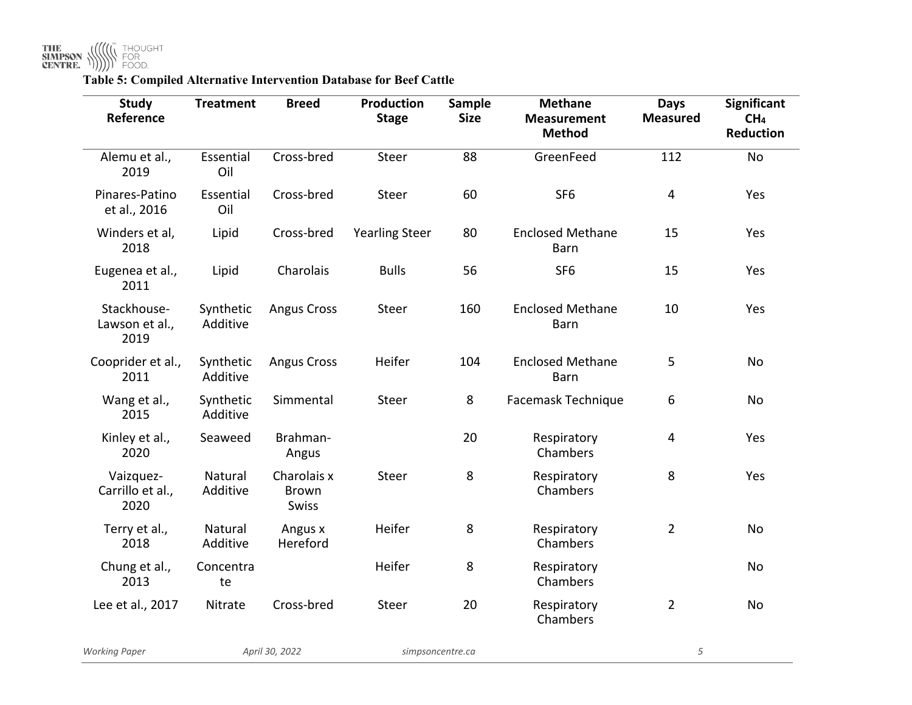**Table 5: Compiled Alternative Intervention Database for Beef Cattle**

| Study Reference | Treatment | Breed | Production Stage | Sample Size | Methane Measurement Method | Days Measured | Significant $CH_4$ Reduction |
|---|---|---|---|---|---|---|---|
| Alemu et al., 2019 | Essential Oil | Cross-bred | Steer | 88 | GreenFeed | 112 | No |
| Pinares-Patino et al., 2016 | Essential Oil | Cross-bred | Steer | 60 | SF6 | 4 | Yes |
| Winders et al, 2018 | Lipid | Cross-bred | Yearling Steer | 80 | Enclosed Methane Barn | 15 | Yes |
| Eugenea et al., 2011 | Lipid | Charolais | Bulls | 56 | SF6 | 15 | Yes |
| Stackhouse-Lawson et al., 2019 | Synthetic Additive | Angus Cross | Steer | 160 | Enclosed Methane Barn | 10 | Yes |
| Cooprider et al., 2011 | Synthetic Additive | Angus Cross | Heifer | 104 | Enclosed Methane Barn | 5 | No |
| Wang et al., 2015 | Synthetic Additive | Simmental | Steer | 8 | Facemask Technique | 6 | No |
| Kinley et al., 2020 | Seaweed | Brahman-Angus | | 20 | Respiratory Chambers | 4 | Yes |
| Vaizquez-Carrillo et al., 2020 | Natural Additive | Charolais x Brown Swiss | Steer | 8 | Respiratory Chambers | 8 | Yes |
| Terry et al., 2018 | Natural Additive | Angus x Hereford | Heifer | 8 | Respiratory Chambers | 2 | No |
| Chung et al., 2013 | Concentrate | | Heifer | 8 | Respiratory Chambers | | No |
| Lee et al., 2017 | Nitrate | Cross-bred | Steer | 20 | Respiratory Chambers | 2 | No |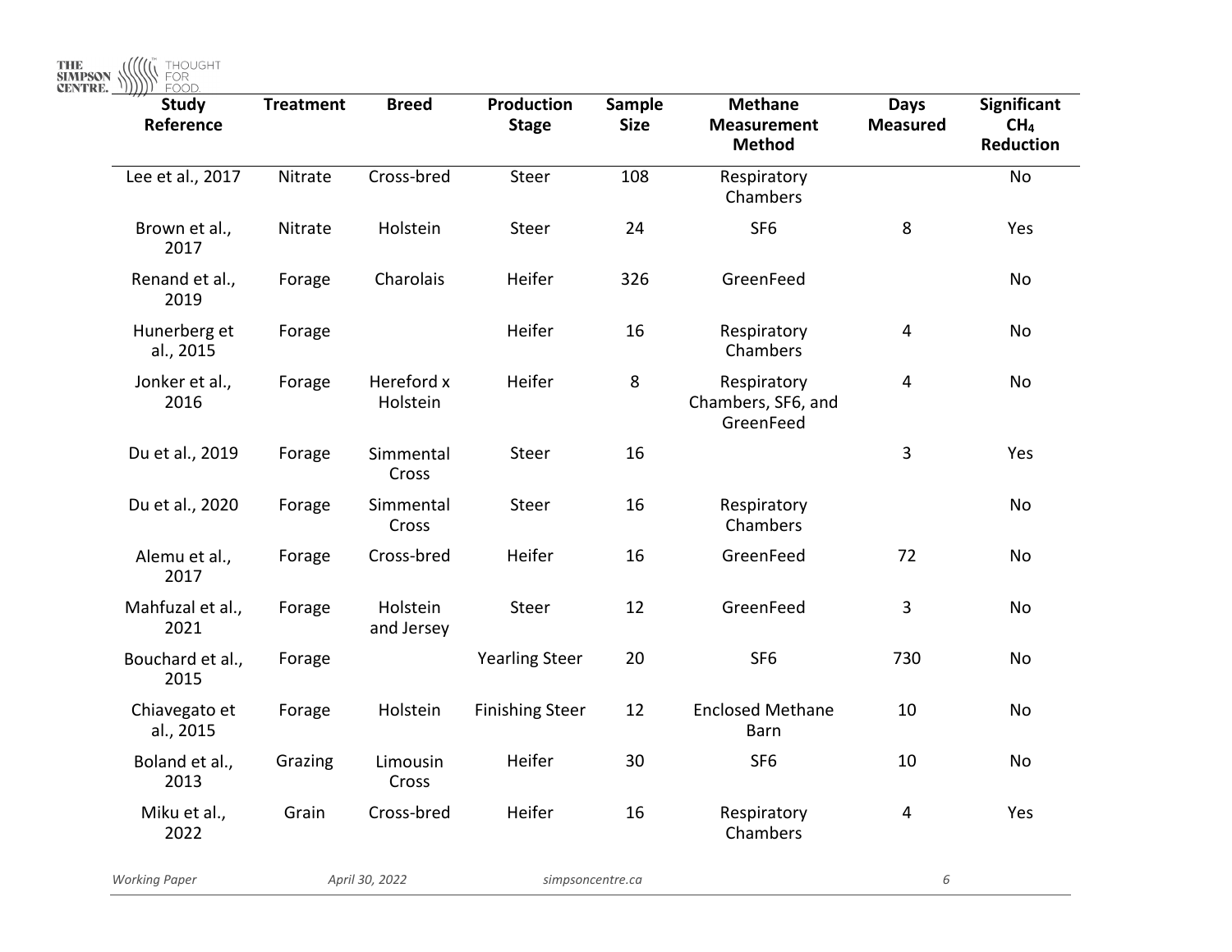| Study Reference | Treatment | Breed | Production Stage | Sample Size | Methane Measurement Method | Days Measured | Significant $CH_4$ Reduction |
|---|---|---|---|---|---|---|---|
| Lee et al., 2017 | Nitrate | Cross-bred | Steer | 108 | Respiratory Chambers | | No |
| Brown et al., 2017 | Nitrate | Holstein | Steer | 24 | SF6 | 8 | Yes |
| Renand et al., 2019 | Forage | Charolais | Heifer | 326 | GreenFeed | | No |
| Hunerberg et al., 2015 | Forage | | Heifer | 16 | Respiratory Chambers | 4 | No |
| Jonker et al., 2016 | Forage | Hereford x Holstein | Heifer | 8 | Respiratory Chambers, SF6, and GreenFeed | 4 | No |
| Du et al., 2019 | Forage | Simmental Cross | Steer | 16 | | 3 | Yes |
| Du et al., 2020 | Forage | Simmental Cross | Steer | 16 | Respiratory Chambers | | No |
| Alemu et al., 2017 | Forage | Cross-bred | Heifer | 16 | GreenFeed | 72 | No |
| Mahfuzal et al., 2021 | Forage | Holstein and Jersey | Steer | 12 | GreenFeed | 3 | No |
| Bouchard et al., 2015 | Forage | | Yearling Steer | 20 | SF6 | 730 | No |
| Chiavegato et al., 2015 | Forage | Holstein | Finishing Steer | 12 | Enclosed Methane Barn | 10 | No |
| Boland et al., 2013 | Grazing | Limousin Cross | Heifer | 30 | SF6 | 10 | No |
| Miku et al., 2022 | Grain | Cross-bred | Heifer | 16 | Respiratory Chambers | 4 | Yes |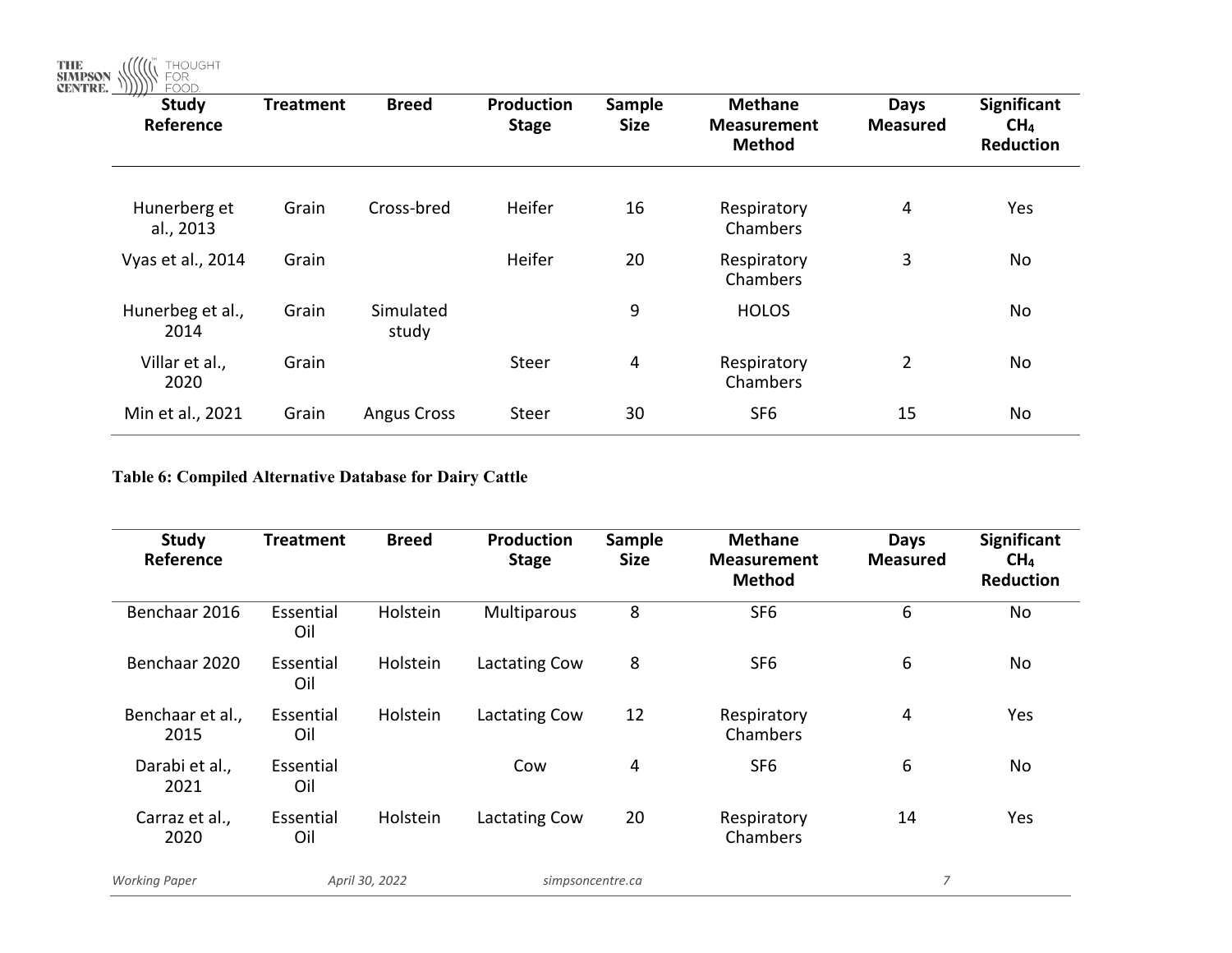| Study Reference | Treatment | Breed | Production Stage | Sample Size | Methane Measurement Method | Days Measured | Significant $CH_4$ Reduction |
|---|---|---|---|---|---|---|---|
| Hunerberg et al., 2013 | Grain | Cross-bred | Heifer | 16 | Respiratory Chambers | 4 | Yes |
| Vyas et al., 2014 | Grain | | Heifer | 20 | Respiratory Chambers | 3 | No |
| Hunerbeg et al., 2014 | Grain | Simulated study | | 9 | HOLOS | | No |
| Villar et al., 2020 | Grain | | Steer | 4 | Respiratory Chambers | 2 | No |
| Min et al., 2021 | Grain | Angus Cross | Steer | 30 | SF6 | 15 | No |

**Table 6: Compiled Alternative Database for Dairy Cattle**

| Study Reference | Treatment | Breed | Production Stage | Sample Size | Methane Measurement Method | Days Measured | Significant $CH_4$ Reduction |
|---|---|---|---|---|---|---|---|
| Benchaar 2016 | Essential Oil | Holstein | Multiparous | 8 | SF6 | 6 | No |
| Benchaar 2020 | Essential Oil | Holstein | Lactating Cow | 8 | SF6 | 6 | No |
| Benchaar et al., 2015 | Essential Oil | Holstein | Lactating Cow | 12 | Respiratory Chambers | 4 | Yes |
| Darabi et al., 2021 | Essential Oil | | Cow | 4 | SF6 | 6 | No |
| Carraz et al., 2020 | Essential Oil | Holstein | Lactating Cow | 20 | Respiratory Chambers | 14 | Yes |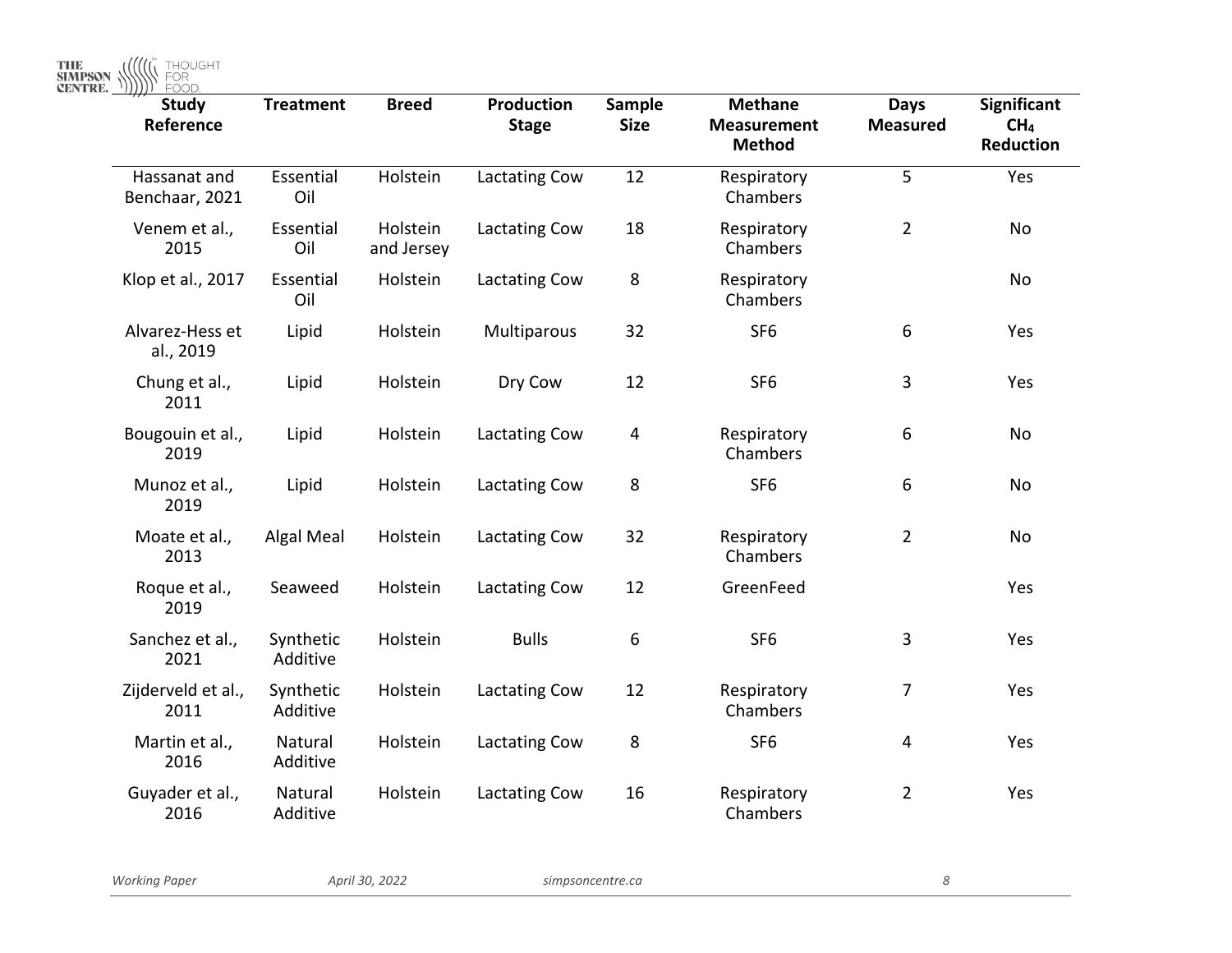| Study Reference | Treatment | Breed | Production Stage | Sample Size | Methane Measurement Method | Days Measured | Significant $CH_4$ Reduction |
|---|---|---|---|---|---|---|---|
| Hassanat and Benchaar, 2021 | Essential Oil | Holstein | Lactating Cow | 12 | Respiratory Chambers | 5 | Yes |
| Venem et al., 2015 | Essential Oil | Holstein and Jersey | Lactating Cow | 18 | Respiratory Chambers | 2 | No |
| Klop et al., 2017 | Essential Oil | Holstein | Lactating Cow | 8 | Respiratory Chambers | | No |
| Alvarez-Hess et al., 2019 | Lipid | Holstein | Multiparous | 32 | SF6 | 6 | Yes |
| Chung et al., 2011 | Lipid | Holstein | Dry Cow | 12 | SF6 | 3 | Yes |
| Bougouin et al., 2019 | Lipid | Holstein | Lactating Cow | 4 | Respiratory Chambers | 6 | No |
| Munoz et al., 2019 | Lipid | Holstein | Lactating Cow | 8 | SF6 | 6 | No |
| Moate et al., 2013 | Algal Meal | Holstein | Lactating Cow | 32 | Respiratory Chambers | 2 | No |
| Roque et al., 2019 | Seaweed | Holstein | Lactating Cow | 12 | GreenFeed | | Yes |
| Sanchez et al., 2021 | Synthetic Additive | Holstein | Bulls | 6 | SF6 | 3 | Yes |
| Zijderveld et al., 2011 | Synthetic Additive | Holstein | Lactating Cow | 12 | Respiratory Chambers | 7 | Yes |
| Martin et al., 2016 | Natural Additive | Holstein | Lactating Cow | 8 | SF6 | 4 | Yes |
| Guyader et al., 2016 | Natural Additive | Holstein | Lactating Cow | 16 | Respiratory Chambers | 2 | Yes |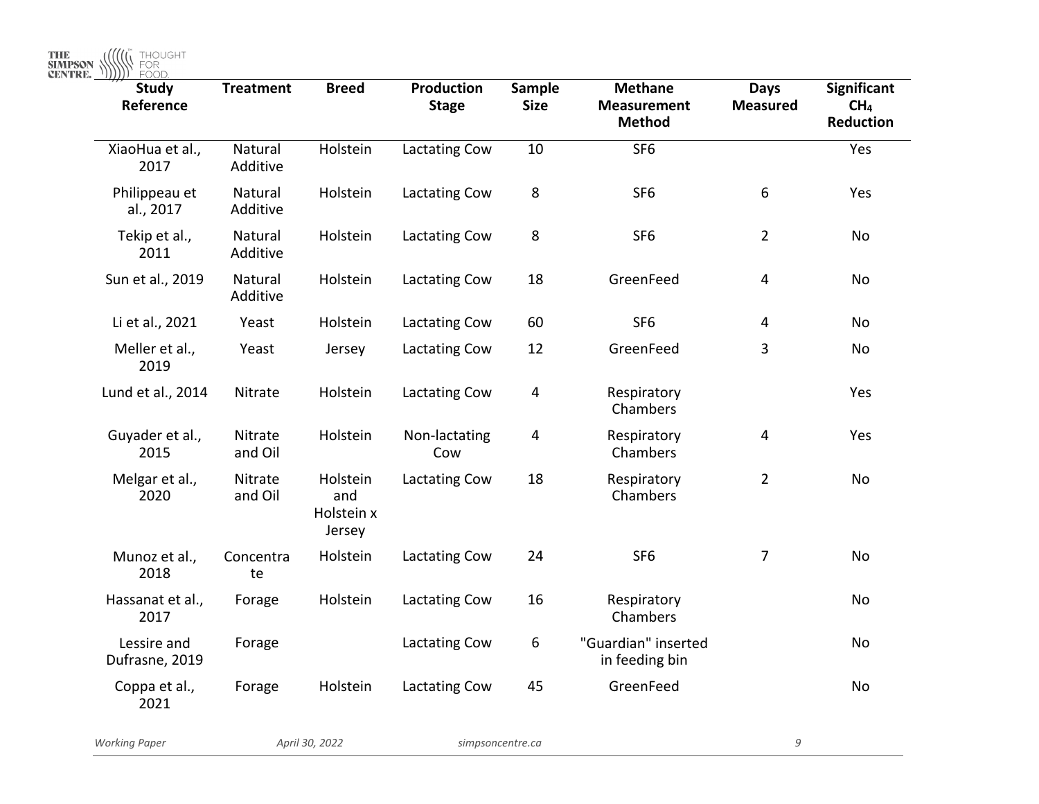| Study Reference | Treatment | Breed | Production Stage | Sample Size | Methane Measurement Method | Days Measured | Significant $CH_4$ Reduction |
|---|---|---|---|---|---|---|---|
| XiaoHua et al., 2017 | Natural Additive | Holstein | Lactating Cow | 10 | SF6 | | Yes |
| Philippeau et al., 2017 | Natural Additive | Holstein | Lactating Cow | 8 | SF6 | 6 | Yes |
| Tekip et al., 2011 | Natural Additive | Holstein | Lactating Cow | 8 | SF6 | 2 | No |
| Sun et al., 2019 | Natural Additive | Holstein | Lactating Cow | 18 | GreenFeed | 4 | No |
| Li et al., 2021 | Yeast | Holstein | Lactating Cow | 60 | SF6 | 4 | No |
| Meller et al., 2019 | Yeast | Jersey | Lactating Cow | 12 | GreenFeed | 3 | No |
| Lund et al., 2014 | Nitrate | Holstein | Lactating Cow | 4 | Respiratory Chambers | | Yes |
| Guyader et al., 2015 | Nitrate and Oil | Holstein | Non-lactating Cow | 4 | Respiratory Chambers | 4 | Yes |
| Melgar et al., 2020 | Nitrate and Oil | Holstein and Holstein x Jersey | Lactating Cow | 18 | Respiratory Chambers | 2 | No |
| Munoz et al., 2018 | Concentrate | Holstein | Lactating Cow | 24 | SF6 | 7 | No |
| Hassanat et al., 2017 | Forage | Holstein | Lactating Cow | 16 | Respiratory Chambers | | No |
| Lessire and Dufrasne, 2019 | Forage | | Lactating Cow | 6 | "Guardian" inserted in feeding bin | | No |
| Coppa et al., 2021 | Forage | Holstein | Lactating Cow | 45 | GreenFeed | | No |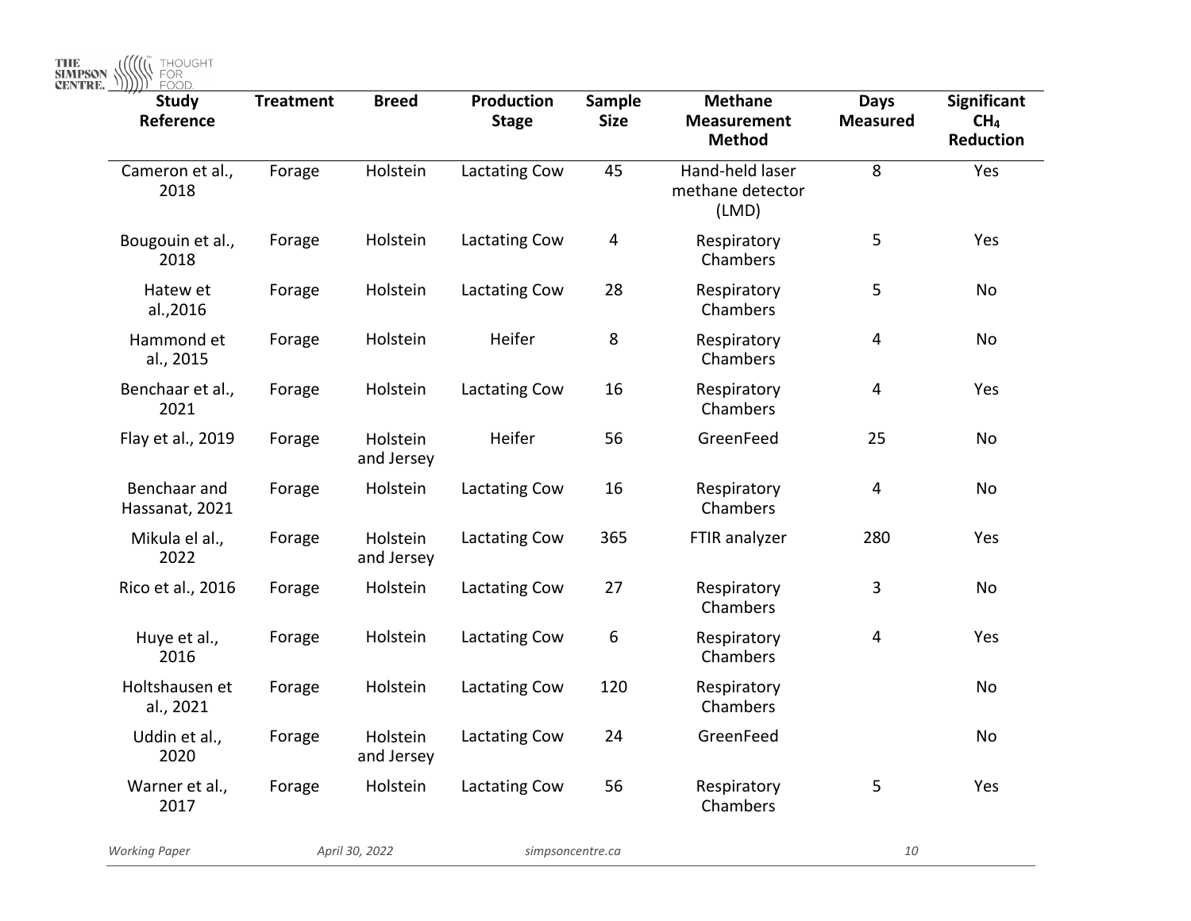| Study Reference | Treatment | Breed | Production Stage | Sample Size | Methane Measurement Method | Days Measured | Significant $CH_4$ Reduction |
|---|---|---|---|---|---|---|---|
| Cameron et al., 2018 | Forage | Holstein | Lactating Cow | 45 | Hand-held laser methane detector (LMD) | 8 | Yes |
| Bougouin et al., 2018 | Forage | Holstein | Lactating Cow | 4 | Respiratory Chambers | 5 | Yes |
| Hatew et al.,2016 | Forage | Holstein | Lactating Cow | 28 | Respiratory Chambers | 5 | No |
| Hammond et al., 2015 | Forage | Holstein | Heifer | 8 | Respiratory Chambers | 4 | No |
| Benchaar et al., 2021 | Forage | Holstein | Lactating Cow | 16 | Respiratory Chambers | 4 | Yes |
| Flay et al., 2019 | Forage | Holstein and Jersey | Heifer | 56 | GreenFeed | 25 | No |
| Benchaar and Hassanat, 2021 | Forage | Holstein | Lactating Cow | 16 | Respiratory Chambers | 4 | No |
| Mikula el al., 2022 | Forage | Holstein and Jersey | Lactating Cow | 365 | FTIR analyzer | 280 | Yes |
| Rico et al., 2016 | Forage | Holstein | Lactating Cow | 27 | Respiratory Chambers | 3 | No |
| Huye et al., 2016 | Forage | Holstein | Lactating Cow | 6 | Respiratory Chambers | 4 | Yes |
| Holtshausen et al., 2021 | Forage | Holstein | Lactating Cow | 120 | Respiratory Chambers | | No |
| Uddin et al., 2020 | Forage | Holstein and Jersey | Lactating Cow | 24 | GreenFeed | | No |
| Warner et al., 2017 | Forage | Holstein | Lactating Cow | 56 | Respiratory Chambers | 5 | Yes |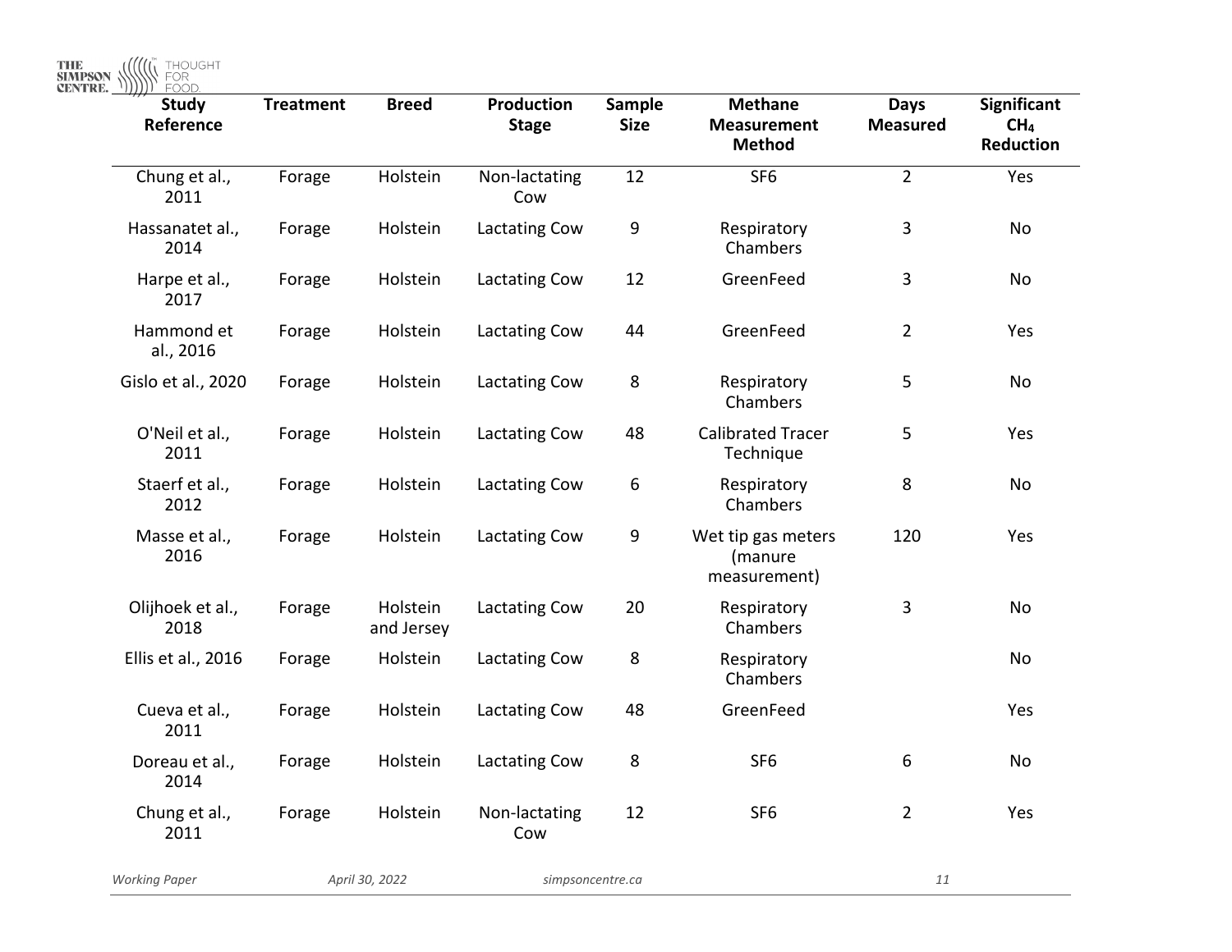| Study Reference | Treatment | Breed | Production Stage | Sample Size | Methane Measurement Method | Days Measured | Significant $CH_4$ Reduction |
|---|---|---|---|---|---|---|---|
| Chung et al., 2011 | Forage | Holstein | Non-lactating Cow | 12 | SF6 | 2 | Yes |
| Hassanatet al., 2014 | Forage | Holstein | Lactating Cow | 9 | Respiratory Chambers | 3 | No |
| Harpe et al., 2017 | Forage | Holstein | Lactating Cow | 12 | GreenFeed | 3 | No |
| Hammond et al., 2016 | Forage | Holstein | Lactating Cow | 44 | GreenFeed | 2 | Yes |
| Gislo et al., 2020 | Forage | Holstein | Lactating Cow | 8 | Respiratory Chambers | 5 | No |
| O'Neil et al., 2011 | Forage | Holstein | Lactating Cow | 48 | Calibrated Tracer Technique | 5 | Yes |
| Staerf et al., 2012 | Forage | Holstein | Lactating Cow | 6 | Respiratory Chambers | 8 | No |
| Masse et al., 2016 | Forage | Holstein | Lactating Cow | 9 | Wet tip gas meters (manure measurement) | 120 | Yes |
| Olijhoek et al., 2018 | Forage | Holstein and Jersey | Lactating Cow | 20 | Respiratory Chambers | 3 | No |
| Ellis et al., 2016 | Forage | Holstein | Lactating Cow | 8 | Respiratory Chambers | | No |
| Cueva et al., 2011 | Forage | Holstein | Lactating Cow | 48 | GreenFeed | | Yes |
| Doreau et al., 2014 | Forage | Holstein | Lactating Cow | 8 | SF6 | 6 | No |
| Chung et al., 2011 | Forage | Holstein | Non-lactating Cow | 12 | SF6 | 2 | Yes |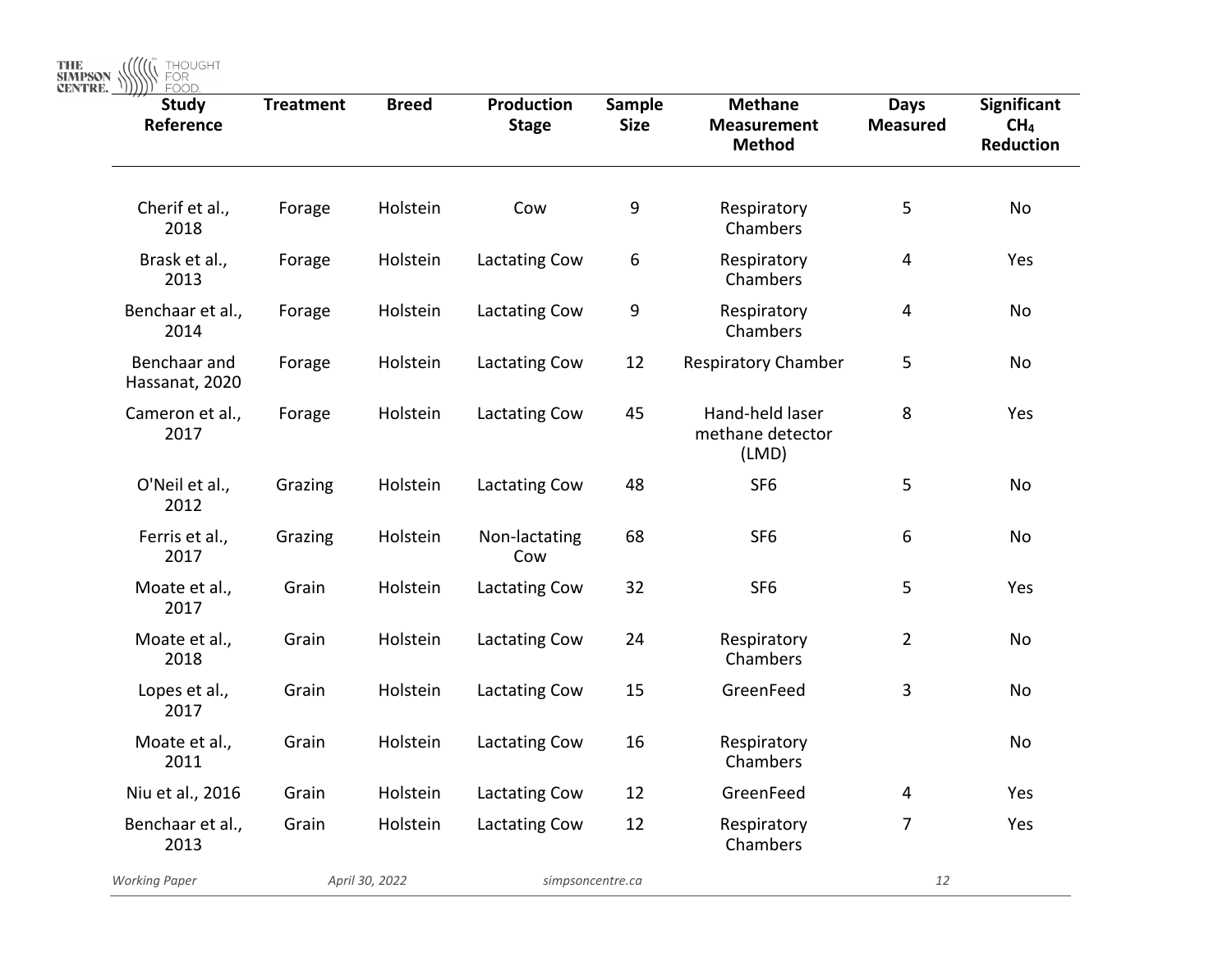| Study Reference | Treatment | Breed | Production Stage | Sample Size | Methane Measurement Method | Days Measured | Significant $CH_4$ Reduction |
|---|---|---|---|---|---|---|---|
| Cherif et al., 2018 | Forage | Holstein | Cow | 9 | Respiratory Chambers | 5 | No |
| Brask et al., 2013 | Forage | Holstein | Lactating Cow | 6 | Respiratory Chambers | 4 | Yes |
| Benchaar et al., 2014 | Forage | Holstein | Lactating Cow | 9 | Respiratory Chambers | 4 | No |
| Benchaar and Hassanat, 2020 | Forage | Holstein | Lactating Cow | 12 | Respiratory Chamber | 5 | No |
| Cameron et al., 2017 | Forage | Holstein | Lactating Cow | 45 | Hand-held laser methane detector (LMD) | 8 | Yes |
| O'Neil et al., 2012 | Grazing | Holstein | Lactating Cow | 48 | SF6 | 5 | No |
| Ferris et al., 2017 | Grazing | Holstein | Non-lactating Cow | 68 | SF6 | 6 | No |
| Moate et al., 2017 | Grain | Holstein | Lactating Cow | 32 | SF6 | 5 | Yes |
| Moate et al., 2018 | Grain | Holstein | Lactating Cow | 24 | Respiratory Chambers | 2 | No |
| Lopes et al., 2017 | Grain | Holstein | Lactating Cow | 15 | GreenFeed | 3 | No |
| Moate et al., 2011 | Grain | Holstein | Lactating Cow | 16 | Respiratory Chambers | | No |
| Niu et al., 2016 | Grain | Holstein | Lactating Cow | 12 | GreenFeed | 4 | Yes |
| Benchaar et al., 2013 | Grain | Holstein | Lactating Cow | 12 | Respiratory Chambers | 7 | Yes |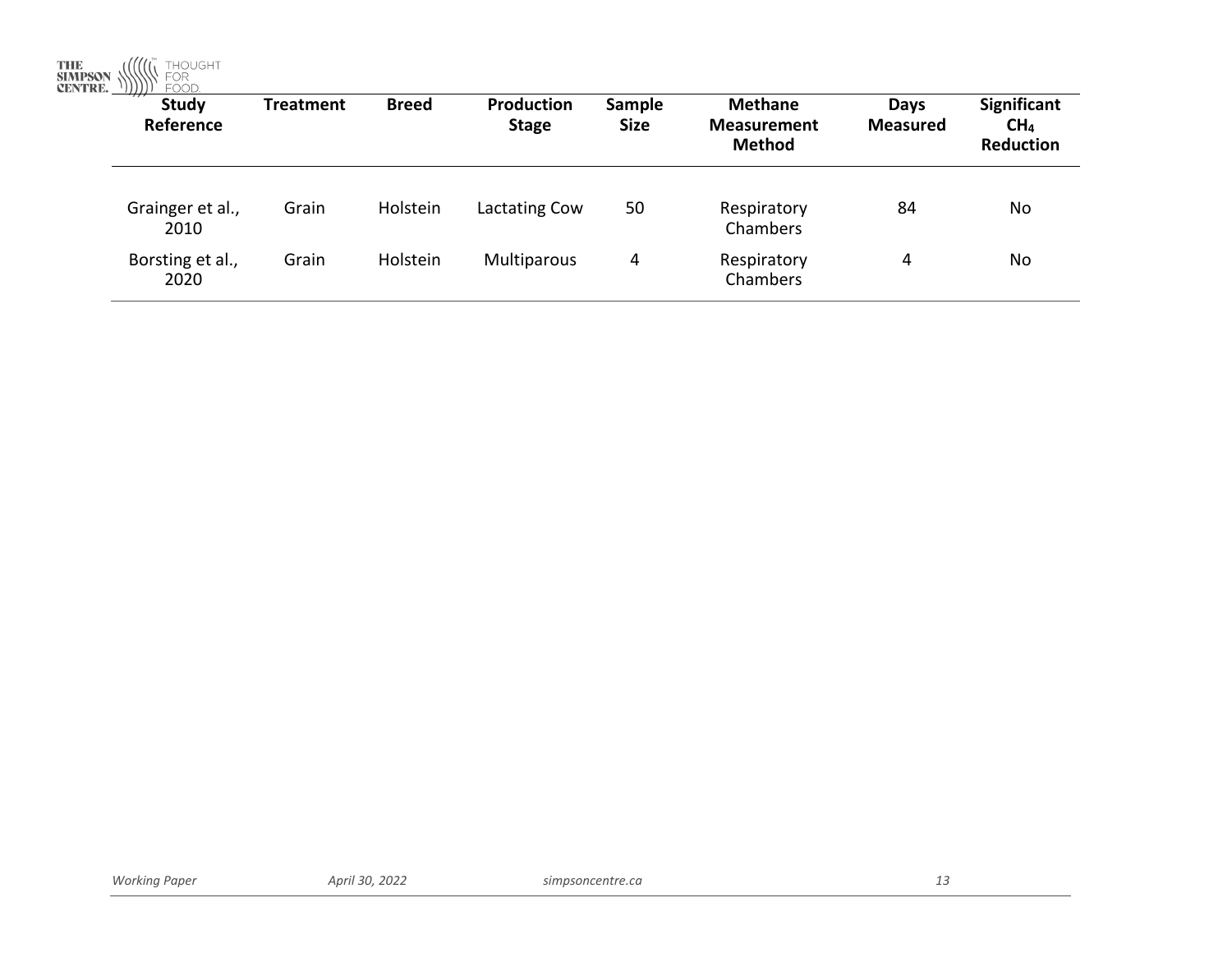| Study Reference | Treatment | Breed | Production Stage | Sample Size | Methane Measurement Method | Days Measured | Significant $CH_4$ Reduction |
|---|---|---|---|---|---|---|---|
| Grainger et al., 2010 | Grain | Holstein | Lactating Cow | 50 | Respiratory Chambers | 84 | No |
| Borsting et al., 2020 | Grain | Holstein | Multiparous | 4 | Respiratory Chambers | 4 | No |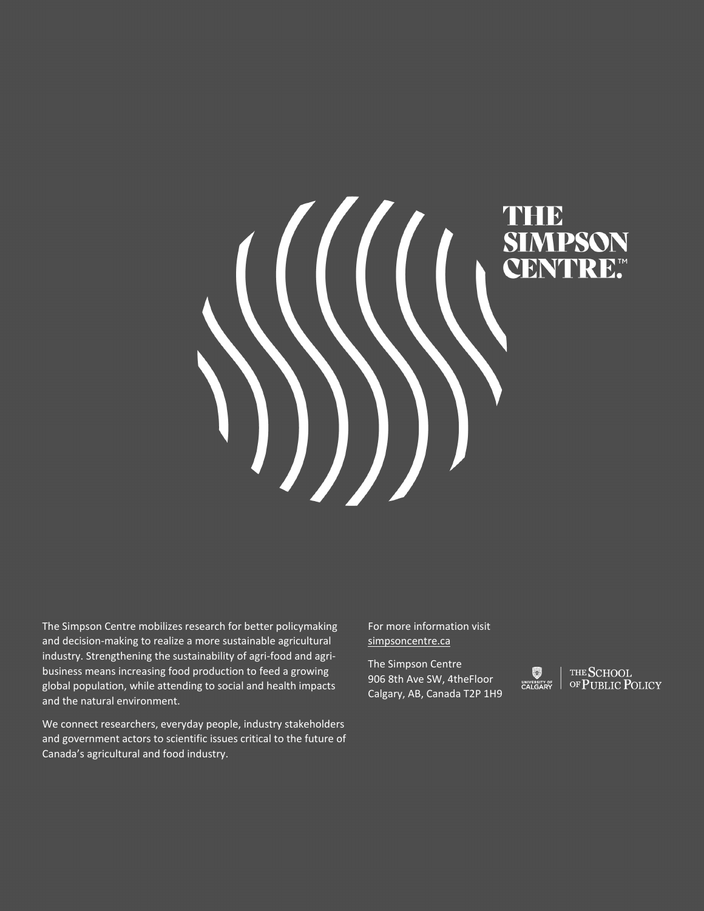THE SIMPSON CENTRE.™

The Simpson Centre mobilizes research for better policymaking and decision-making to realize a more sustainable agricultural industry. Strengthening the sustainability of agri-food and agri-business means increasing food production to feed a growing global population, while attending to social and health impacts and the natural environment.

We connect researchers, everyday people, industry stakeholders and government actors to scientific issues critical to the future of Canada's agricultural and food industry.

For more information visit simpsoncentre.ca

The Simpson Centre
906 8th Ave SW, 4theFloor
Calgary, AB, Canada T2P 1H9

UNIVERSITY OF CALGARY | THE SCHOOL OF PUBLIC POLICY